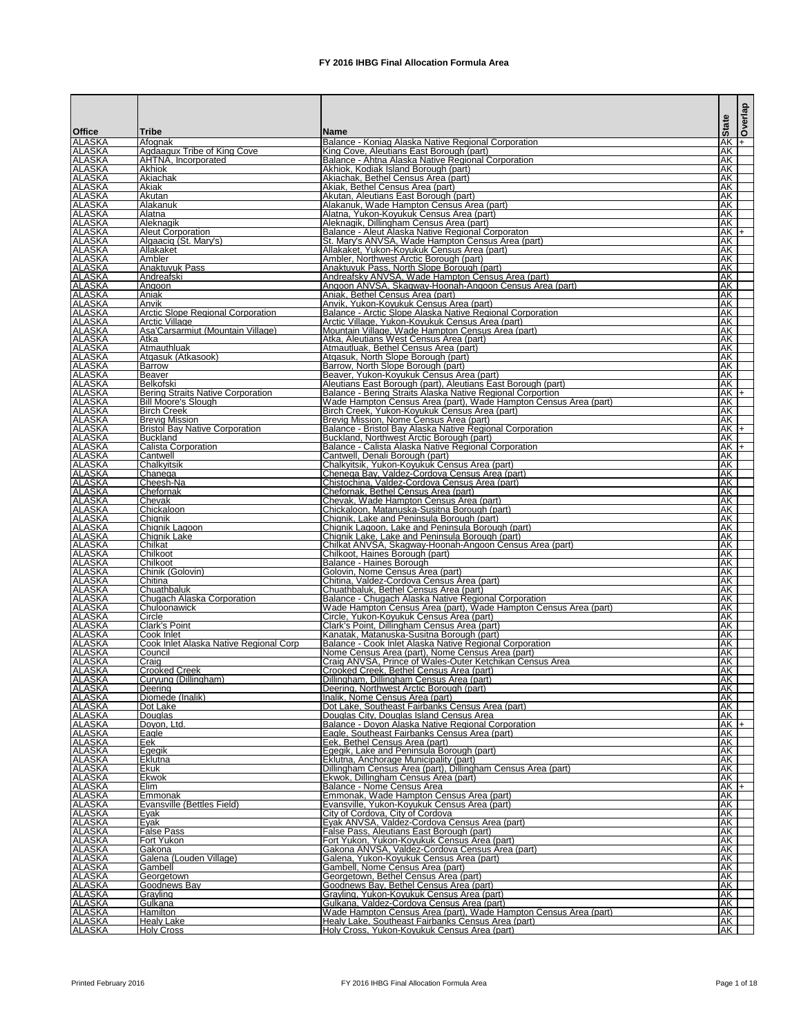# FY 2016 IHBG Final Allocation Formula Area

| Office | Tribe | Name | State | Overlap |
|---|---|---|---|---|
| ALASKA | Afognak | Balance - Koniag Alaska Native Regional Corporation | AK | + |
| ALASKA | Agdaagux Tribe of King Cove | King Cove, Aleutians East Borough (part) | AK | |
| ALASKA | AHTNA, Incorporated | Balance - Ahtna Alaska Native Regional Corporation | AK | |
| ALASKA | Akhiok | Akhiok, Kodiak Island Borough (part) | AK | |
| ALASKA | Akiachak | Akiachak, Bethel Census Area (part) | AK | |
| ALASKA | Akiak | Akiak, Bethel Census Area (part) | AK | |
| ALASKA | Akutan | Akutan, Aleutians East Borough (part) | AK | |
| ALASKA | Alakanuk | Alakanuk, Wade Hampton Census Area (part) | AK | |
| ALASKA | Alatna | Alatna, Yukon-Koyukuk Census Area (part) | AK | |
| ALASKA | Aleknagik | Aleknagik, Dillingham Census Area (part) | AK | |
| ALASKA | Aleut Corporation | Balance - Aleut Alaska Native Regional Corporaton | AK | + |
| ALASKA | Algaaciq (St. Mary's) | St. Mary's ANVSA, Wade Hampton Census Area (part) | AK | |
| ALASKA | Allakaket | Allakaket, Yukon-Koyukuk Census Area (part) | AK | |
| ALASKA | Ambler | Ambler, Northwest Arctic Borough (part) | AK | |
| ALASKA | Anaktuvuk Pass | Anaktuvuk Pass, North Slope Borough (part) | AK | |
| ALASKA | Andreafski | Andreafsky ANVSA, Wade Hampton Census Area (part) | AK | |
| ALASKA | Angoon | Angoon ANVSA, Skagway-Hoonah-Angoon Census Area (part) | AK | |
| ALASKA | Aniak | Aniak, Bethel Census Area (part) | AK | |
| ALASKA | Anvik | Anvik, Yukon-Koyukuk Census Area (part) | AK | |
| ALASKA | Arctic Slope Regional Corporation | Balance - Arctic Slope Alaska Native Regional Corporation | AK | |
| ALASKA | Arctic Village | Arctic Village, Yukon-Koyukuk Census Area (part) | AK | |
| ALASKA | Asa'Carsarmiut (Mountain Village) | Mountain Village, Wade Hampton Census Area (part) | AK | |
| ALASKA | Atka | Atka, Aleutians West Census Area (part) | AK | |
| ALASKA | Atmauthluak | Atmautluak, Bethel Census Area (part) | AK | |
| ALASKA | Atqasuk (Atkasook) | Atqasuk, North Slope Borough (part) | AK | |
| ALASKA | Barrow | Barrow, North Slope Borough (part) | AK | |
| ALASKA | Beaver | Beaver, Yukon-Koyukuk Census Area (part) | AK | |
| ALASKA | Belkofski | Aleutians East Borough (part), Aleutians East Borough (part) | AK | |
| ALASKA | Bering Straits Native Corporation | Balance - Bering Straits Alaska Native Regional Corportion | AK | + |
| ALASKA | Bill Moore's Slough | Wade Hampton Census Area (part), Wade Hampton Census Area (part) | AK | |
| ALASKA | Birch Creek | Birch Creek, Yukon-Koyukuk Census Area (part) | AK | |
| ALASKA | Brevig Mission | Brevig Mission, Nome Census Area (part) | AK | |
| ALASKA | Bristol Bay Native Corporation | Balance - Bristol Bay Alaska Native Regional Corporation | AK | + |
| ALASKA | Buckland | Buckland, Northwest Arctic Borough (part) | AK | |
| ALASKA | Calista Corporation | Balance - Calista Alaska Native Regional Corporation | AK | + |
| ALASKA | Cantwell | Cantwell, Denali Borough (part) | AK | |
| ALASKA | Chalkyitsik | Chalkyitsik, Yukon-Koyukuk Census Area (part) | AK | |
| ALASKA | Chanega | Chenega Bay, Valdez-Cordova Census Area (part) | AK | |
| ALASKA | Cheesh-Na | Chistochina, Valdez-Cordova Census Area (part) | AK | |
| ALASKA | Chefornak | Chefornak, Bethel Census Area (part) | AK | |
| ALASKA | Chevak | Chevak, Wade Hampton Census Area (part) | AK | |
| ALASKA | Chickaloon | Chickaloon, Matanuska-Susitna Borough (part) | AK | |
| ALASKA | Chignik | Chignik, Lake and Peninsula Borough (part) | AK | |
| ALASKA | Chignik Lagoon | Chignik Lagoon, Lake and Peninsula Borough (part) | AK | |
| ALASKA | Chignik Lake | Chignik Lake, Lake and Peninsula Borough (part) | AK | |
| ALASKA | Chilkat | Chilkat ANVSA, Skagway-Hoonah-Angoon Census Area (part) | AK | |
| ALASKA | Chilkoot | Chilkoot, Haines Borough (part) | AK | |
| ALASKA | Chilkoot | Balance - Haines Borough | AK | |
| ALASKA | Chinik (Golovin) | Golovin, Nome Census Area (part) | AK | |
| ALASKA | Chitina | Chitina, Valdez-Cordova Census Area (part) | AK | |
| ALASKA | Chuathbaluk | Chuathbaluk, Bethel Census Area (part) | AK | |
| ALASKA | Chugach Alaska Corporation | Balance - Chugach Alaska Native Regional Corporation | AK | |
| ALASKA | Chuloonawick | Wade Hampton Census Area (part), Wade Hampton Census Area (part) | AK | |
| ALASKA | Circle | Circle, Yukon-Koyukuk Census Area (part) | AK | |
| ALASKA | Clark's Point | Clark's Point, Dillingham Census Area (part) | AK | |
| ALASKA | Cook Inlet | Kanatak, Matanuska-Susitna Borough (part) | AK | |
| ALASKA | Cook Inlet Alaska Native Regional Corp | Balance - Cook Inlet Alaska Native Regional Corporation | AK | |
| ALASKA | Council | Nome Census Area (part), Nome Census Area (part) | AK | |
| ALASKA | Craig | Craig ANVSA, Prince of Wales-Outer Ketchikan Census Area | AK | |
| ALASKA | Crooked Creek | Crooked Creek, Bethel Census Area (part) | AK | |
| ALASKA | Curyung (Dillingham) | Dillingham, Dillingham Census Area (part) | AK | |
| ALASKA | Deering | Deering, Northwest Arctic Borough (part) | AK | |
| ALASKA | Diomede (Inalik) | Inalik, Nome Census Area (part) | AK | |
| ALASKA | Dot Lake | Dot Lake, Southeast Fairbanks Census Area (part) | AK | |
| ALASKA | Douglas | Douglas City, Douglas Island Census Area | AK | |
| ALASKA | Doyon, Ltd. | Balance - Doyon Alaska Native Regional Corporation | AK | + |
| ALASKA | Eagle | Eagle, Southeast Fairbanks Census Area (part) | AK | |
| ALASKA | Eek | Eek, Bethel Census Area (part) | AK | |
| ALASKA | Egegik | Egegik, Lake and Peninsula Borough (part) | AK | |
| ALASKA | Eklutna | Eklutna, Anchorage Municipality (part) | AK | |
| ALASKA | Ekuk | Dillingham Census Area (part), Dillingham Census Area (part) | AK | |
| ALASKA | Ekwok | Ekwok, Dillingham Census Area (part) | AK | |
| ALASKA | Elim | Balance - Nome Census Area | AK | + |
| ALASKA | Emmonak | Emmonak, Wade Hampton Census Area (part) | AK | |
| ALASKA | Evansville (Bettles Field) | Evansville, Yukon-Koyukuk Census Area (part) | AK | |
| ALASKA | Eyak | City of Cordova, City of Cordova | AK | |
| ALASKA | Eyak | Eyak ANVSA, Valdez-Cordova Census Area (part) | AK | |
| ALASKA | False Pass | False Pass, Aleutians East Borough (part) | AK | |
| ALASKA | Fort Yukon | Fort Yukon, Yukon-Koyukuk Census Area (part) | AK | |
| ALASKA | Gakona | Gakona ANVSA, Valdez-Cordova Census Area (part) | AK | |
| ALASKA | Galena (Louden Village) | Galena, Yukon-Koyukuk Census Area (part) | AK | |
| ALASKA | Gambell | Gambell, Nome Census Area (part) | AK | |
| ALASKA | Georgetown | Georgetown, Bethel Census Area (part) | AK | |
| ALASKA | Goodnews Bay | Goodnews Bay, Bethel Census Area (part) | AK | |
| ALASKA | Grayling | Grayling, Yukon-Koyukuk Census Area (part) | AK | |
| ALASKA | Gulkana | Gulkana, Valdez-Cordova Census Area (part) | AK | |
| ALASKA | Hamilton | Wade Hampton Census Area (part), Wade Hampton Census Area (part) | AK | |
| ALASKA | Healy Lake | Healy Lake, Southeast Fairbanks Census Area (part) | AK | |
| ALASKA | Holy Cross | Holy Cross, Yukon-Koyukuk Census Area (part) | AK | |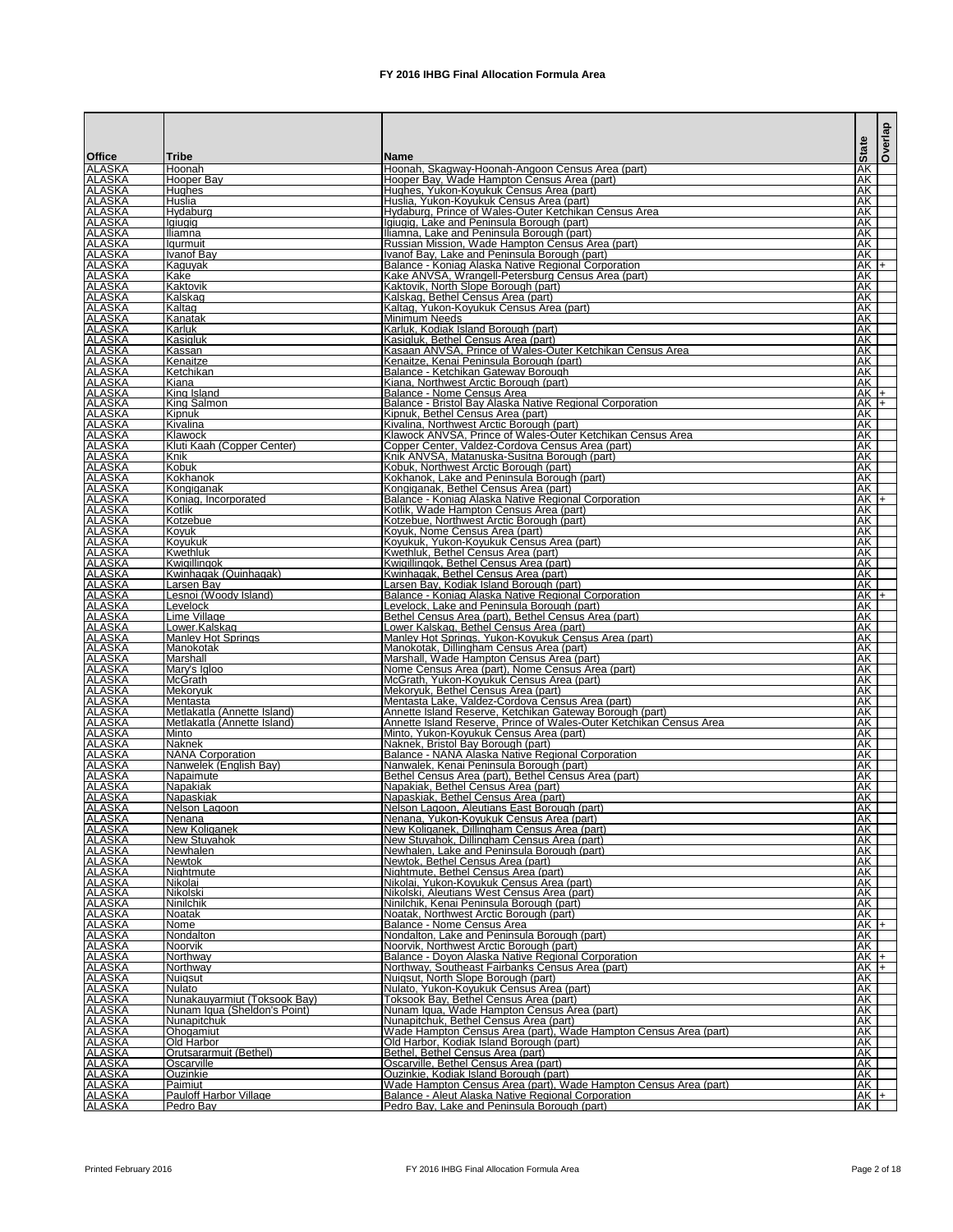**FY 2016 IHBG Final Allocation Formula Area**

| Office | Tribe | Name | State | Overlap |
|---|---|---|---|---|
| ALASKA | Hoonah | Hoonah, Skagway-Hoonah-Angoon Census Area (part) | AK | |
| ALASKA | Hooper Bay | Hooper Bay, Wade Hampton Census Area (part) | AK | |
| ALASKA | Hughes | Hughes, Yukon-Koyukuk Census Area (part) | AK | |
| ALASKA | Huslia | Huslia, Yukon-Koyukuk Census Area (part) | AK | |
| ALASKA | Hydaburg | Hydaburg, Prince of Wales-Outer Ketchikan Census Area | AK | |
| ALASKA | Igiugig | Igiugig, Lake and Peninsula Borough (part) | AK | |
| ALASKA | Iliamna | Iliamna, Lake and Peninsula Borough (part) | AK | |
| ALASKA | Iqurmuit | Russian Mission, Wade Hampton Census Area (part) | AK | |
| ALASKA | Ivanof Bay | Ivanof Bay, Lake and Peninsula Borough (part) | AK | |
| ALASKA | Kaguyak | Balance - Koniag Alaska Native Regional Corporation | AK | + |
| ALASKA | Kake | Kake ANVSA, Wrangell-Petersburg Census Area (part) | AK | |
| ALASKA | Kaktovik | Kaktovik, North Slope Borough (part) | AK | |
| ALASKA | Kalskag | Kalskag, Bethel Census Area (part) | AK | |
| ALASKA | Kaltag | Kaltag, Yukon-Koyukuk Census Area (part) | AK | |
| ALASKA | Kanatak | Minimum Needs | AK | |
| ALASKA | Karluk | Karluk, Kodiak Island Borough (part) | AK | |
| ALASKA | Kasigluk | Kasigluk, Bethel Census Area (part) | AK | |
| ALASKA | Kassan | Kasaan ANVSA, Prince of Wales-Outer Ketchikan Census Area | AK | |
| ALASKA | Kenaitze | Kenaitze, Kenai Peninsula Borough (part) | AK | |
| ALASKA | Ketchikan | Balance - Ketchikan Gateway Borough | AK | |
| ALASKA | Kiana | Kiana, Northwest Arctic Borough (part) | AK | |
| ALASKA | King Island | Balance - Nome Census Area | AK | + |
| ALASKA | King Salmon | Balance - Bristol Bay Alaska Native Regional Corporation | AK | + |
| ALASKA | Kipnuk | Kipnuk, Bethel Census Area (part) | AK | |
| ALASKA | Kivalina | Kivalina, Northwest Arctic Borough (part) | AK | |
| ALASKA | Klawock | Klawock ANVSA, Prince of Wales-Outer Ketchikan Census Area | AK | |
| ALASKA | Kluti Kaah (Copper Center) | Copper Center, Valdez-Cordova Census Area (part) | AK | |
| ALASKA | Knik | Knik ANVSA, Matanuska-Susitna Borough (part) | AK | |
| ALASKA | Kobuk | Kobuk, Northwest Arctic Borough (part) | AK | |
| ALASKA | Kokhanok | Kokhanok, Lake and Peninsula Borough (part) | AK | |
| ALASKA | Kongiganak | Kongiganak, Bethel Census Area (part) | AK | |
| ALASKA | Koniag, Incorporated | Balance - Koniag Alaska Native Regional Corporation | AK | + |
| ALASKA | Kotlik | Kotlik, Wade Hampton Census Area (part) | AK | |
| ALASKA | Kotzebue | Kotzebue, Northwest Arctic Borough (part) | AK | |
| ALASKA | Koyuk | Koyuk, Nome Census Area (part) | AK | |
| ALASKA | Koyukuk | Koyukuk, Yukon-Koyukuk Census Area (part) | AK | |
| ALASKA | Kwethluk | Kwethluk, Bethel Census Area (part) | AK | |
| ALASKA | Kwigillingok | Kwigillingok, Bethel Census Area (part) | AK | |
| ALASKA | Kwinhagak (Quinhagak) | Kwinhagak, Bethel Census Area (part) | AK | |
| ALASKA | Larsen Bay | Larsen Bay, Kodiak Island Borough (part) | AK | |
| ALASKA | Lesnoi (Woody Island) | Balance - Koniag Alaska Native Regional Corporation | AK | + |
| ALASKA | Levelock | Levelock, Lake and Peninsula Borough (part) | AK | |
| ALASKA | Lime Village | Bethel Census Area (part), Bethel Census Area (part) | AK | |
| ALASKA | Lower.Kalskag | Lower Kalskag, Bethel Census Area (part) | AK | |
| ALASKA | Manley Hot Springs | Manley Hot Springs, Yukon-Koyukuk Census Area (part) | AK | |
| ALASKA | Manokotak | Manokotak, Dillingham Census Area (part) | AK | |
| ALASKA | Marshall | Marshall, Wade Hampton Census Area (part) | AK | |
| ALASKA | Mary's Igloo | Nome Census Area (part), Nome Census Area (part) | AK | |
| ALASKA | McGrath | McGrath, Yukon-Koyukuk Census Area (part) | AK | |
| ALASKA | Mekoryuk | Mekoryuk, Bethel Census Area (part) | AK | |
| ALASKA | Mentasta | Mentasta Lake, Valdez-Cordova Census Area (part) | AK | |
| ALASKA | Metlakatla (Annette Island) | Annette Island Reserve, Ketchikan Gateway Borough (part) | AK | |
| ALASKA | Metlakatla (Annette Island) | Annette Island Reserve, Prince of Wales-Outer Ketchikan Census Area | AK | |
| ALASKA | Minto | Minto, Yukon-Koyukuk Census Area (part) | AK | |
| ALASKA | Naknek | Naknek, Bristol Bay Borough (part) | AK | |
| ALASKA | NANA Corporation | Balance - NANA Alaska Native Regional Corporation | AK | |
| ALASKA | Nanwelek (English Bay) | Nanwalek, Kenai Peninsula Borough (part) | AK | |
| ALASKA | Napaimute | Bethel Census Area (part), Bethel Census Area (part) | AK | |
| ALASKA | Napakiak | Napakiak, Bethel Census Area (part) | AK | |
| ALASKA | Napaskiak | Napaskiak, Bethel Census Area (part) | AK | |
| ALASKA | Nelson Lagoon | Nelson Lagoon, Aleutians East Borough (part) | AK | |
| ALASKA | Nenana | Nenana, Yukon-Koyukuk Census Area (part) | AK | |
| ALASKA | New Koliganek | New Koliganek, Dillingham Census Area (part) | AK | |
| ALASKA | New Stuyahok | New Stuyahok, Dillingham Census Area (part) | AK | |
| ALASKA | Newhalen | Newhalen, Lake and Peninsula Borough (part) | AK | |
| ALASKA | Newtok | Newtok, Bethel Census Area (part) | AK | |
| ALASKA | Nightmute | Nightmute, Bethel Census Area (part) | AK | |
| ALASKA | Nikolai | Nikolai, Yukon-Koyukuk Census Area (part) | AK | |
| ALASKA | Nikolski | Nikolski, Aleutians West Census Area (part) | AK | |
| ALASKA | Ninilchik | Ninilchik, Kenai Peninsula Borough (part) | AK | |
| ALASKA | Noatak | Noatak, Northwest Arctic Borough (part) | AK | |
| ALASKA | Nome | Balance - Nome Census Area | AK | + |
| ALASKA | Nondalton | Nondalton, Lake and Peninsula Borough (part) | AK | |
| ALASKA | Noorvik | Noorvik, Northwest Arctic Borough (part) | AK | |
| ALASKA | Northway | Balance - Doyon Alaska Native Regional Corporation | AK | + |
| ALASKA | Northway | Northway, Southeast Fairbanks Census Area (part) | AK | + |
| ALASKA | Nuiqsut | Nuiqsut, North Slope Borough (part) | AK | |
| ALASKA | Nulato | Nulato, Yukon-Koyukuk Census Area (part) | AK | |
| ALASKA | Nunakauyarmiut (Toksook Bay) | Toksook Bay, Bethel Census Area (part) | AK | |
| ALASKA | Nunam Iqua (Sheldon's Point) | Nunam Iqua, Wade Hampton Census Area (part) | AK | |
| ALASKA | Nunapitchuk | Nunapitchuk, Bethel Census Area (part) | AK | |
| ALASKA | Ohogamiut | Wade Hampton Census Area (part), Wade Hampton Census Area (part) | AK | |
| ALASKA | Old Harbor | Old Harbor, Kodiak Island Borough (part) | AK | |
| ALASKA | Orutsararmuit (Bethel) | Bethel, Bethel Census Area (part) | AK | |
| ALASKA | Oscarville | Oscarville, Bethel Census Area (part) | AK | |
| ALASKA | Ouzinkie | Ouzinkie, Kodiak Island Borough (part) | AK | |
| ALASKA | Paimiut | Wade Hampton Census Area (part), Wade Hampton Census Area (part) | AK | |
| ALASKA | Pauloff Harbor Village | Balance - Aleut Alaska Native Regional Corporation | AK | + |
| ALASKA | Pedro Bay | Pedro Bay, Lake and Peninsula Borough (part) | AK | |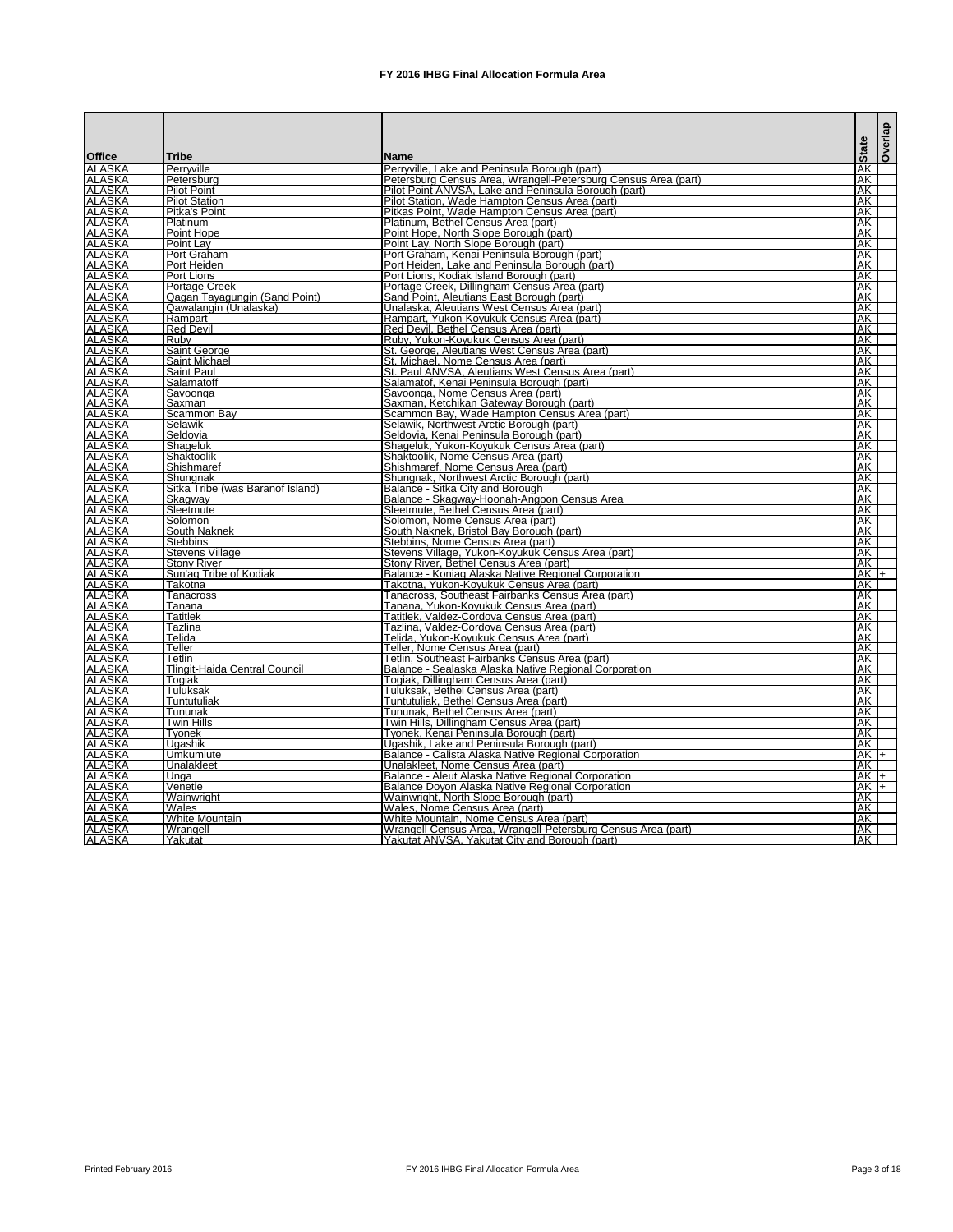**FY 2016 IHBG Final Allocation Formula Area**

| Office | Tribe | Name | State | Overlap |
|---|---|---|---|---|
| ALASKA | Perryville | Perryville, Lake and Peninsula Borough (part) | AK | |
| ALASKA | Petersburg | Petersburg Census Area, Wrangell-Petersburg Census Area (part) | AK | |
| ALASKA | Pilot Point | Pilot Point ANVSA, Lake and Peninsula Borough (part) | AK | |
| ALASKA | Pilot Station | Pilot Station, Wade Hampton Census Area (part) | AK | |
| ALASKA | Pitka's Point | Pitkas Point, Wade Hampton Census Area (part) | AK | |
| ALASKA | Platinum | Platinum, Bethel Census Area (part) | AK | |
| ALASKA | Point Hope | Point Hope, North Slope Borough (part) | AK | |
| ALASKA | Point Lay | Point Lay, North Slope Borough (part) | AK | |
| ALASKA | Port Graham | Port Graham, Kenai Peninsula Borough (part) | AK | |
| ALASKA | Port Heiden | Port Heiden, Lake and Peninsula Borough (part) | AK | |
| ALASKA | Port Lions | Port Lions, Kodiak Island Borough (part) | AK | |
| ALASKA | Portage Creek | Portage Creek, Dillingham Census Area (part) | AK | |
| ALASKA | Qagan Tayagungin (Sand Point) | Sand Point, Aleutians East Borough (part) | AK | |
| ALASKA | Qawalangin (Unalaska) | Unalaska, Aleutians West Census Area (part) | AK | |
| ALASKA | Rampart | Rampart, Yukon-Koyukuk Census Area (part) | AK | |
| ALASKA | Red Devil | Red Devil, Bethel Census Area (part) | AK | |
| ALASKA | Ruby | Ruby, Yukon-Koyukuk Census Area (part) | AK | |
| ALASKA | Saint George | St. George, Aleutians West Census Area (part) | AK | |
| ALASKA | Saint Michael | St. Michael, Nome Census Area (part) | AK | |
| ALASKA | Saint Paul | St. Paul ANVSA, Aleutians West Census Area (part) | AK | |
| ALASKA | Salamatoff | Salamatof, Kenai Peninsula Borough (part) | AK | |
| ALASKA | Savoonga | Savoonga, Nome Census Area (part) | AK | |
| ALASKA | Saxman | Saxman, Ketchikan Gateway Borough (part) | AK | |
| ALASKA | Scammon Bay | Scammon Bay, Wade Hampton Census Area (part) | AK | |
| ALASKA | Selawik | Selawik, Northwest Arctic Borough (part) | AK | |
| ALASKA | Seldovia | Seldovia, Kenai Peninsula Borough (part) | AK | |
| ALASKA | Shageluk | Shageluk, Yukon-Koyukuk Census Area (part) | AK | |
| ALASKA | Shaktoolik | Shaktoolik, Nome Census Area (part) | AK | |
| ALASKA | Shishmaref | Shishmaref, Nome Census Area (part) | AK | |
| ALASKA | Shungnak | Shungnak, Northwest Arctic Borough (part) | AK | |
| ALASKA | Sitka Tribe (was Baranof Island) | Balance - Sitka City and Borough | AK | |
| ALASKA | Skagway | Balance - Skagway-Hoonah-Angoon Census Area | AK | |
| ALASKA | Sleetmute | Sleetmute, Bethel Census Area (part) | AK | |
| ALASKA | Solomon | Solomon, Nome Census Area (part) | AK | |
| ALASKA | South Naknek | South Naknek, Bristol Bay Borough (part) | AK | |
| ALASKA | Stebbins | Stebbins, Nome Census Area (part) | AK | |
| ALASKA | Stevens Village | Stevens Village, Yukon-Koyukuk Census Area (part) | AK | |
| ALASKA | Stony River | Stony River, Bethel Census Area (part) | AK | |
| ALASKA | Sun'aq Tribe of Kodiak | Balance - Koniag Alaska Native Regional Corporation | AK | + |
| ALASKA | Takotna | Takotna, Yukon-Koyukuk Census Area (part) | AK | |
| ALASKA | Tanacross | Tanacross, Southeast Fairbanks Census Area (part) | AK | |
| ALASKA | Tanana | Tanana, Yukon-Koyukuk Census Area (part) | AK | |
| ALASKA | Tatitlek | Tatitlek, Valdez-Cordova Census Area (part) | AK | |
| ALASKA | Tazlina | Tazlina, Valdez-Cordova Census Area (part) | AK | |
| ALASKA | Telida | Telida, Yukon-Koyukuk Census Area (part) | AK | |
| ALASKA | Teller | Teller, Nome Census Area (part) | AK | |
| ALASKA | Tetlin | Tetlin, Southeast Fairbanks Census Area (part) | AK | |
| ALASKA | Tlingit-Haida Central Council | Balance - Sealaska Alaska Native Regional Corporation | AK | |
| ALASKA | Togiak | Togiak, Dillingham Census Area (part) | AK | |
| ALASKA | Tuluksak | Tuluksak, Bethel Census Area (part) | AK | |
| ALASKA | Tuntutuliak | Tuntutuliak, Bethel Census Area (part) | AK | |
| ALASKA | Tununak | Tununak, Bethel Census Area (part) | AK | |
| ALASKA | Twin Hills | Twin Hills, Dillingham Census Area (part) | AK | |
| ALASKA | Tyonek | Tyonek, Kenai Peninsula Borough (part) | AK | |
| ALASKA | Ugashik | Ugashik, Lake and Peninsula Borough (part) | AK | |
| ALASKA | Umkumiute | Balance - Calista Alaska Native Regional Corporation | AK | + |
| ALASKA | Unalakleet | Unalakleet, Nome Census Area (part) | AK | |
| ALASKA | Unga | Balance - Aleut Alaska Native Regional Corporation | AK | + |
| ALASKA | Venetie | Balance Doyon Alaska Native Regional Corporation | AK | + |
| ALASKA | Wainwright | Wainwright, North Slope Borough (part) | AK | |
| ALASKA | Wales | Wales, Nome Census Area (part) | AK | |
| ALASKA | White Mountain | White Mountain, Nome Census Area (part) | AK | |
| ALASKA | Wrangell | Wrangell Census Area, Wrangell-Petersburg Census Area (part) | AK | |
| ALASKA | Yakutat | Yakutat ANVSA, Yakutat City and Borough (part) | AK | |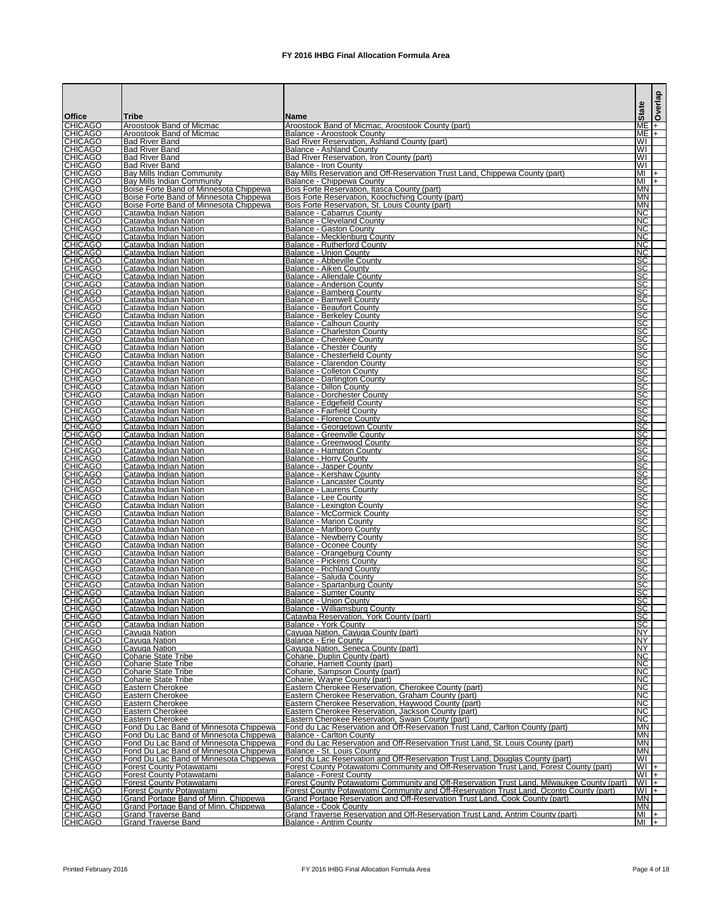# FY 2016 IHBG Final Allocation Formula Area

| Office | Tribe | Name | State | Overlap |
|---|---|---|---|---|
| CHICAGO | Aroostook Band of Micmac | Aroostook Band of Micmac, Aroostook County (part) | ME | + |
| CHICAGO | Aroostook Band of Micmac | Balance - Aroostook County | ME | + |
| CHICAGO | Bad River Band | Bad River Reservation, Ashland County (part) | WI | |
| CHICAGO | Bad River Band | Balance - Ashland County | WI | |
| CHICAGO | Bad River Band | Bad River Reservation, Iron County (part) | WI | |
| CHICAGO | Bad River Band | Balance - Iron County | WI | |
| CHICAGO | Bay Mills Indian Community | Bay Mills Reservation and Off-Reservation Trust Land, Chippewa County (part) | MI | + |
| CHICAGO | Bay Mills Indian Community | Balance - Chippewa County | MI | + |
| CHICAGO | Boise Forte Band of Minnesota Chippewa | Bois Forte Reservation, Itasca County (part) | MN | |
| CHICAGO | Boise Forte Band of Minnesota Chippewa | Bois Forte Reservation, Koochiching County (part) | MN | |
| CHICAGO | Boise Forte Band of Minnesota Chippewa | Bois Forte Reservation, St. Louis County (part) | MN | |
| CHICAGO | Catawba Indian Nation | Balance - Cabarrus County | NC | |
| CHICAGO | Catawba Indian Nation | Balance - Cleveland County | NC | |
| CHICAGO | Catawba Indian Nation | Balance - Gaston County | NC | |
| CHICAGO | Catawba Indian Nation | Balance - Mecklenburg County | NC | |
| CHICAGO | Catawba Indian Nation | Balance - Rutherford County | NC | |
| CHICAGO | Catawba Indian Nation | Balance - Union County | NC | |
| CHICAGO | Catawba Indian Nation | Balance - Abbeville County | SC | |
| CHICAGO | Catawba Indian Nation | Balance - Aiken County | SC | |
| CHICAGO | Catawba Indian Nation | Balance - Allendale County | SC | |
| CHICAGO | Catawba Indian Nation | Balance - Anderson County | SC | |
| CHICAGO | Catawba Indian Nation | Balance - Bamberg County | SC | |
| CHICAGO | Catawba Indian Nation | Balance - Barnwell County | SC | |
| CHICAGO | Catawba Indian Nation | Balance - Beaufort County | SC | |
| CHICAGO | Catawba Indian Nation | Balance - Berkeley County | SC | |
| CHICAGO | Catawba Indian Nation | Balance - Calhoun County | SC | |
| CHICAGO | Catawba Indian Nation | Balance - Charleston County | SC | |
| CHICAGO | Catawba Indian Nation | Balance - Cherokee County | SC | |
| CHICAGO | Catawba Indian Nation | Balance - Chester County | SC | |
| CHICAGO | Catawba Indian Nation | Balance - Chesterfield County | SC | |
| CHICAGO | Catawba Indian Nation | Balance - Clarendon County | SC | |
| CHICAGO | Catawba Indian Nation | Balance - Colleton County | SC | |
| CHICAGO | Catawba Indian Nation | Balance - Darlington County | SC | |
| CHICAGO | Catawba Indian Nation | Balance - Dillon County | SC | |
| CHICAGO | Catawba Indian Nation | Balance - Dorchester County | SC | |
| CHICAGO | Catawba Indian Nation | Balance - Edgefield County | SC | |
| CHICAGO | Catawba Indian Nation | Balance - Fairfield County | SC | |
| CHICAGO | Catawba Indian Nation | Balance - Florence County | SC | |
| CHICAGO | Catawba Indian Nation | Balance - Georgetown County | SC | |
| CHICAGO | Catawba Indian Nation | Balance - Greenville County | SC | |
| CHICAGO | Catawba Indian Nation | Balance - Greenwood County | SC | |
| CHICAGO | Catawba Indian Nation | Balance - Hampton County | SC | |
| CHICAGO | Catawba Indian Nation | Balance - Horry County | SC | |
| CHICAGO | Catawba Indian Nation | Balance - Jasper County | SC | |
| CHICAGO | Catawba Indian Nation | Balance - Kershaw County | SC | |
| CHICAGO | Catawba Indian Nation | Balance - Lancaster County | SC | |
| CHICAGO | Catawba Indian Nation | Balance - Laurens County | SC | |
| CHICAGO | Catawba Indian Nation | Balance - Lee County | SC | |
| CHICAGO | Catawba Indian Nation | Balance - Lexington County | SC | |
| CHICAGO | Catawba Indian Nation | Balance - McCormick County | SC | |
| CHICAGO | Catawba Indian Nation | Balance - Marion County | SC | |
| CHICAGO | Catawba Indian Nation | Balance - Marlboro County | SC | |
| CHICAGO | Catawba Indian Nation | Balance - Newberry County | SC | |
| CHICAGO | Catawba Indian Nation | Balance - Oconee County | SC | |
| CHICAGO | Catawba Indian Nation | Balance - Orangeburg County | SC | |
| CHICAGO | Catawba Indian Nation | Balance - Pickens County | SC | |
| CHICAGO | Catawba Indian Nation | Balance - Richland County | SC | |
| CHICAGO | Catawba Indian Nation | Balance - Saluda County | SC | |
| CHICAGO | Catawba Indian Nation | Balance - Spartanburg County | SC | |
| CHICAGO | Catawba Indian Nation | Balance - Sumter County | SC | |
| CHICAGO | Catawba Indian Nation | Balance - Union County | SC | |
| CHICAGO | Catawba Indian Nation | Balance - Williamsburg County | SC | |
| CHICAGO | Catawba Indian Nation | Catawba Reservation, York County (part) | SC | |
| CHICAGO | Catawba Indian Nation | Balance - York County | SC | |
| CHICAGO | Cayuga Nation | Cayuga Nation, Cayuga County (part) | NY | |
| CHICAGO | Cayuga Nation | Balance - Erie County | NY | |
| CHICAGO | Cayuga Nation | Cayuga Nation, Seneca County (part) | NY | |
| CHICAGO | Coharie State Tribe | Coharie, Duplin County (part) | NC | |
| CHICAGO | Coharie State Tribe | Coharie, Harnett County (part) | NC | |
| CHICAGO | Coharie State Tribe | Coharie, Sampson County (part) | NC | |
| CHICAGO | Coharie State Tribe | Coharie, Wayne County (part) | NC | |
| CHICAGO | Eastern Cherokee | Eastern Cherokee Reservation, Cherokee County (part) | NC | |
| CHICAGO | Eastern Cherokee | Eastern Cherokee Reservation, Graham County (part) | NC | |
| CHICAGO | Eastern Cherokee | Eastern Cherokee Reservation, Haywood County (part) | NC | |
| CHICAGO | Eastern Cherokee | Eastern Cherokee Reservation, Jackson County (part) | NC | |
| CHICAGO | Eastern Cherokee | Eastern Cherokee Reservation, Swain County (part) | NC | |
| CHICAGO | Fond Du Lac Band of Minnesota Chippewa | Fond du Lac Reservation and Off-Reservation Trust Land, Carlton County (part) | MN | |
| CHICAGO | Fond Du Lac Band of Minnesota Chippewa | Balance - Carlton County | MN | |
| CHICAGO | Fond Du Lac Band of Minnesota Chippewa | Fond du Lac Reservation and Off-Reservation Trust Land, St. Louis County (part) | MN | |
| CHICAGO | Fond Du Lac Band of Minnesota Chippewa | Balance - St. Louis County | MN | |
| CHICAGO | Fond Du Lac Band of Minnesota Chippewa | Fond du Lac Reservation and Off-Reservation Trust Land, Douglas County (part) | WI | |
| CHICAGO | Forest County Potawatami | Forest County Potawatomi Community and Off-Reservation Trust Land, Forest County (part) | WI | + |
| CHICAGO | Forest County Potawatami | Balance - Forest County | WI | + |
| CHICAGO | Forest County Potawatami | Forest County Potawatomi Community and Off-Reservation Trust Land, Milwaukee County (part) | WI | + |
| CHICAGO | Forest County Potawatami | Forest County Potawatomi Community and Off-Reservation Trust Land, Oconto County (part) | WI | + |
| CHICAGO | Grand Portage Band of Minn. Chippewa | Grand Portage Reservation and Off-Reservation Trust Land, Cook County (part) | MN | |
| CHICAGO | Grand Portage Band of Minn. Chippewa | Balance - Cook County | MN | |
| CHICAGO | Grand Traverse Band | Grand Traverse Reservation and Off-Reservation Trust Land, Antrim County (part) | MI | + |
| CHICAGO | Grand Traverse Band | Balance - Antrim County | MI | + |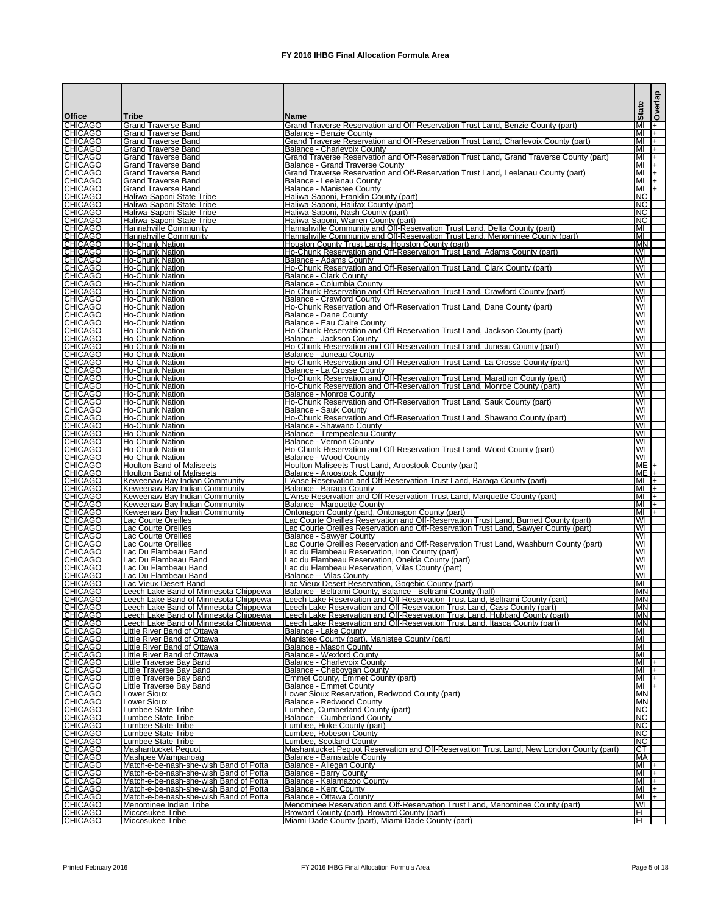# FY 2016 IHBG Final Allocation Formula Area

| Office | Tribe | Name | State | Overlap |
|---|---|---|---|---|
| CHICAGO | Grand Traverse Band | Grand Traverse Reservation and Off-Reservation Trust Land, Benzie County (part) | MI | + |
| CHICAGO | Grand Traverse Band | Balance - Benzie County | MI | + |
| CHICAGO | Grand Traverse Band | Grand Traverse Reservation and Off-Reservation Trust Land, Charlevoix County (part) | MI | + |
| CHICAGO | Grand Traverse Band | Balance - Charlevoix County | MI | + |
| CHICAGO | Grand Traverse Band | Grand Traverse Reservation and Off-Reservation Trust Land, Grand Traverse County (part) | MI | + |
| CHICAGO | Grand Traverse Band | Balance - Grand Traverse County | MI | + |
| CHICAGO | Grand Traverse Band | Grand Traverse Reservation and Off-Reservation Trust Land, Leelanau County (part) | MI | + |
| CHICAGO | Grand Traverse Band | Balance - Leelanau County | MI | + |
| CHICAGO | Grand Traverse Band | Balance - Manistee County | MI | + |
| CHICAGO | Haliwa-Saponi State Tribe | Haliwa-Saponi, Franklin County (part) | NC | |
| CHICAGO | Haliwa-Saponi State Tribe | Haliwa-Saponi, Halifax County (part) | NC | |
| CHICAGO | Haliwa-Saponi State Tribe | Haliwa-Saponi, Nash County (part) | NC | |
| CHICAGO | Haliwa-Saponi State Tribe | Haliwa-Saponi, Warren County (part) | NC | |
| CHICAGO | Hannahville Community | Hannahville Community and Off-Reservation Trust Land, Delta County (part) | MI | |
| CHICAGO | Hannahville Community | Hannahville Community and Off-Reservation Trust Land, Menominee County (part) | MI | |
| CHICAGO | Ho-Chunk Nation | Houston County Trust Lands, Houston County (part) | MN | |
| CHICAGO | Ho-Chunk Nation | Ho-Chunk Reservation and Off-Reservation Trust Land, Adams County (part) | WI | |
| CHICAGO | Ho-Chunk Nation | Balance - Adams County | WI | |
| CHICAGO | Ho-Chunk Nation | Ho-Chunk Reservation and Off-Reservation Trust Land, Clark County (part) | WI | |
| CHICAGO | Ho-Chunk Nation | Balance - Clark County | WI | |
| CHICAGO | Ho-Chunk Nation | Balance - Columbia County | WI | |
| CHICAGO | Ho-Chunk Nation | Ho-Chunk Reservation and Off-Reservation Trust Land, Crawford County (part) | WI | |
| CHICAGO | Ho-Chunk Nation | Balance - Crawford County | WI | |
| CHICAGO | Ho-Chunk Nation | Ho-Chunk Reservation and Off-Reservation Trust Land, Dane County (part) | WI | |
| CHICAGO | Ho-Chunk Nation | Balance - Dane County | WI | |
| CHICAGO | Ho-Chunk Nation | Balance - Eau Claire County | WI | |
| CHICAGO | Ho-Chunk Nation | Ho-Chunk Reservation and Off-Reservation Trust Land, Jackson County (part) | WI | |
| CHICAGO | Ho-Chunk Nation | Balance - Jackson County | WI | |
| CHICAGO | Ho-Chunk Nation | Ho-Chunk Reservation and Off-Reservation Trust Land, Juneau County (part) | WI | |
| CHICAGO | Ho-Chunk Nation | Balance - Juneau County | WI | |
| CHICAGO | Ho-Chunk Nation | Ho-Chunk Reservation and Off-Reservation Trust Land, La Crosse County (part) | WI | |
| CHICAGO | Ho-Chunk Nation | Balance - La Crosse County | WI | |
| CHICAGO | Ho-Chunk Nation | Ho-Chunk Reservation and Off-Reservation Trust Land, Marathon County (part) | WI | |
| CHICAGO | Ho-Chunk Nation | Ho-Chunk Reservation and Off-Reservation Trust Land, Monroe County (part) | WI | |
| CHICAGO | Ho-Chunk Nation | Balance - Monroe County | WI | |
| CHICAGO | Ho-Chunk Nation | Ho-Chunk Reservation and Off-Reservation Trust Land, Sauk County (part) | WI | |
| CHICAGO | Ho-Chunk Nation | Balance - Sauk County | WI | |
| CHICAGO | Ho-Chunk Nation | Ho-Chunk Reservation and Off-Reservation Trust Land, Shawano County (part) | WI | |
| CHICAGO | Ho-Chunk Nation | Balance - Shawano County | WI | |
| CHICAGO | Ho-Chunk Nation | Balance - Trempealeau County | WI | |
| CHICAGO | Ho-Chunk Nation | Balance - Vernon County | WI | |
| CHICAGO | Ho-Chunk Nation | Ho-Chunk Reservation and Off-Reservation Trust Land, Wood County (part) | WI | |
| CHICAGO | Ho-Chunk Nation | Balance - Wood County | WI | |
| CHICAGO | Houlton Band of Maliseets | Houlton Maliseets Trust Land, Aroostook County (part) | ME | + |
| CHICAGO | Houlton Band of Maliseets | Balance - Aroostook County | ME | + |
| CHICAGO | Keweenaw Bay Indian Community | L'Anse Reservation and Off-Reservation Trust Land, Baraga County (part) | MI | + |
| CHICAGO | Keweenaw Bay Indian Community | Balance - Baraga County | MI | + |
| CHICAGO | Keweenaw Bay Indian Community | L'Anse Reservation and Off-Reservation Trust Land, Marquette County (part) | MI | + |
| CHICAGO | Keweenaw Bay Indian Community | Balance - Marquette County | MI | + |
| CHICAGO | Keweenaw Bay Indian Community | Ontonagon County (part), Ontonagon County (part) | MI | + |
| CHICAGO | Lac Courte Oreilles | Lac Courte Oreilles Reservation and Off-Reservation Trust Land, Burnett County (part) | WI | |
| CHICAGO | Lac Courte Oreilles | Lac Courte Oreilles Reservation and Off-Reservation Trust Land, Sawyer County (part) | WI | |
| CHICAGO | Lac Courte Oreilles | Balance - Sawyer County | WI | |
| CHICAGO | Lac Courte Oreilles | Lac Courte Oreilles Reservation and Off-Reservation Trust Land, Washburn County (part) | WI | |
| CHICAGO | Lac Du Flambeau Band | Lac du Flambeau Reservation, Iron County (part) | WI | |
| CHICAGO | Lac Du Flambeau Band | Lac du Flambeau Reservation, Oneida County (part) | WI | |
| CHICAGO | Lac Du Flambeau Band | Lac du Flambeau Reservation, Vilas County (part) | WI | |
| CHICAGO | Lac Du Flambeau Band | Balance -- Vilas County | WI | |
| CHICAGO | Lac Vieux Desert Band | Lac Vieux Desert Reservation, Gogebic County (part) | MI | |
| CHICAGO | Leech Lake Band of Minnesota Chippewa | Balance - Beltrami County, Balance - Beltrami County (half) | MN | |
| CHICAGO | Leech Lake Band of Minnesota Chippewa | Leech Lake Reservation and Off-Reservation Trust Land, Beltrami County (part) | MN | |
| CHICAGO | Leech Lake Band of Minnesota Chippewa | Leech Lake Reservation and Off-Reservation Trust Land, Cass County (part) | MN | |
| CHICAGO | Leech Lake Band of Minnesota Chippewa | Leech Lake Reservation and Off-Reservation Trust Land, Hubbard County (part) | MN | |
| CHICAGO | Leech Lake Band of Minnesota Chippewa | Leech Lake Reservation and Off-Reservation Trust Land, Itasca County (part) | MN | |
| CHICAGO | Little River Band of Ottawa | Balance - Lake County | MI | |
| CHICAGO | Little River Band of Ottawa | Manistee County (part), Manistee County (part) | MI | |
| CHICAGO | Little River Band of Ottawa | Balance - Mason County | MI | |
| CHICAGO | Little River Band of Ottawa | Balance - Wexford County | MI | |
| CHICAGO | Little Traverse Bay Band | Balance - Charlevoix County | MI | + |
| CHICAGO | Little Traverse Bay Band | Balance - Cheboygan County | MI | + |
| CHICAGO | Little Traverse Bay Band | Emmet County, Emmet County (part) | MI | + |
| CHICAGO | Little Traverse Bay Band | Balance - Emmet County | MI | + |
| CHICAGO | Lower Sioux | Lower Sioux Reservation, Redwood County (part) | MN | |
| CHICAGO | Lower Sioux | Balance - Redwood County | MN | |
| CHICAGO | Lumbee State Tribe | Lumbee, Cumberland County (part) | NC | |
| CHICAGO | Lumbee State Tribe | Balance - Cumberland County | NC | |
| CHICAGO | Lumbee State Tribe | Lumbee, Hoke County (part) | NC | |
| CHICAGO | Lumbee State Tribe | Lumbee, Robeson County | NC | |
| CHICAGO | Lumbee State Tribe | Lumbee, Scotland County | NC | |
| CHICAGO | Mashantucket Pequot | Mashantucket Pequot Reservation and Off-Reservation Trust Land, New London County (part) | CT | |
| CHICAGO | Mashpee Wampanoag | Balance - Barnstable County | MA | |
| CHICAGO | Match-e-be-nash-she-wish Band of Potta | Balance - Allegan County | MI | + |
| CHICAGO | Match-e-be-nash-she-wish Band of Potta | Balance - Barry County | MI | + |
| CHICAGO | Match-e-be-nash-she-wish Band of Potta | Balance - Kalamazoo County | MI | + |
| CHICAGO | Match-e-be-nash-she-wish Band of Potta | Balance - Kent County | MI | + |
| CHICAGO | Match-e-be-nash-she-wish Band of Potta | Balance - Ottawa County | MI | + |
| CHICAGO | Menominee Indian Tribe | Menominee Reservation and Off-Reservation Trust Land, Menominee County (part) | WI | |
| CHICAGO | Miccosukee Tribe | Broward County (part), Broward County (part) | FL | |
| CHICAGO | Miccosukee Tribe | Miami-Dade County (part), Miami-Dade County (part) | FL | |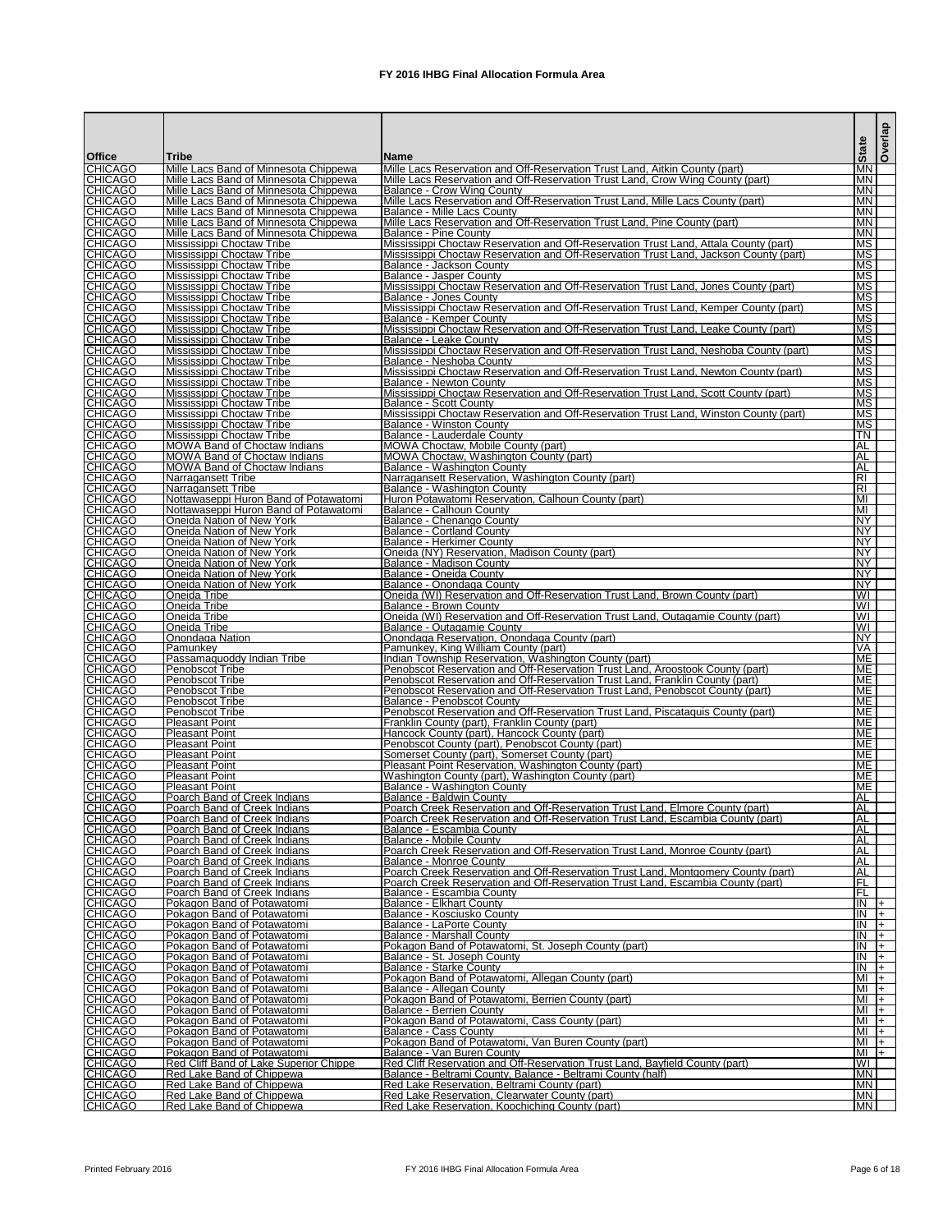# FY 2016 IHBG Final Allocation Formula Area

| Office | Tribe | Name | State | Overlap |
|---|---|---|---|---|
| CHICAGO | Mille Lacs Band of Minnesota Chippewa | Mille Lacs Reservation and Off-Reservation Trust Land, Aitkin County (part) | MN | |
| CHICAGO | Mille Lacs Band of Minnesota Chippewa | Mille Lacs Reservation and Off-Reservation Trust Land, Crow Wing County (part) | MN | |
| CHICAGO | Mille Lacs Band of Minnesota Chippewa | Balance - Crow Wing County | MN | |
| CHICAGO | Mille Lacs Band of Minnesota Chippewa | Mille Lacs Reservation and Off-Reservation Trust Land, Mille Lacs County (part) | MN | |
| CHICAGO | Mille Lacs Band of Minnesota Chippewa | Balance - Mille Lacs County | MN | |
| CHICAGO | Mille Lacs Band of Minnesota Chippewa | Mille Lacs Reservation and Off-Reservation Trust Land, Pine County (part) | MN | |
| CHICAGO | Mille Lacs Band of Minnesota Chippewa | Balance - Pine County | MN | |
| CHICAGO | Mississippi Choctaw Tribe | Mississippi Choctaw Reservation and Off-Reservation Trust Land, Attala County (part) | MS | |
| CHICAGO | Mississippi Choctaw Tribe | Mississippi Choctaw Reservation and Off-Reservation Trust Land, Jackson County (part) | MS | |
| CHICAGO | Mississippi Choctaw Tribe | Balance - Jackson County | MS | |
| CHICAGO | Mississippi Choctaw Tribe | Balance - Jasper County | MS | |
| CHICAGO | Mississippi Choctaw Tribe | Mississippi Choctaw Reservation and Off-Reservation Trust Land, Jones County (part) | MS | |
| CHICAGO | Mississippi Choctaw Tribe | Balance - Jones County | MS | |
| CHICAGO | Mississippi Choctaw Tribe | Mississippi Choctaw Reservation and Off-Reservation Trust Land, Kemper County (part) | MS | |
| CHICAGO | Mississippi Choctaw Tribe | Balance - Kemper County | MS | |
| CHICAGO | Mississippi Choctaw Tribe | Mississippi Choctaw Reservation and Off-Reservation Trust Land, Leake County (part) | MS | |
| CHICAGO | Mississippi Choctaw Tribe | Balance - Leake County | MS | |
| CHICAGO | Mississippi Choctaw Tribe | Mississippi Choctaw Reservation and Off-Reservation Trust Land, Neshoba County (part) | MS | |
| CHICAGO | Mississippi Choctaw Tribe | Balance - Neshoba County | MS | |
| CHICAGO | Mississippi Choctaw Tribe | Mississippi Choctaw Reservation and Off-Reservation Trust Land, Newton County (part) | MS | |
| CHICAGO | Mississippi Choctaw Tribe | Balance - Newton County | MS | |
| CHICAGO | Mississippi Choctaw Tribe | Mississippi Choctaw Reservation and Off-Reservation Trust Land, Scott County (part) | MS | |
| CHICAGO | Mississippi Choctaw Tribe | Balance - Scott County | MS | |
| CHICAGO | Mississippi Choctaw Tribe | Mississippi Choctaw Reservation and Off-Reservation Trust Land, Winston County (part) | MS | |
| CHICAGO | Mississippi Choctaw Tribe | Balance - Winston County | MS | |
| CHICAGO | Mississippi Choctaw Tribe | Balance - Lauderdale County | TN | |
| CHICAGO | MOWA Band of Choctaw Indians | MOWA Choctaw, Mobile County (part) | AL | |
| CHICAGO | MOWA Band of Choctaw Indians | MOWA Choctaw, Washington County (part) | AL | |
| CHICAGO | MOWA Band of Choctaw Indians | Balance - Washington County | AL | |
| CHICAGO | Narragansett Tribe | Narragansett Reservation, Washington County (part) | RI | |
| CHICAGO | Narragansett Tribe | Balance - Washington County | RI | |
| CHICAGO | Nottawaseppi Huron Band of Potawatomi | Huron Potawatomi Reservation, Calhoun County (part) | MI | |
| CHICAGO | Nottawaseppi Huron Band of Potawatomi | Balance - Calhoun County | MI | |
| CHICAGO | Oneida Nation of New York | Balance - Chenango County | NY | |
| CHICAGO | Oneida Nation of New York | Balance - Cortland County | NY | |
| CHICAGO | Oneida Nation of New York | Balance - Herkimer County | NY | |
| CHICAGO | Oneida Nation of New York | Oneida (NY) Reservation, Madison County (part) | NY | |
| CHICAGO | Oneida Nation of New York | Balance - Madison County | NY | |
| CHICAGO | Oneida Nation of New York | Balance - Oneida County | NY | |
| CHICAGO | Oneida Nation of New York | Balance - Onondaga County | NY | |
| CHICAGO | Oneida Tribe | Oneida (WI) Reservation and Off-Reservation Trust Land, Brown County (part) | WI | |
| CHICAGO | Oneida Tribe | Balance - Brown County | WI | |
| CHICAGO | Oneida Tribe | Oneida (WI) Reservation and Off-Reservation Trust Land, Outagamie County (part) | WI | |
| CHICAGO | Oneida Tribe | Balance - Outagamie County | WI | |
| CHICAGO | Onondaga Nation | Onondaga Reservation, Onondaga County (part) | NY | |
| CHICAGO | Pamunkey | Pamunkey, King William County (part) | VA | |
| CHICAGO | Passamaquoddy Indian Tribe | Indian Township Reservation, Washington County (part) | ME | |
| CHICAGO | Penobscot Tribe | Penobscot Reservation and Off-Reservation Trust Land, Aroostook County (part) | ME | |
| CHICAGO | Penobscot Tribe | Penobscot Reservation and Off-Reservation Trust Land, Franklin County (part) | ME | |
| CHICAGO | Penobscot Tribe | Penobscot Reservation and Off-Reservation Trust Land, Penobscot County (part) | ME | |
| CHICAGO | Penobscot Tribe | Balance - Penobscot County | ME | |
| CHICAGO | Penobscot Tribe | Penobscot Reservation and Off-Reservation Trust Land, Piscataquis County (part) | ME | |
| CHICAGO | Pleasant Point | Franklin County (part), Franklin County (part) | ME | |
| CHICAGO | Pleasant Point | Hancock County (part), Hancock County (part) | ME | |
| CHICAGO | Pleasant Point | Penobscot County (part), Penobscot County (part) | ME | |
| CHICAGO | Pleasant Point | Somerset County (part), Somerset County (part) | ME | |
| CHICAGO | Pleasant Point | Pleasant Point Reservation, Washington County (part) | ME | |
| CHICAGO | Pleasant Point | Washington County (part), Washington County (part) | ME | |
| CHICAGO | Pleasant Point | Balance - Washington County | ME | |
| CHICAGO | Poarch Band of Creek Indians | Balance - Baldwin County | AL | |
| CHICAGO | Poarch Band of Creek Indians | Poarch Creek Reservation and Off-Reservation Trust Land, Elmore County (part) | AL | |
| CHICAGO | Poarch Band of Creek Indians | Poarch Creek Reservation and Off-Reservation Trust Land, Escambia County (part) | AL | |
| CHICAGO | Poarch Band of Creek Indians | Balance - Escambia County | AL | |
| CHICAGO | Poarch Band of Creek Indians | Balance - Mobile County | AL | |
| CHICAGO | Poarch Band of Creek Indians | Poarch Creek Reservation and Off-Reservation Trust Land, Monroe County (part) | AL | |
| CHICAGO | Poarch Band of Creek Indians | Balance - Monroe County | AL | |
| CHICAGO | Poarch Band of Creek Indians | Poarch Creek Reservation and Off-Reservation Trust Land, Montgomery County (part) | AL | |
| CHICAGO | Poarch Band of Creek Indians | Poarch Creek Reservation and Off-Reservation Trust Land, Escambia County (part) | FL | |
| CHICAGO | Poarch Band of Creek Indians | Balance - Escambia County | FL | |
| CHICAGO | Pokagon Band of Potawatomi | Balance - Elkhart County | IN | + |
| CHICAGO | Pokagon Band of Potawatomi | Balance - Kosciusko County | IN | + |
| CHICAGO | Pokagon Band of Potawatomi | Balance - LaPorte County | IN | + |
| CHICAGO | Pokagon Band of Potawatomi | Balance - Marshall County | IN | + |
| CHICAGO | Pokagon Band of Potawatomi | Pokagon Band of Potawatomi, St. Joseph County (part) | IN | + |
| CHICAGO | Pokagon Band of Potawatomi | Balance - St. Joseph County | IN | + |
| CHICAGO | Pokagon Band of Potawatomi | Balance - Starke County | IN | + |
| CHICAGO | Pokagon Band of Potawatomi | Pokagon Band of Potawatomi, Allegan County (part) | MI | + |
| CHICAGO | Pokagon Band of Potawatomi | Balance - Allegan County | MI | + |
| CHICAGO | Pokagon Band of Potawatomi | Pokagon Band of Potawatomi, Berrien County (part) | MI | + |
| CHICAGO | Pokagon Band of Potawatomi | Balance - Berrien County | MI | + |
| CHICAGO | Pokagon Band of Potawatomi | Pokagon Band of Potawatomi, Cass County (part) | MI | + |
| CHICAGO | Pokagon Band of Potawatomi | Balance - Cass County | MI | + |
| CHICAGO | Pokagon Band of Potawatomi | Pokagon Band of Potawatomi, Van Buren County (part) | MI | + |
| CHICAGO | Pokagon Band of Potawatomi | Balance - Van Buren County | MI | + |
| CHICAGO | Red Cliff Band of Lake Superior Chippe | Red Cliff Reservation and Off-Reservation Trust Land, Bayfield County (part) | WI | |
| CHICAGO | Red Lake Band of Chippewa | Balance - Beltrami County, Balance - Beltrami County (half) | MN | |
| CHICAGO | Red Lake Band of Chippewa | Red Lake Reservation, Beltrami County (part) | MN | |
| CHICAGO | Red Lake Band of Chippewa | Red Lake Reservation, Clearwater County (part) | MN | |
| CHICAGO | Red Lake Band of Chippewa | Red Lake Reservation, Koochiching County (part) | MN | |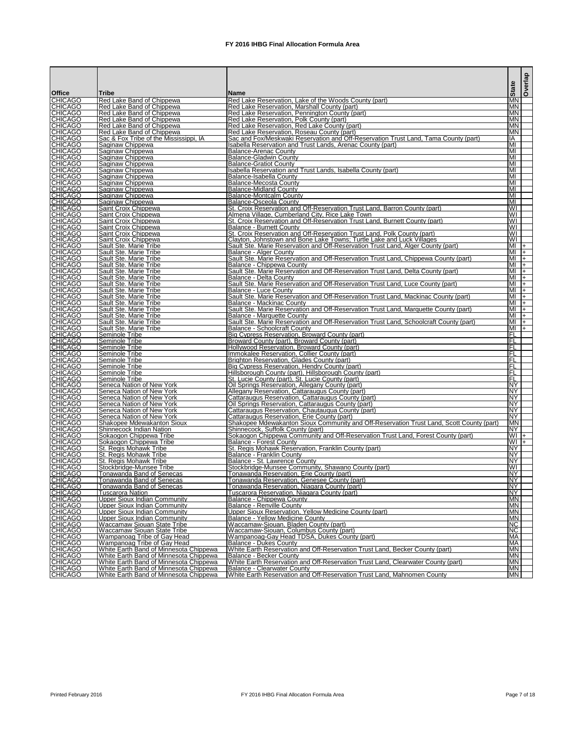# FY 2016 IHBG Final Allocation Formula Area

| Office | Tribe | Name | State | Overlap |
|---|---|---|---|---|
| CHICAGO | Red Lake Band of Chippewa | Red Lake Reservation, Lake of the Woods County (part) | MN | |
| CHICAGO | Red Lake Band of Chippewa | Red Lake Reservation, Marshall County (part) | MN | |
| CHICAGO | Red Lake Band of Chippewa | Red Lake Reservation, Pennington County (part) | MN | |
| CHICAGO | Red Lake Band of Chippewa | Red Lake Reservation, Polk County (part) | MN | |
| CHICAGO | Red Lake Band of Chippewa | Red Lake Reservation, Red Lake County (part) | MN | |
| CHICAGO | Red Lake Band of Chippewa | Red Lake Reservation, Roseau County (part) | MN | |
| CHICAGO | Sac & Fox Tribe of the Mississippi, IA | Sac and Fox/Meskwaki Reservation and Off-Reservation Trust Land, Tama County (part) | IA | |
| CHICAGO | Saginaw Chippewa | Isabella Reservation and Trust Lands, Arenac County (part) | MI | |
| CHICAGO | Saginaw Chippewa | Balance-Arenac County | MI | |
| CHICAGO | Saginaw Chippewa | Balance-Gladwin County | MI | |
| CHICAGO | Saginaw Chippewa | Balance-Gratiot County | MI | |
| CHICAGO | Saginaw Chippewa | Isabella Reservation and Trust Lands, Isabella County (part) | MI | |
| CHICAGO | Saginaw Chippewa | Balance-Isabella County | MI | |
| CHICAGO | Saginaw Chippewa | Balance-Mecosta County | MI | |
| CHICAGO | Saginaw Chippewa | Balance-Midland County | MI | |
| CHICAGO | Saginaw Chippewa | Balance-Montcalm County | MI | |
| CHICAGO | Saginaw Chippewa | Balance-Osceola County | MI | |
| CHICAGO | Saint Croix Chippewa | St. Croix Reservation and Off-Reservation Trust Land, Barron County (part) | WI | |
| CHICAGO | Saint Croix Chippewa | Almena Village, Cumberland City, Rice Lake Town | WI | |
| CHICAGO | Saint Croix Chippewa | St. Croix Reservation and Off-Reservation Trust Land, Burnett County (part) | WI | |
| CHICAGO | Saint Croix Chippewa | Balance - Burnett County | WI | |
| CHICAGO | Saint Croix Chippewa | St. Croix Reservation and Off-Reservation Trust Land, Polk County (part) | WI | |
| CHICAGO | Saint Croix Chippewa | Clayton, Johnstown and Bone Lake Towns; Turtle Lake and Luck Villages | WI | |
| CHICAGO | Sault Ste. Marie Tribe | Sault Ste. Marie Reservation and Off-Reservation Trust Land, Alger County (part) | MI | + |
| CHICAGO | Sault Ste. Marie Tribe | Balance - Alger County | MI | + |
| CHICAGO | Sault Ste. Marie Tribe | Sault Ste. Marie Reservation and Off-Reservation Trust Land, Chippewa County (part) | MI | + |
| CHICAGO | Sault Ste. Marie Tribe | Balance - Chippewa County | MI | + |
| CHICAGO | Sault Ste. Marie Tribe | Sault Ste. Marie Reservation and Off-Reservation Trust Land, Delta County (part) | MI | + |
| CHICAGO | Sault Ste. Marie Tribe | Balance - Delta County | MI | + |
| CHICAGO | Sault Ste. Marie Tribe | Sault Ste. Marie Reservation and Off-Reservation Trust Land, Luce County (part) | MI | + |
| CHICAGO | Sault Ste. Marie Tribe | Balance - Luce County | MI | + |
| CHICAGO | Sault Ste. Marie Tribe | Sault Ste. Marie Reservation and Off-Reservation Trust Land, Mackinac County (part) | MI | + |
| CHICAGO | Sault Ste. Marie Tribe | Balance - Mackinac County | MI | + |
| CHICAGO | Sault Ste. Marie Tribe | Sault Ste. Marie Reservation and Off-Reservation Trust Land, Marquette County (part) | MI | + |
| CHICAGO | Sault Ste. Marie Tribe | Balance - Marquette County | MI | + |
| CHICAGO | Sault Ste. Marie Tribe | Sault Ste. Marie Reservation and Off-Reservation Trust Land, Schoolcraft County (part) | MI | + |
| CHICAGO | Sault Ste. Marie Tribe | Balance - Schoolcraft County | MI | + |
| CHICAGO | Seminole Tribe | Big Cypress Reservation, Broward County (part) | FL | |
| CHICAGO | Seminole Tribe | Broward County (part), Broward County (part) | FL | |
| CHICAGO | Seminole Tribe | Hollywood Reservation, Broward County (part) | FL | |
| CHICAGO | Seminole Tribe | Immokalee Reservation, Collier County (part) | FL | |
| CHICAGO | Seminole Tribe | Brighton Reservation, Glades County (part) | FL | |
| CHICAGO | Seminole Tribe | Big Cypress Reservation, Hendry County (part) | FL | |
| CHICAGO | Seminole Tribe | Hillsborough County (part), Hillsborough County (part) | FL | |
| CHICAGO | Seminole Tribe | St. Lucie County (part), St. Lucie County (part) | FL | |
| CHICAGO | Seneca Nation of New York | Oil Springs Reservation, Allegany County (part) | NY | |
| CHICAGO | Seneca Nation of New York | Allegany Reservation, Cattaraugus County (part) | NY | |
| CHICAGO | Seneca Nation of New York | Cattaraugus Reservation, Cattaraugus County (part) | NY | |
| CHICAGO | Seneca Nation of New York | Oil Springs Reservation, Cattaraugus County (part) | NY | |
| CHICAGO | Seneca Nation of New York | Cattaraugus Reservation, Chautauqua County (part) | NY | |
| CHICAGO | Seneca Nation of New York | Cattaraugus Reservation, Erie County (part) | NY | |
| CHICAGO | Shakopee Mdewakanton Sioux | Shakopee Mdewakanton Sioux Community and Off-Reservation Trust Land, Scott County (part) | MN | |
| CHICAGO | Shinnecock Indian Nation | Shinnecock, Suffolk County (part) | NY | |
| CHICAGO | Sokaogon Chippewa Tribe | Sokaogon Chippewa Community and Off-Reservation Trust Land, Forest County (part) | WI | + |
| CHICAGO | Sokaogon Chippewa Tribe | Balance - Forest County | WI | + |
| CHICAGO | St. Regis Mohawk Tribe | St. Regis Mohawk Reservation, Franklin County (part) | NY | |
| CHICAGO | St. Regis Mohawk Tribe | Balance - Franklin County | NY | |
| CHICAGO | St. Regis Mohawk Tribe | Balance - St. Lawrence County | NY | |
| CHICAGO | Stockbridge-Munsee Tribe | Stockbridge-Munsee Community, Shawano County (part) | WI | |
| CHICAGO | Tonawanda Band of Senecas | Tonawanda Reservation, Erie County (part) | NY | |
| CHICAGO | Tonawanda Band of Senecas | Tonawanda Reservation, Genesee County (part) | NY | |
| CHICAGO | Tonawanda Band of Senecas | Tonawanda Reservation, Niagara County (part) | NY | |
| CHICAGO | Tuscarora Nation | Tuscarora Reservation, Niagara County (part) | NY | |
| CHICAGO | Upper Sioux Indian Community | Balance - Chippewa County | MN | |
| CHICAGO | Upper Sioux Indian Community | Balance - Renville County | MN | |
| CHICAGO | Upper Sioux Indian Community | Upper Sioux Reservation, Yellow Medicine County (part) | MN | |
| CHICAGO | Upper Sioux Indian Community | Balance - Yellow Medicine County | MN | |
| CHICAGO | Waccamaw Siouan State Tribe | Waccamaw-Siouan, Bladen County (part) | NC | |
| CHICAGO | Waccamaw Siouan State Tribe | Waccamaw-Siouan, Columbus County (part) | NC | |
| CHICAGO | Wampanoag Tribe of Gay Head | Wampanoag-Gay Head TDSA, Dukes County (part) | MA | |
| CHICAGO | Wampanoag Tribe of Gay Head | Balance - Dukes County | MA | |
| CHICAGO | White Earth Band of Minnesota Chippewa | White Earth Reservation and Off-Reservation Trust Land, Becker County (part) | MN | |
| CHICAGO | White Earth Band of Minnesota Chippewa | Balance - Becker County | MN | |
| CHICAGO | White Earth Band of Minnesota Chippewa | White Earth Reservation and Off-Reservation Trust Land, Clearwater County (part) | MN | |
| CHICAGO | White Earth Band of Minnesota Chippewa | Balance - Clearwater County | MN | |
| CHICAGO | White Earth Band of Minnesota Chippewa | White Earth Reservation and Off-Reservation Trust Land, Mahnomen County | MN | |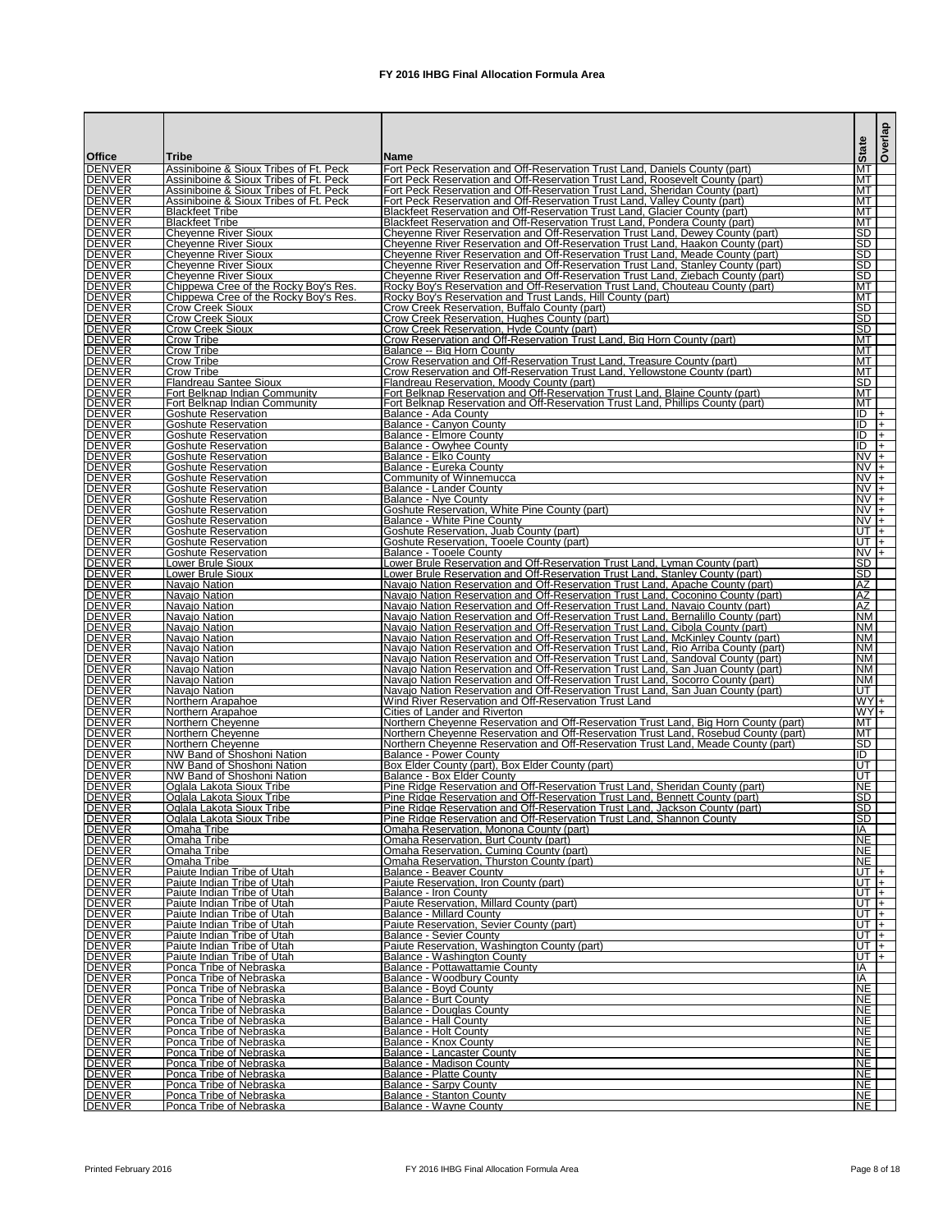# FY 2016 IHBG Final Allocation Formula Area

| Office | Tribe | Name | State | Overlap |
|---|---|---|---|---|
| DENVER | Assiniboine & Sioux Tribes of Ft. Peck | Fort Peck Reservation and Off-Reservation Trust Land, Daniels County (part) | MT | |
| DENVER | Assiniboine & Sioux Tribes of Ft. Peck | Fort Peck Reservation and Off-Reservation Trust Land, Roosevelt County (part) | MT | |
| DENVER | Assiniboine & Sioux Tribes of Ft. Peck | Fort Peck Reservation and Off-Reservation Trust Land, Sheridan County (part) | MT | |
| DENVER | Assiniboine & Sioux Tribes of Ft. Peck | Fort Peck Reservation and Off-Reservation Trust Land, Valley County (part) | MT | |
| DENVER | Blackfeet Tribe | Blackfeet Reservation and Off-Reservation Trust Land, Glacier County (part) | MT | |
| DENVER | Blackfeet Tribe | Blackfeet Reservation and Off-Reservation Trust Land, Pondera County (part) | MT | |
| DENVER | Cheyenne River Sioux | Cheyenne River Reservation and Off-Reservation Trust Land, Dewey County (part) | SD | |
| DENVER | Cheyenne River Sioux | Cheyenne River Reservation and Off-Reservation Trust Land, Haakon County (part) | SD | |
| DENVER | Cheyenne River Sioux | Cheyenne River Reservation and Off-Reservation Trust Land, Meade County (part) | SD | |
| DENVER | Cheyenne River Sioux | Cheyenne River Reservation and Off-Reservation Trust Land, Stanley County (part) | SD | |
| DENVER | Cheyenne River Sioux | Cheyenne River Reservation and Off-Reservation Trust Land, Ziebach County (part) | SD | |
| DENVER | Chippewa Cree of the Rocky Boy's Res. | Rocky Boy's Reservation and Off-Reservation Trust Land, Chouteau County (part) | MT | |
| DENVER | Chippewa Cree of the Rocky Boy's Res. | Rocky Boy's Reservation and Trust Lands, Hill County (part) | MT | |
| DENVER | Crow Creek Sioux | Crow Creek Reservation, Buffalo County (part) | SD | |
| DENVER | Crow Creek Sioux | Crow Creek Reservation, Hughes County (part) | SD | |
| DENVER | Crow Creek Sioux | Crow Creek Reservation, Hyde County (part) | SD | |
| DENVER | Crow Tribe | Crow Reservation and Off-Reservation Trust Land, Big Horn County (part) | MT | |
| DENVER | Crow Tribe | Balance -- Big Horn County | MT | |
| DENVER | Crow Tribe | Crow Reservation and Off-Reservation Trust Land, Treasure County (part) | MT | |
| DENVER | Crow Tribe | Crow Reservation and Off-Reservation Trust Land, Yellowstone County (part) | MT | |
| DENVER | Flandreau Santee Sioux | Flandreau Reservation, Moody County (part) | SD | |
| DENVER | Fort Belknap Indian Community | Fort Belknap Reservation and Off-Reservation Trust Land, Blaine County (part) | MT | |
| DENVER | Fort Belknap Indian Community | Fort Belknap Reservation and Off-Reservation Trust Land, Phillips County (part) | MT | |
| DENVER | Goshute Reservation | Balance - Ada County | ID | + |
| DENVER | Goshute Reservation | Balance - Canyon County | ID | + |
| DENVER | Goshute Reservation | Balance - Elmore County | ID | + |
| DENVER | Goshute Reservation | Balance - Owyhee County | ID | + |
| DENVER | Goshute Reservation | Balance - Elko County | NV | + |
| DENVER | Goshute Reservation | Balance - Eureka County | NV | + |
| DENVER | Goshute Reservation | Community of Winnemucca | NV | + |
| DENVER | Goshute Reservation | Balance - Lander County | NV | + |
| DENVER | Goshute Reservation | Balance - Nye County | NV | + |
| DENVER | Goshute Reservation | Goshute Reservation, White Pine County (part) | NV | + |
| DENVER | Goshute Reservation | Balance - White Pine County | NV | + |
| DENVER | Goshute Reservation | Goshute Reservation, Juab County (part) | UT | + |
| DENVER | Goshute Reservation | Goshute Reservation, Tooele County (part) | UT | + |
| DENVER | Goshute Reservation | Balance - Tooele County | NV | + |
| DENVER | Lower Brule Sioux | Lower Brule Reservation and Off-Reservation Trust Land, Lyman County (part) | SD | |
| DENVER | Lower Brule Sioux | Lower Brule Reservation and Off-Reservation Trust Land, Stanley County (part) | SD | |
| DENVER | Navajo Nation | Navajo Nation Reservation and Off-Reservation Trust Land, Apache County (part) | AZ | |
| DENVER | Navajo Nation | Navajo Nation Reservation and Off-Reservation Trust Land, Coconino County (part) | AZ | |
| DENVER | Navajo Nation | Navajo Nation Reservation and Off-Reservation Trust Land, Navajo County (part) | AZ | |
| DENVER | Navajo Nation | Navajo Nation Reservation and Off-Reservation Trust Land, Bernalillo County (part) | NM | |
| DENVER | Navajo Nation | Navajo Nation Reservation and Off-Reservation Trust Land, Cibola County (part) | NM | |
| DENVER | Navajo Nation | Navajo Nation Reservation and Off-Reservation Trust Land, McKinley County (part) | NM | |
| DENVER | Navajo Nation | Navajo Nation Reservation and Off-Reservation Trust Land, Rio Arriba County (part) | NM | |
| DENVER | Navajo Nation | Navajo Nation Reservation and Off-Reservation Trust Land, Sandoval County (part) | NM | |
| DENVER | Navajo Nation | Navajo Nation Reservation and Off-Reservation Trust Land, San Juan County (part) | NM | |
| DENVER | Navajo Nation | Navajo Nation Reservation and Off-Reservation Trust Land, Socorro County (part) | NM | |
| DENVER | Navajo Nation | Navajo Nation Reservation and Off-Reservation Trust Land, San Juan County (part) | UT | |
| DENVER | Northern Arapahoe | Wind River Reservation and Off-Reservation Trust Land | WY | + |
| DENVER | Northern Arapahoe | Cities of Lander and Riverton | WY | + |
| DENVER | Northern Cheyenne | Northern Cheyenne Reservation and Off-Reservation Trust Land, Big Horn County (part) | MT | |
| DENVER | Northern Cheyenne | Northern Cheyenne Reservation and Off-Reservation Trust Land, Rosebud County (part) | MT | |
| DENVER | Northern Cheyenne | Northern Cheyenne Reservation and Off-Reservation Trust Land, Meade County (part) | SD | |
| DENVER | NW Band of Shoshoni Nation | Balance - Power County | ID | |
| DENVER | NW Band of Shoshoni Nation | Box Elder County (part), Box Elder County (part) | UT | |
| DENVER | NW Band of Shoshoni Nation | Balance - Box Elder County | UT | |
| DENVER | Oglala Lakota Sioux Tribe | Pine Ridge Reservation and Off-Reservation Trust Land, Sheridan County (part) | NE | |
| DENVER | Oglala Lakota Sioux Tribe | Pine Ridge Reservation and Off-Reservation Trust Land, Bennett County (part) | SD | |
| DENVER | Oglala Lakota Sioux Tribe | Pine Ridge Reservation and Off-Reservation Trust Land, Jackson County (part) | SD | |
| DENVER | Oglala Lakota Sioux Tribe | Pine Ridge Reservation and Off-Reservation Trust Land, Shannon County | SD | |
| DENVER | Omaha Tribe | Omaha Reservation, Monona County (part) | IA | |
| DENVER | Omaha Tribe | Omaha Reservation, Burt County (part) | NE | |
| DENVER | Omaha Tribe | Omaha Reservation, Cuming County (part) | NE | |
| DENVER | Omaha Tribe | Omaha Reservation, Thurston County (part) | NE | |
| DENVER | Paiute Indian Tribe of Utah | Balance - Beaver County | UT | + |
| DENVER | Paiute Indian Tribe of Utah | Paiute Reservation, Iron County (part) | UT | + |
| DENVER | Paiute Indian Tribe of Utah | Balance - Iron County | UT | + |
| DENVER | Paiute Indian Tribe of Utah | Paiute Reservation, Millard County (part) | UT | + |
| DENVER | Paiute Indian Tribe of Utah | Balance - Millard County | UT | + |
| DENVER | Paiute Indian Tribe of Utah | Paiute Reservation, Sevier County (part) | UT | + |
| DENVER | Paiute Indian Tribe of Utah | Balance - Sevier County | UT | + |
| DENVER | Paiute Indian Tribe of Utah | Paiute Reservation, Washington County (part) | UT | + |
| DENVER | Paiute Indian Tribe of Utah | Balance - Washington County | UT | + |
| DENVER | Ponca Tribe of Nebraska | Balance - Pottawattamie County | IA | |
| DENVER | Ponca Tribe of Nebraska | Balance - Woodbury County | IA | |
| DENVER | Ponca Tribe of Nebraska | Balance - Boyd County | NE | |
| DENVER | Ponca Tribe of Nebraska | Balance - Burt County | NE | |
| DENVER | Ponca Tribe of Nebraska | Balance - Douglas County | NE | |
| DENVER | Ponca Tribe of Nebraska | Balance - Hall County | NE | |
| DENVER | Ponca Tribe of Nebraska | Balance - Holt County | NE | |
| DENVER | Ponca Tribe of Nebraska | Balance - Knox County | NE | |
| DENVER | Ponca Tribe of Nebraska | Balance - Lancaster County | NE | |
| DENVER | Ponca Tribe of Nebraska | Balance - Madison County | NE | |
| DENVER | Ponca Tribe of Nebraska | Balance - Platte County | NE | |
| DENVER | Ponca Tribe of Nebraska | Balance - Sarpy County | NE | |
| DENVER | Ponca Tribe of Nebraska | Balance - Stanton County | NE | |
| DENVER | Ponca Tribe of Nebraska | Balance - Wayne County | NE | |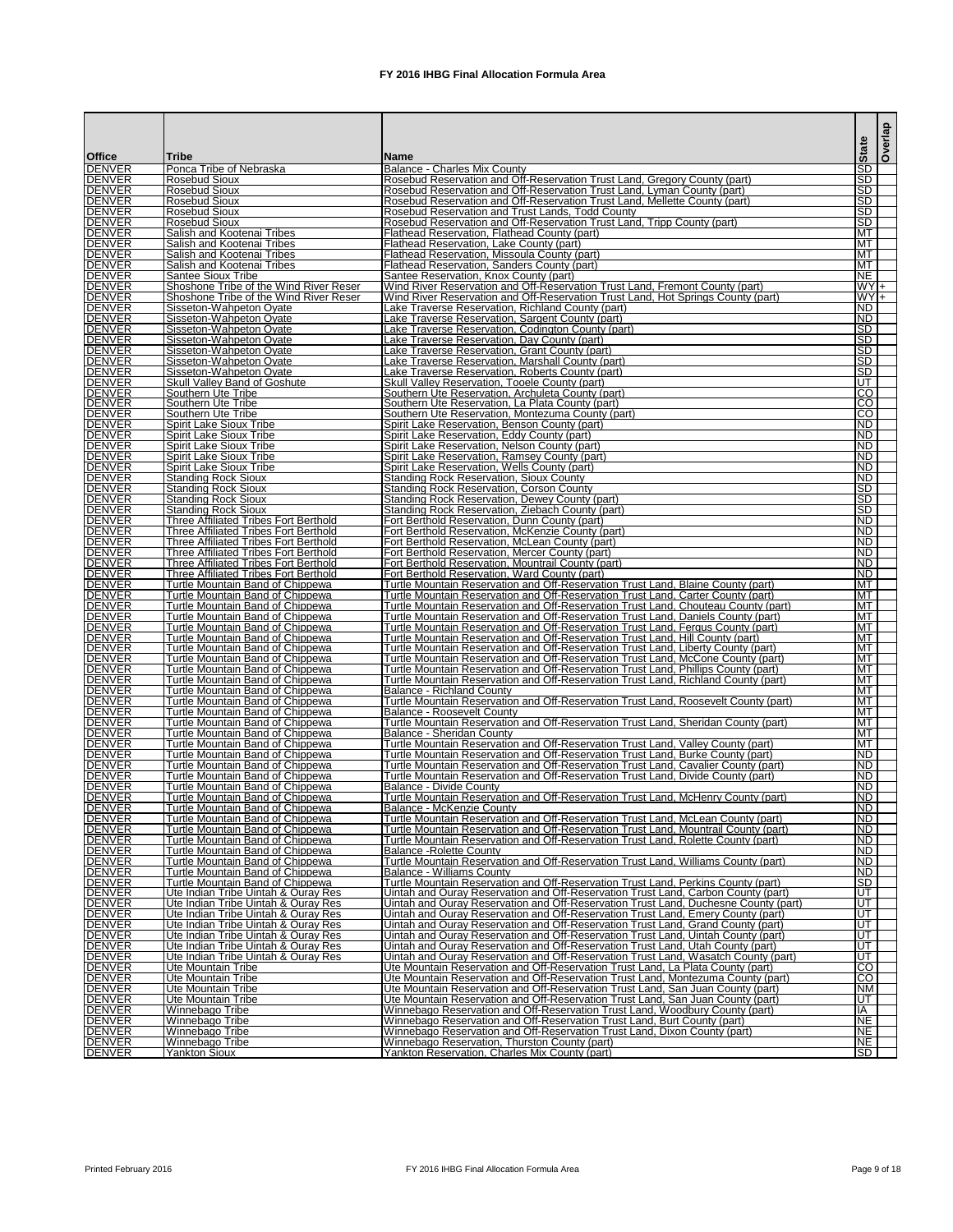# FY 2016 IHBG Final Allocation Formula Area

| Office | Tribe | Name | State | Overlap |
|---|---|---|---|---|
| DENVER | Ponca Tribe of Nebraska | Balance - Charles Mix County | SD | |
| DENVER | Rosebud Sioux | Rosebud Reservation and Off-Reservation Trust Land, Gregory County (part) | SD | |
| DENVER | Rosebud Sioux | Rosebud Reservation and Off-Reservation Trust Land, Lyman County (part) | SD | |
| DENVER | Rosebud Sioux | Rosebud Reservation and Off-Reservation Trust Land, Mellette County (part) | SD | |
| DENVER | Rosebud Sioux | Rosebud Reservation and Trust Lands, Todd County | SD | |
| DENVER | Rosebud Sioux | Rosebud Reservation and Off-Reservation Trust Land, Tripp County (part) | SD | |
| DENVER | Salish and Kootenai Tribes | Flathead Reservation, Flathead County (part) | MT | |
| DENVER | Salish and Kootenai Tribes | Flathead Reservation, Lake County (part) | MT | |
| DENVER | Salish and Kootenai Tribes | Flathead Reservation, Missoula County (part) | MT | |
| DENVER | Salish and Kootenai Tribes | Flathead Reservation, Sanders County (part) | MT | |
| DENVER | Santee Sioux Tribe | Santee Reservation, Knox County (part) | NE | |
| DENVER | Shoshone Tribe of the Wind River Reser | Wind River Reservation and Off-Reservation Trust Land, Fremont County (part) | WY | + |
| DENVER | Shoshone Tribe of the Wind River Reser | Wind River Reservation and Off-Reservation Trust Land, Hot Springs County (part) | WY | + |
| DENVER | Sisseton-Wahpeton Oyate | Lake Traverse Reservation, Richland County (part) | ND | |
| DENVER | Sisseton-Wahpeton Oyate | Lake Traverse Reservation, Sargent County (part) | ND | |
| DENVER | Sisseton-Wahpeton Oyate | Lake Traverse Reservation, Codington County (part) | SD | |
| DENVER | Sisseton-Wahpeton Oyate | Lake Traverse Reservation, Day County (part) | SD | |
| DENVER | Sisseton-Wahpeton Oyate | Lake Traverse Reservation, Grant County (part) | SD | |
| DENVER | Sisseton-Wahpeton Oyate | Lake Traverse Reservation, Marshall County (part) | SD | |
| DENVER | Sisseton-Wahpeton Oyate | Lake Traverse Reservation, Roberts County (part) | SD | |
| DENVER | Skull Valley Band of Goshute | Skull Valley Reservation, Tooele County (part) | UT | |
| DENVER | Southern Ute Tribe | Southern Ute Reservation, Archuleta County (part) | CO | |
| DENVER | Southern Ute Tribe | Southern Ute Reservation, La Plata County (part) | CO | |
| DENVER | Southern Ute Tribe | Southern Ute Reservation, Montezuma County (part) | CO | |
| DENVER | Spirit Lake Sioux Tribe | Spirit Lake Reservation, Benson County (part) | ND | |
| DENVER | Spirit Lake Sioux Tribe | Spirit Lake Reservation, Eddy County (part) | ND | |
| DENVER | Spirit Lake Sioux Tribe | Spirit Lake Reservation, Nelson County (part) | ND | |
| DENVER | Spirit Lake Sioux Tribe | Spirit Lake Reservation, Ramsey County (part) | ND | |
| DENVER | Spirit Lake Sioux Tribe | Spirit Lake Reservation, Wells County (part) | ND | |
| DENVER | Standing Rock Sioux | Standing Rock Reservation, Sioux County | ND | |
| DENVER | Standing Rock Sioux | Standing Rock Reservation, Corson County | SD | |
| DENVER | Standing Rock Sioux | Standing Rock Reservation, Dewey County (part) | SD | |
| DENVER | Standing Rock Sioux | Standing Rock Reservation, Ziebach County (part) | SD | |
| DENVER | Three Affiliated Tribes Fort Berthold | Fort Berthold Reservation, Dunn County (part) | ND | |
| DENVER | Three Affiliated Tribes Fort Berthold | Fort Berthold Reservation, McKenzie County (part) | ND | |
| DENVER | Three Affiliated Tribes Fort Berthold | Fort Berthold Reservation, McLean County (part) | ND | |
| DENVER | Three Affiliated Tribes Fort Berthold | Fort Berthold Reservation, Mercer County (part) | ND | |
| DENVER | Three Affiliated Tribes Fort Berthold | Fort Berthold Reservation, Mountrail County (part) | ND | |
| DENVER | Three Affiliated Tribes Fort Berthold | Fort Berthold Reservation, Ward County (part) | ND | |
| DENVER | Turtle Mountain Band of Chippewa | Turtle Mountain Reservation and Off-Reservation Trust Land, Blaine County (part) | MT | |
| DENVER | Turtle Mountain Band of Chippewa | Turtle Mountain Reservation and Off-Reservation Trust Land, Carter County (part) | MT | |
| DENVER | Turtle Mountain Band of Chippewa | Turtle Mountain Reservation and Off-Reservation Trust Land, Chouteau County (part) | MT | |
| DENVER | Turtle Mountain Band of Chippewa | Turtle Mountain Reservation and Off-Reservation Trust Land, Daniels County (part) | MT | |
| DENVER | Turtle Mountain Band of Chippewa | Turtle Mountain Reservation and Off-Reservation Trust Land, Fergus County (part) | MT | |
| DENVER | Turtle Mountain Band of Chippewa | Turtle Mountain Reservation and Off-Reservation Trust Land, Hill County (part) | MT | |
| DENVER | Turtle Mountain Band of Chippewa | Turtle Mountain Reservation and Off-Reservation Trust Land, Liberty County (part) | MT | |
| DENVER | Turtle Mountain Band of Chippewa | Turtle Mountain Reservation and Off-Reservation Trust Land, McCone County (part) | MT | |
| DENVER | Turtle Mountain Band of Chippewa | Turtle Mountain Reservation and Off-Reservation Trust Land, Phillips County (part) | MT | |
| DENVER | Turtle Mountain Band of Chippewa | Turtle Mountain Reservation and Off-Reservation Trust Land, Richland County (part) | MT | |
| DENVER | Turtle Mountain Band of Chippewa | Balance - Richland County | MT | |
| DENVER | Turtle Mountain Band of Chippewa | Turtle Mountain Reservation and Off-Reservation Trust Land, Roosevelt County (part) | MT | |
| DENVER | Turtle Mountain Band of Chippewa | Balance - Roosevelt County | MT | |
| DENVER | Turtle Mountain Band of Chippewa | Turtle Mountain Reservation and Off-Reservation Trust Land, Sheridan County (part) | MT | |
| DENVER | Turtle Mountain Band of Chippewa | Balance - Sheridan County | MT | |
| DENVER | Turtle Mountain Band of Chippewa | Turtle Mountain Reservation and Off-Reservation Trust Land, Valley County (part) | MT | |
| DENVER | Turtle Mountain Band of Chippewa | Turtle Mountain Reservation and Off-Reservation Trust Land, Burke County (part) | ND | |
| DENVER | Turtle Mountain Band of Chippewa | Turtle Mountain Reservation and Off-Reservation Trust Land, Cavalier County (part) | ND | |
| DENVER | Turtle Mountain Band of Chippewa | Turtle Mountain Reservation and Off-Reservation Trust Land, Divide County (part) | ND | |
| DENVER | Turtle Mountain Band of Chippewa | Balance - Divide County | ND | |
| DENVER | Turtle Mountain Band of Chippewa | Turtle Mountain Reservation and Off-Reservation Trust Land, McHenry County (part) | ND | |
| DENVER | Turtle Mountain Band of Chippewa | Balance - McKenzie County | ND | |
| DENVER | Turtle Mountain Band of Chippewa | Turtle Mountain Reservation and Off-Reservation Trust Land, McLean County (part) | ND | |
| DENVER | Turtle Mountain Band of Chippewa | Turtle Mountain Reservation and Off-Reservation Trust Land, Mountrail County (part) | ND | |
| DENVER | Turtle Mountain Band of Chippewa | Turtle Mountain Reservation and Off-Reservation Trust Land, Rolette County (part) | ND | |
| DENVER | Turtle Mountain Band of Chippewa | Balance -Rolette County | ND | |
| DENVER | Turtle Mountain Band of Chippewa | Turtle Mountain Reservation and Off-Reservation Trust Land, Williams County (part) | ND | |
| DENVER | Turtle Mountain Band of Chippewa | Balance - Williams County | ND | |
| DENVER | Turtle Mountain Band of Chippewa | Turtle Mountain Reservation and Off-Reservation Trust Land, Perkins County (part) | SD | |
| DENVER | Ute Indian Tribe Uintah & Ouray Res | Uintah and Ouray Reservation and Off-Reservation Trust Land, Carbon County (part) | UT | |
| DENVER | Ute Indian Tribe Uintah & Ouray Res | Uintah and Ouray Reservation and Off-Reservation Trust Land, Duchesne County (part) | UT | |
| DENVER | Ute Indian Tribe Uintah & Ouray Res | Uintah and Ouray Reservation and Off-Reservation Trust Land, Emery County (part) | UT | |
| DENVER | Ute Indian Tribe Uintah & Ouray Res | Uintah and Ouray Reservation and Off-Reservation Trust Land, Grand County (part) | UT | |
| DENVER | Ute Indian Tribe Uintah & Ouray Res | Uintah and Ouray Reservation and Off-Reservation Trust Land, Uintah County (part) | UT | |
| DENVER | Ute Indian Tribe Uintah & Ouray Res | Uintah and Ouray Reservation and Off-Reservation Trust Land, Utah County (part) | UT | |
| DENVER | Ute Indian Tribe Uintah & Ouray Res | Uintah and Ouray Reservation and Off-Reservation Trust Land, Wasatch County (part) | UT | |
| DENVER | Ute Mountain Tribe | Ute Mountain Reservation and Off-Reservation Trust Land, La Plata County (part) | CO | |
| DENVER | Ute Mountain Tribe | Ute Mountain Reservation and Off-Reservation Trust Land, Montezuma County (part) | CO | |
| DENVER | Ute Mountain Tribe | Ute Mountain Reservation and Off-Reservation Trust Land, San Juan County (part) | NM | |
| DENVER | Ute Mountain Tribe | Ute Mountain Reservation and Off-Reservation Trust Land, San Juan County (part) | UT | |
| DENVER | Winnebago Tribe | Winnebago Reservation and Off-Reservation Trust Land, Woodbury County (part) | IA | |
| DENVER | Winnebago Tribe | Winnebago Reservation and Off-Reservation Trust Land, Burt County (part) | NE | |
| DENVER | Winnebago Tribe | Winnebago Reservation and Off-Reservation Trust Land, Dixon County (part) | NE | |
| DENVER | Winnebago Tribe | Winnebago Reservation, Thurston County (part) | NE | |
| DENVER | Yankton Sioux | Yankton Reservation, Charles Mix County (part) | SD | |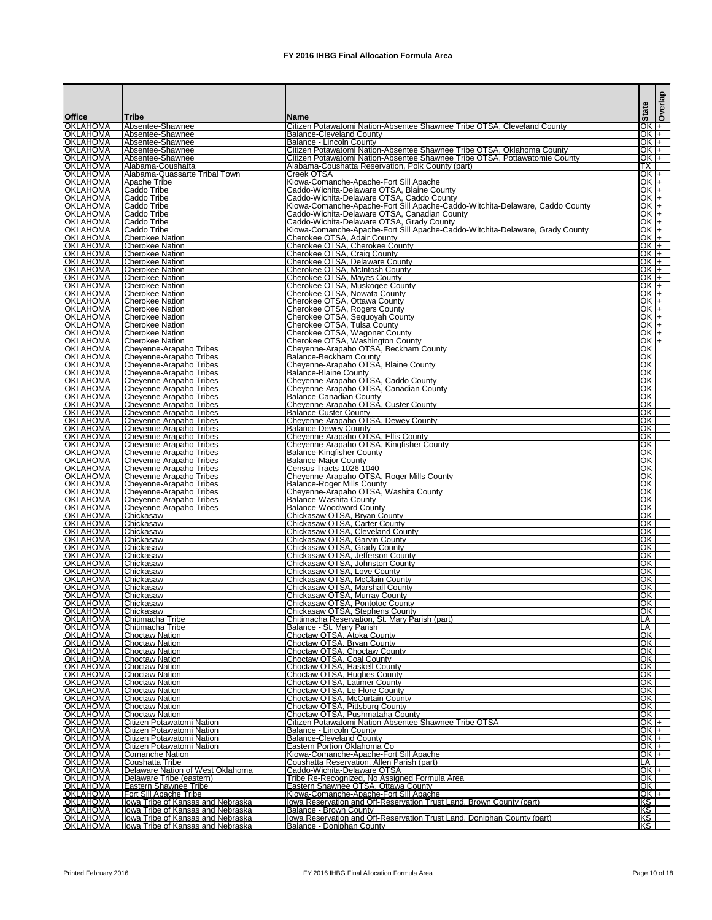**FY 2016 IHBG Final Allocation Formula Area**

| Office | Tribe | Name | State | Overlap |
|---|---|---|---|---|
| OKLAHOMA | Absentee-Shawnee | Citizen Potawatomi Nation-Absentee Shawnee Tribe OTSA, Cleveland County | OK | + |
| OKLAHOMA | Absentee-Shawnee | Balance-Cleveland County | OK | + |
| OKLAHOMA | Absentee-Shawnee | Balance - Lincoln County | OK | + |
| OKLAHOMA | Absentee-Shawnee | Citizen Potawatomi Nation-Absentee Shawnee Tribe OTSA, Oklahoma County | OK | + |
| OKLAHOMA | Absentee-Shawnee | Citizen Potawatomi Nation-Absentee Shawnee Tribe OTSA, Pottawatomie County | OK | + |
| OKLAHOMA | Alabama-Coushatta | Alabama-Coushatta Reservation, Polk County (part) | TX | |
| OKLAHOMA | Alabama-Quassarte Tribal Town | Creek OTSA | OK | + |
| OKLAHOMA | Apache Tribe | Kiowa-Comanche-Apache-Fort Sill Apache | OK | + |
| OKLAHOMA | Caddo Tribe | Caddo-Wichita-Delaware OTSA, Blaine County | OK | + |
| OKLAHOMA | Caddo Tribe | Caddo-Wichita-Delaware OTSA, Caddo County | OK | + |
| OKLAHOMA | Caddo Tribe | Kiowa-Comanche-Apache-Fort Sill Apache-Caddo-Witchita-Delaware, Caddo County | OK | + |
| OKLAHOMA | Caddo Tribe | Caddo-Wichita-Delaware OTSA, Canadian County | OK | + |
| OKLAHOMA | Caddo Tribe | Caddo-Wichita-Delaware OTSA, Grady County | OK | + |
| OKLAHOMA | Caddo Tribe | Kiowa-Comanche-Apache-Fort Sill Apache-Caddo-Witchita-Delaware, Grady County | OK | + |
| OKLAHOMA | Cherokee Nation | Cherokee OTSA, Adair County | OK | + |
| OKLAHOMA | Cherokee Nation | Cherokee OTSA, Cherokee County | OK | + |
| OKLAHOMA | Cherokee Nation | Cherokee OTSA, Craig County | OK | + |
| OKLAHOMA | Cherokee Nation | Cherokee OTSA, Delaware County | OK | + |
| OKLAHOMA | Cherokee Nation | Cherokee OTSA, McIntosh County | OK | + |
| OKLAHOMA | Cherokee Nation | Cherokee OTSA, Mayes County | OK | + |
| OKLAHOMA | Cherokee Nation | Cherokee OTSA, Muskogee County | OK | + |
| OKLAHOMA | Cherokee Nation | Cherokee OTSA, Nowata County | OK | + |
| OKLAHOMA | Cherokee Nation | Cherokee OTSA, Ottawa County | OK | + |
| OKLAHOMA | Cherokee Nation | Cherokee OTSA, Rogers County | OK | + |
| OKLAHOMA | Cherokee Nation | Cherokee OTSA, Sequoyah County | OK | + |
| OKLAHOMA | Cherokee Nation | Cherokee OTSA, Tulsa County | OK | + |
| OKLAHOMA | Cherokee Nation | Cherokee OTSA, Wagoner County | OK | + |
| OKLAHOMA | Cherokee Nation | Cherokee OTSA, Washington County | OK | + |
| OKLAHOMA | Cheyenne-Arapaho Tribes | Cheyenne-Arapaho OTSA, Beckham County | OK | |
| OKLAHOMA | Cheyenne-Arapaho Tribes | Balance-Beckham County | OK | |
| OKLAHOMA | Cheyenne-Arapaho Tribes | Cheyenne-Arapaho OTSA, Blaine County | OK | |
| OKLAHOMA | Cheyenne-Arapaho Tribes | Balance-Blaine County | OK | |
| OKLAHOMA | Cheyenne-Arapaho Tribes | Cheyenne-Arapaho OTSA, Caddo County | OK | |
| OKLAHOMA | Cheyenne-Arapaho Tribes | Cheyenne-Arapaho OTSA, Canadian County | OK | |
| OKLAHOMA | Cheyenne-Arapaho Tribes | Balance-Canadian County | OK | |
| OKLAHOMA | Cheyenne-Arapaho Tribes | Cheyenne-Arapaho OTSA, Custer County | OK | |
| OKLAHOMA | Cheyenne-Arapaho Tribes | Balance-Custer County | OK | |
| OKLAHOMA | Cheyenne-Arapaho Tribes | Cheyenne-Arapaho OTSA, Dewey County | OK | |
| OKLAHOMA | Cheyenne-Arapaho Tribes | Balance-Dewey County | OK | |
| OKLAHOMA | Cheyenne-Arapaho Tribes | Cheyenne-Arapaho OTSA, Ellis County | OK | |
| OKLAHOMA | Cheyenne-Arapaho Tribes | Cheyenne-Arapaho OTSA, Kingfisher County | OK | |
| OKLAHOMA | Cheyenne-Arapaho Tribes | Balance-Kingfisher County | OK | |
| OKLAHOMA | Cheyenne-Arapaho Tribes | Balance-Major County | OK | |
| OKLAHOMA | Cheyenne-Arapaho Tribes | Census Tracts 1026 1040 | OK | |
| OKLAHOMA | Cheyenne-Arapaho Tribes | Cheyenne-Arapaho OTSA, Roger Mills County | OK | |
| OKLAHOMA | Cheyenne-Arapaho Tribes | Balance-Roger Mills County | OK | |
| OKLAHOMA | Cheyenne-Arapaho Tribes | Cheyenne-Arapaho OTSA, Washita County | OK | |
| OKLAHOMA | Cheyenne-Arapaho Tribes | Balance-Washita County | OK | |
| OKLAHOMA | Cheyenne-Arapaho Tribes | Balance-Woodward County | OK | |
| OKLAHOMA | Chickasaw | Chickasaw OTSA, Bryan County | OK | |
| OKLAHOMA | Chickasaw | Chickasaw OTSA, Carter County | OK | |
| OKLAHOMA | Chickasaw | Chickasaw OTSA, Cleveland County | OK | |
| OKLAHOMA | Chickasaw | Chickasaw OTSA, Garvin County | OK | |
| OKLAHOMA | Chickasaw | Chickasaw OTSA, Grady County | OK | |
| OKLAHOMA | Chickasaw | Chickasaw OTSA, Jefferson County | OK | |
| OKLAHOMA | Chickasaw | Chickasaw OTSA, Johnston County | OK | |
| OKLAHOMA | Chickasaw | Chickasaw OTSA, Love County | OK | |
| OKLAHOMA | Chickasaw | Chickasaw OTSA, McClain County | OK | |
| OKLAHOMA | Chickasaw | Chickasaw OTSA, Marshall County | OK | |
| OKLAHOMA | Chickasaw | Chickasaw OTSA, Murray County | OK | |
| OKLAHOMA | Chickasaw | Chickasaw OTSA, Pontotoc County | OK | |
| OKLAHOMA | Chickasaw | Chickasaw OTSA, Stephens County | OK | |
| OKLAHOMA | Chitimacha Tribe | Chitimacha Reservation, St. Mary Parish (part) | LA | |
| OKLAHOMA | Chitimacha Tribe | Balance - St. Mary Parish | LA | |
| OKLAHOMA | Choctaw Nation | Choctaw OTSA, Atoka County | OK | |
| OKLAHOMA | Choctaw Nation | Choctaw OTSA, Bryan County | OK | |
| OKLAHOMA | Choctaw Nation | Choctaw OTSA, Choctaw County | OK | |
| OKLAHOMA | Choctaw Nation | Choctaw OTSA, Coal County | OK | |
| OKLAHOMA | Choctaw Nation | Choctaw OTSA, Haskell County | OK | |
| OKLAHOMA | Choctaw Nation | Choctaw OTSA, Hughes County | OK | |
| OKLAHOMA | Choctaw Nation | Choctaw OTSA, Latimer County | OK | |
| OKLAHOMA | Choctaw Nation | Choctaw OTSA, Le Flore County | OK | |
| OKLAHOMA | Choctaw Nation | Choctaw OTSA, McCurtain County | OK | |
| OKLAHOMA | Choctaw Nation | Choctaw OTSA, Pittsburg County | OK | |
| OKLAHOMA | Choctaw Nation | Choctaw OTSA, Pushmataha County | OK | |
| OKLAHOMA | Citizen Potawatomi Nation | Citizen Potawatomi Nation-Absentee Shawnee Tribe OTSA | OK | + |
| OKLAHOMA | Citizen Potawatomi Nation | Balance - Lincoln County | OK | + |
| OKLAHOMA | Citizen Potawatomi Nation | Balance-Cleveland County | OK | + |
| OKLAHOMA | Citizen Potawatomi Nation | Eastern Portion Oklahoma Co | OK | + |
| OKLAHOMA | Comanche Nation | Kiowa-Comanche-Apache-Fort Sill Apache | OK | + |
| OKLAHOMA | Coushatta Tribe | Coushatta Reservation, Allen Parish (part) | LA | |
| OKLAHOMA | Delaware Nation of West Oklahoma | Caddo-Wichita-Delaware OTSA | OK | + |
| OKLAHOMA | Delaware Tribe (eastern) | Tribe Re-Recognized, No Assigned Formula Area | OK | |
| OKLAHOMA | Eastern Shawnee Tribe | Eastern Shawnee OTSA, Ottawa County | OK | |
| OKLAHOMA | Fort Sill Apache Tribe | Kiowa-Comanche-Apache-Fort Sill Apache | OK | + |
| OKLAHOMA | Iowa Tribe of Kansas and Nebraska | Iowa Reservation and Off-Reservation Trust Land, Brown County (part) | KS | |
| OKLAHOMA | Iowa Tribe of Kansas and Nebraska | Balance - Brown County | KS | |
| OKLAHOMA | Iowa Tribe of Kansas and Nebraska | Iowa Reservation and Off-Reservation Trust Land, Doniphan County (part) | KS | |
| OKLAHOMA | Iowa Tribe of Kansas and Nebraska | Balance - Doniphan County | KS | |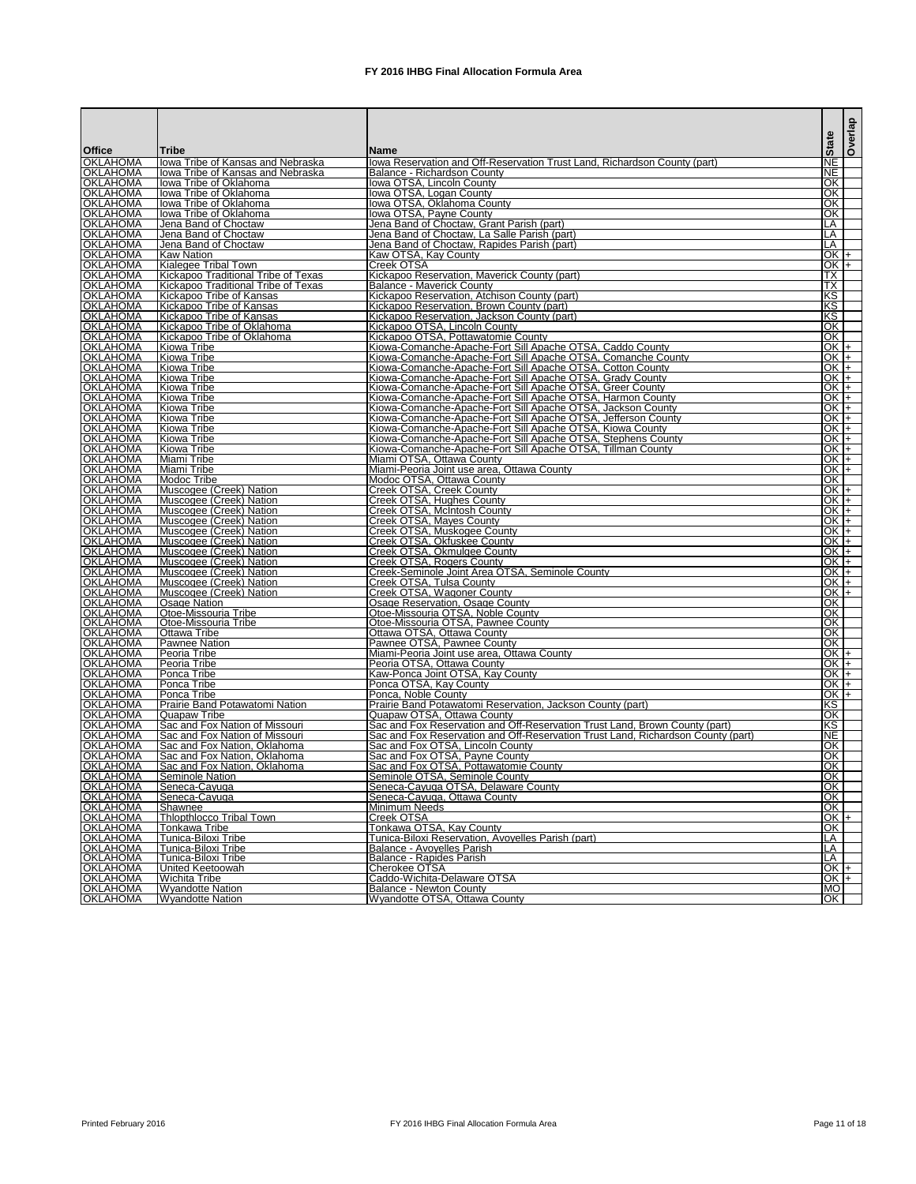# FY 2016 IHBG Final Allocation Formula Area

| Office | Tribe | Name | State | Overlap |
|---|---|---|---|---|
| OKLAHOMA | Iowa Tribe of Kansas and Nebraska | Iowa Reservation and Off-Reservation Trust Land, Richardson County (part) | NE | |
| OKLAHOMA | Iowa Tribe of Kansas and Nebraska | Balance - Richardson County | NE | |
| OKLAHOMA | Iowa Tribe of Oklahoma | Iowa OTSA, Lincoln County | OK | |
| OKLAHOMA | Iowa Tribe of Oklahoma | Iowa OTSA, Logan County | OK | |
| OKLAHOMA | Iowa Tribe of Oklahoma | Iowa OTSA, Oklahoma County | OK | |
| OKLAHOMA | Iowa Tribe of Oklahoma | Iowa OTSA, Payne County | OK | |
| OKLAHOMA | Jena Band of Choctaw | Jena Band of Choctaw, Grant Parish (part) | LA | |
| OKLAHOMA | Jena Band of Choctaw | Jena Band of Choctaw, La Salle Parish (part) | LA | |
| OKLAHOMA | Jena Band of Choctaw | Jena Band of Choctaw, Rapides Parish (part) | LA | |
| OKLAHOMA | Kaw Nation | Kaw OTSA, Kay County | OK | + |
| OKLAHOMA | Kialegee Tribal Town | Creek OTSA | OK | + |
| OKLAHOMA | Kickapoo Traditional Tribe of Texas | Kickapoo Reservation, Maverick County (part) | TX | |
| OKLAHOMA | Kickapoo Traditional Tribe of Texas | Balance - Maverick County | TX | |
| OKLAHOMA | Kickapoo Tribe of Kansas | Kickapoo Reservation, Atchison County (part) | KS | |
| OKLAHOMA | Kickapoo Tribe of Kansas | Kickapoo Reservation, Brown County (part) | KS | |
| OKLAHOMA | Kickapoo Tribe of Kansas | Kickapoo Reservation, Jackson County (part) | KS | |
| OKLAHOMA | Kickapoo Tribe of Oklahoma | Kickapoo OTSA, Lincoln County | OK | |
| OKLAHOMA | Kickapoo Tribe of Oklahoma | Kickapoo OTSA, Pottawatomie County | OK | |
| OKLAHOMA | Kiowa Tribe | Kiowa-Comanche-Apache-Fort Sill Apache OTSA, Caddo County | OK | + |
| OKLAHOMA | Kiowa Tribe | Kiowa-Comanche-Apache-Fort Sill Apache OTSA, Comanche County | OK | + |
| OKLAHOMA | Kiowa Tribe | Kiowa-Comanche-Apache-Fort Sill Apache OTSA, Cotton County | OK | + |
| OKLAHOMA | Kiowa Tribe | Kiowa-Comanche-Apache-Fort Sill Apache OTSA, Grady County | OK | + |
| OKLAHOMA | Kiowa Tribe | Kiowa-Comanche-Apache-Fort Sill Apache OTSA, Greer County | OK | + |
| OKLAHOMA | Kiowa Tribe | Kiowa-Comanche-Apache-Fort Sill Apache OTSA, Harmon County | OK | + |
| OKLAHOMA | Kiowa Tribe | Kiowa-Comanche-Apache-Fort Sill Apache OTSA, Jackson County | OK | + |
| OKLAHOMA | Kiowa Tribe | Kiowa-Comanche-Apache-Fort Sill Apache OTSA, Jefferson County | OK | + |
| OKLAHOMA | Kiowa Tribe | Kiowa-Comanche-Apache-Fort Sill Apache OTSA, Kiowa County | OK | + |
| OKLAHOMA | Kiowa Tribe | Kiowa-Comanche-Apache-Fort Sill Apache OTSA, Stephens County | OK | + |
| OKLAHOMA | Kiowa Tribe | Kiowa-Comanche-Apache-Fort Sill Apache OTSA, Tillman County | OK | + |
| OKLAHOMA | Miami Tribe | Miami OTSA, Ottawa County | OK | + |
| OKLAHOMA | Miami Tribe | Miami-Peoria Joint use area, Ottawa County | OK | + |
| OKLAHOMA | Modoc Tribe | Modoc OTSA, Ottawa County | OK | |
| OKLAHOMA | Muscogee (Creek) Nation | Creek OTSA, Creek County | OK | + |
| OKLAHOMA | Muscogee (Creek) Nation | Creek OTSA, Hughes County | OK | + |
| OKLAHOMA | Muscogee (Creek) Nation | Creek OTSA, McIntosh County | OK | + |
| OKLAHOMA | Muscogee (Creek) Nation | Creek OTSA, Mayes County | OK | + |
| OKLAHOMA | Muscogee (Creek) Nation | Creek OTSA, Muskogee County | OK | + |
| OKLAHOMA | Muscogee (Creek) Nation | Creek OTSA, Okfuskee County | OK | + |
| OKLAHOMA | Muscogee (Creek) Nation | Creek OTSA, Okmulgee County | OK | + |
| OKLAHOMA | Muscogee (Creek) Nation | Creek OTSA, Rogers County | OK | + |
| OKLAHOMA | Muscogee (Creek) Nation | Creek-Seminole Joint Area OTSA, Seminole County | OK | + |
| OKLAHOMA | Muscogee (Creek) Nation | Creek OTSA, Tulsa County | OK | + |
| OKLAHOMA | Muscogee (Creek) Nation | Creek OTSA, Wagoner County | OK | + |
| OKLAHOMA | Osage Nation | Osage Reservation, Osage County | OK | |
| OKLAHOMA | Otoe-Missouria Tribe | Otoe-Missouria OTSA, Noble County | OK | |
| OKLAHOMA | Otoe-Missouria Tribe | Otoe-Missouria OTSA, Pawnee County | OK | |
| OKLAHOMA | Ottawa Tribe | Ottawa OTSA, Ottawa County | OK | |
| OKLAHOMA | Pawnee Nation | Pawnee OTSA, Pawnee County | OK | |
| OKLAHOMA | Peoria Tribe | Miami-Peoria Joint use area, Ottawa County | OK | + |
| OKLAHOMA | Peoria Tribe | Peoria OTSA, Ottawa County | OK | + |
| OKLAHOMA | Ponca Tribe | Kaw-Ponca Joint OTSA, Kay County | OK | + |
| OKLAHOMA | Ponca Tribe | Ponca OTSA, Kay County | OK | + |
| OKLAHOMA | Ponca Tribe | Ponca, Noble County | OK | + |
| OKLAHOMA | Prairie Band Potawatomi Nation | Prairie Band Potawatomi Reservation, Jackson County (part) | KS | |
| OKLAHOMA | Quapaw Tribe | Quapaw OTSA, Ottawa County | OK | |
| OKLAHOMA | Sac and Fox Nation of Missouri | Sac and Fox Reservation and Off-Reservation Trust Land, Brown County (part) | KS | |
| OKLAHOMA | Sac and Fox Nation of Missouri | Sac and Fox Reservation and Off-Reservation Trust Land, Richardson County (part) | NE | |
| OKLAHOMA | Sac and Fox Nation, Oklahoma | Sac and Fox OTSA, Lincoln County | OK | |
| OKLAHOMA | Sac and Fox Nation, Oklahoma | Sac and Fox OTSA, Payne County | OK | |
| OKLAHOMA | Sac and Fox Nation, Oklahoma | Sac and Fox OTSA, Pottawatomie County | OK | |
| OKLAHOMA | Seminole Nation | Seminole OTSA, Seminole County | OK | |
| OKLAHOMA | Seneca-Cayuga | Seneca-Cayuga OTSA, Delaware County | OK | |
| OKLAHOMA | Seneca-Cayuga | Seneca-Cayuga, Ottawa County | OK | |
| OKLAHOMA | Shawnee | Minimum Needs | OK | |
| OKLAHOMA | Thlopthlocco Tribal Town | Creek OTSA | OK | + |
| OKLAHOMA | Tonkawa Tribe | Tonkawa OTSA, Kay County | OK | |
| OKLAHOMA | Tunica-Biloxi Tribe | Tunica-Biloxi Reservation, Avoyelles Parish (part) | LA | |
| OKLAHOMA | Tunica-Biloxi Tribe | Balance - Avoyelles Parish | LA | |
| OKLAHOMA | Tunica-Biloxi Tribe | Balance - Rapides Parish | LA | |
| OKLAHOMA | United Keetoowah | Cherokee OTSA | OK | + |
| OKLAHOMA | Wichita Tribe | Caddo-Wichita-Delaware OTSA | OK | + |
| OKLAHOMA | Wyandotte Nation | Balance - Newton County | MO | |
| OKLAHOMA | Wyandotte Nation | Wyandotte OTSA, Ottawa County | OK | |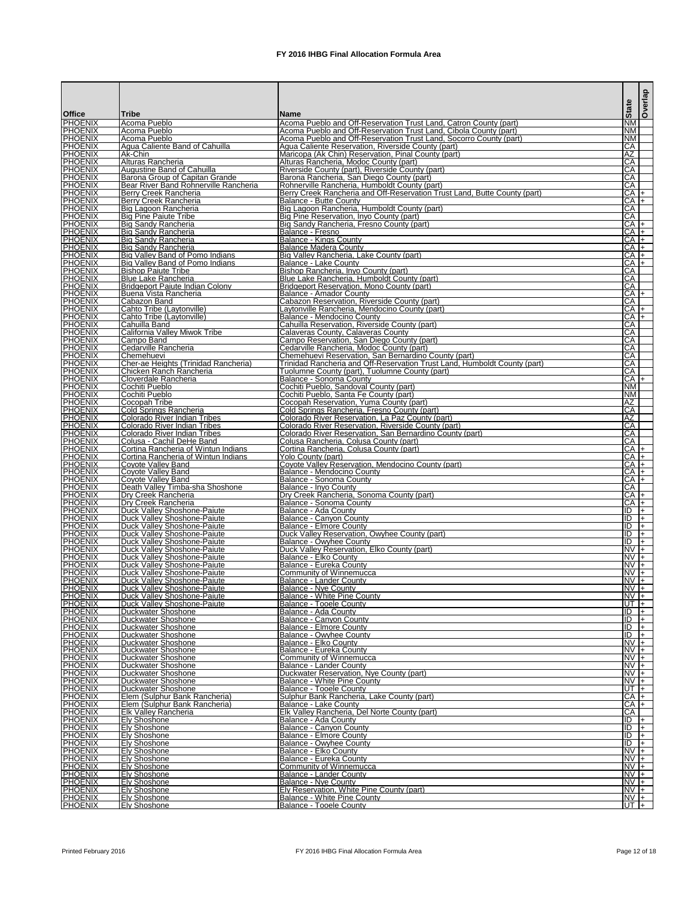# FY 2016 IHBG Final Allocation Formula Area

| Office | Tribe | Name | State | Overlap |
|---|---|---|---|---|
| PHOENIX | Acoma Pueblo | Acoma Pueblo and Off-Reservation Trust Land, Catron County (part) | NM | |
| PHOENIX | Acoma Pueblo | Acoma Pueblo and Off-Reservation Trust Land, Cibola County (part) | NM | |
| PHOENIX | Acoma Pueblo | Acoma Pueblo and Off-Reservation Trust Land, Socorro County (part) | NM | |
| PHOENIX | Agua Caliente Band of Cahuilla | Agua Caliente Reservation, Riverside County (part) | CA | |
| PHOENIX | Ak-Chin | Maricopa (Ak Chin) Reservation, Pinal County (part) | AZ | |
| PHOENIX | Alturas Rancheria | Alturas Rancheria, Modoc County (part) | CA | |
| PHOENIX | Augustine Band of Cahuilla | Riverside County (part), Riverside County (part) | CA | |
| PHOENIX | Barona Group of Capitan Grande | Barona Rancheria, San Diego County (part) | CA | |
| PHOENIX | Bear River Band Rohnerville Rancheria | Rohnerville Rancheria, Humboldt County (part) | CA | |
| PHOENIX | Berry Creek Rancheria | Berry Creek Rancheria and Off-Reservation Trust Land, Butte County (part) | CA | + |
| PHOENIX | Berry Creek Rancheria | Balance - Butte County | CA | + |
| PHOENIX | Big Lagoon Rancheria | Big Lagoon Rancheria, Humboldt County (part) | CA | |
| PHOENIX | Big Pine Paiute Tribe | Big Pine Reservation, Inyo County (part) | CA | |
| PHOENIX | Big Sandy Rancheria | Big Sandy Rancheria, Fresno County (part) | CA | + |
| PHOENIX | Big Sandy Rancheria | Balance - Fresno | CA | + |
| PHOENIX | Big Sandy Rancheria | Balance - Kings County | CA | + |
| PHOENIX | Big Sandy Rancheria | Balance Madera County | CA | + |
| PHOENIX | Big Valley Band of Pomo Indians | Big Valley Rancheria, Lake County (part) | CA | + |
| PHOENIX | Big Valley Band of Pomo Indians | Balance - Lake County | CA | + |
| PHOENIX | Bishop Paiute Tribe | Bishop Rancheria, Inyo County (part) | CA | |
| PHOENIX | Blue Lake Rancheria | Blue Lake Rancheria, Humboldt County (part) | CA | |
| PHOENIX | Bridgeport Paiute Indian Colony | Bridgeport Reservation, Mono County (part) | CA | |
| PHOENIX | Buena Vista Rancheria | Balance - Amador County | CA | + |
| PHOENIX | Cabazon Band | Cabazon Reservation, Riverside County (part) | CA | |
| PHOENIX | Cahto Tribe (Laytonville) | Laytonville Rancheria, Mendocino County (part) | CA | + |
| PHOENIX | Cahto Tribe (Laytonville) | Balance - Mendocino County | CA | + |
| PHOENIX | Cahuilla Band | Cahuilla Reservation, Riverside County (part) | CA | |
| PHOENIX | California Valley Miwok Tribe | Calaveras County, Calaveras County | CA | |
| PHOENIX | Campo Band | Campo Reservation, San Diego County (part) | CA | |
| PHOENIX | Cedarville Rancheria | Cedarville Rancheria, Modoc County (part) | CA | |
| PHOENIX | Chemehuevi | Chemehuevi Reservation, San Bernardino County (part) | CA | |
| PHOENIX | Cher-ae Heights (Trinidad Rancheria) | Trinidad Rancheria and Off-Reservation Trust Land, Humboldt County (part) | CA | |
| PHOENIX | Chicken Ranch Rancheria | Tuolumne County (part), Tuolumne County (part) | CA | |
| PHOENIX | Cloverdale Rancheria | Balance - Sonoma County | CA | + |
| PHOENIX | Cochiti Pueblo | Cochiti Pueblo, Sandoval County (part) | NM | |
| PHOENIX | Cochiti Pueblo | Cochiti Pueblo, Santa Fe County (part) | NM | |
| PHOENIX | Cocopah Tribe | Cocopah Reservation, Yuma County (part) | AZ | |
| PHOENIX | Cold Springs Rancheria | Cold Springs Rancheria, Fresno County (part) | CA | |
| PHOENIX | Colorado River Indian Tribes | Colorado River Reservation, La Paz County (part) | AZ | |
| PHOENIX | Colorado River Indian Tribes | Colorado River Reservation, Riverside County (part) | CA | |
| PHOENIX | Colorado River Indian Tribes | Colorado River Reservation, San Bernardino County (part) | CA | |
| PHOENIX | Colusa - Cachil DeHe Band | Colusa Rancheria, Colusa County (part) | CA | |
| PHOENIX | Cortina Rancheria of Wintun Indians | Cortina Rancheria, Colusa County (part) | CA | + |
| PHOENIX | Cortina Rancheria of Wintun Indians | Yolo County (part) | CA | + |
| PHOENIX | Coyote Valley Band | Coyote Valley Reservation, Mendocino County (part) | CA | + |
| PHOENIX | Coyote Valley Band | Balance - Mendocino County | CA | + |
| PHOENIX | Coyote Valley Band | Balance - Sonoma County | CA | + |
| PHOENIX | Death Valley Timba-sha Shoshone | Balance - Inyo County | CA | |
| PHOENIX | Dry Creek Rancheria | Dry Creek Rancheria, Sonoma County (part) | CA | + |
| PHOENIX | Dry Creek Rancheria | Balance - Sonoma County | CA | + |
| PHOENIX | Duck Valley Shoshone-Paiute | Balance - Ada County | ID | + |
| PHOENIX | Duck Valley Shoshone-Paiute | Balance - Canyon County | ID | + |
| PHOENIX | Duck Valley Shoshone-Paiute | Balance - Elmore County | ID | + |
| PHOENIX | Duck Valley Shoshone-Paiute | Duck Valley Reservation, Owyhee County (part) | ID | + |
| PHOENIX | Duck Valley Shoshone-Paiute | Balance - Owyhee County | ID | + |
| PHOENIX | Duck Valley Shoshone-Paiute | Duck Valley Reservation, Elko County (part) | NV | + |
| PHOENIX | Duck Valley Shoshone-Paiute | Balance - Elko County | NV | + |
| PHOENIX | Duck Valley Shoshone-Paiute | Balance - Eureka County | NV | + |
| PHOENIX | Duck Valley Shoshone-Paiute | Community of Winnemucca | NV | + |
| PHOENIX | Duck Valley Shoshone-Paiute | Balance - Lander County | NV | + |
| PHOENIX | Duck Valley Shoshone-Paiute | Balance - Nye County | NV | + |
| PHOENIX | Duck Valley Shoshone-Paiute | Balance - White Pine County | NV | + |
| PHOENIX | Duck Valley Shoshone-Paiute | Balance - Tooele County | UT | + |
| PHOENIX | Duckwater Shoshone | Balance - Ada County | ID | + |
| PHOENIX | Duckwater Shoshone | Balance - Canyon County | ID | + |
| PHOENIX | Duckwater Shoshone | Balance - Elmore County | ID | + |
| PHOENIX | Duckwater Shoshone | Balance - Owyhee County | ID | + |
| PHOENIX | Duckwater Shoshone | Balance - Elko County | NV | + |
| PHOENIX | Duckwater Shoshone | Balance - Eureka County | NV | + |
| PHOENIX | Duckwater Shoshone | Community of Winnemucca | NV | + |
| PHOENIX | Duckwater Shoshone | Balance - Lander County | NV | + |
| PHOENIX | Duckwater Shoshone | Duckwater Reservation, Nye County (part) | NV | + |
| PHOENIX | Duckwater Shoshone | Balance - White Pine County | NV | + |
| PHOENIX | Duckwater Shoshone | Balance - Tooele County | UT | + |
| PHOENIX | Elem (Sulphur Bank Rancheria) | Sulphur Bank Rancheria, Lake County (part) | CA | + |
| PHOENIX | Elem (Sulphur Bank Rancheria) | Balance - Lake County | CA | + |
| PHOENIX | Elk Valley Rancheria | Elk Valley Rancheria, Del Norte County (part) | CA | |
| PHOENIX | Ely Shoshone | Balance - Ada County | ID | + |
| PHOENIX | Ely Shoshone | Balance - Canyon County | ID | + |
| PHOENIX | Ely Shoshone | Balance - Elmore County | ID | + |
| PHOENIX | Ely Shoshone | Balance - Owyhee County | ID | + |
| PHOENIX | Ely Shoshone | Balance - Elko County | NV | + |
| PHOENIX | Ely Shoshone | Balance - Eureka County | NV | + |
| PHOENIX | Ely Shoshone | Community of Winnemucca | NV | + |
| PHOENIX | Ely Shoshone | Balance - Lander County | NV | + |
| PHOENIX | Ely Shoshone | Balance - Nye County | NV | + |
| PHOENIX | Ely Shoshone | Ely Reservation, White Pine County (part) | NV | + |
| PHOENIX | Ely Shoshone | Balance - White Pine County | NV | + |
| PHOENIX | Ely Shoshone | Balance - Tooele County | UT | + |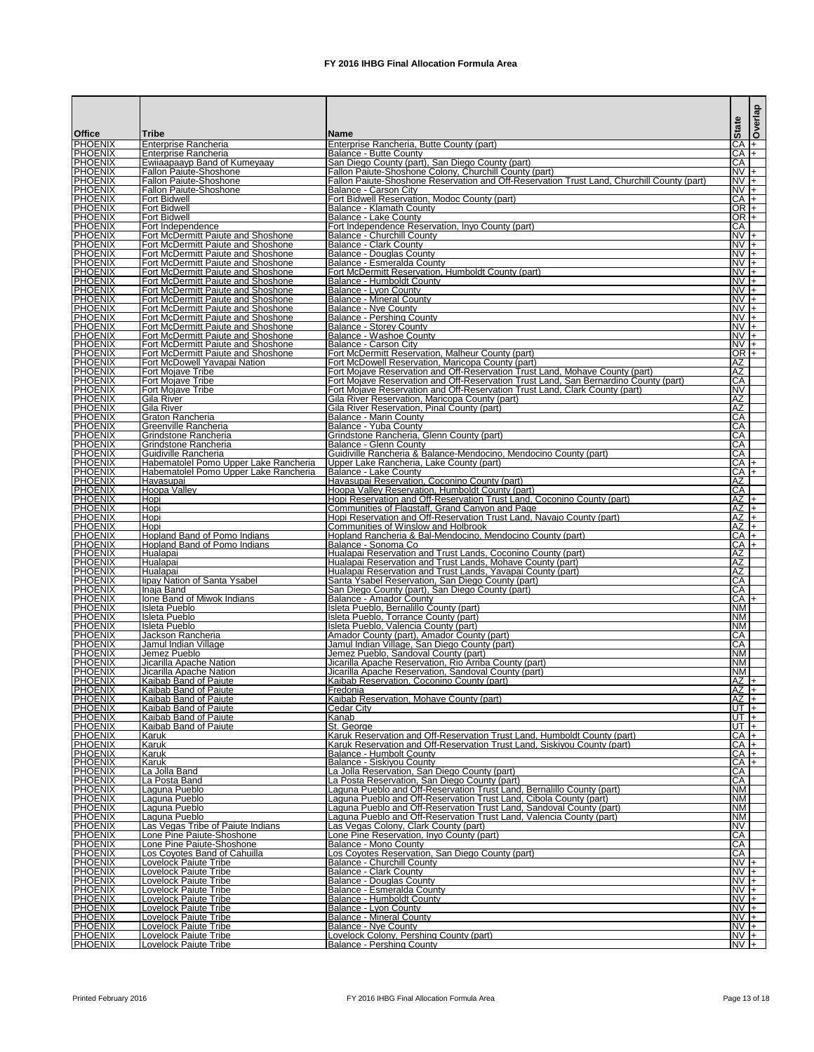# FY 2016 IHBG Final Allocation Formula Area

| Office | Tribe | Name | State | Overlap |
|---|---|---|---|---|
| PHOENIX | Enterprise Rancheria | Enterprise Rancheria, Butte County (part) | CA | + |
| PHOENIX | Enterprise Rancheria | Balance - Butte County | CA | + |
| PHOENIX | Ewiiaapaayp Band of Kumeyaay | San Diego County (part), San Diego County (part) | CA | |
| PHOENIX | Fallon Paiute-Shoshone | Fallon Paiute-Shoshone Colony, Churchill County (part) | NV | + |
| PHOENIX | Fallon Paiute-Shoshone | Fallon Paiute-Shoshone Reservation and Off-Reservation Trust Land, Churchill County (part) | NV | + |
| PHOENIX | Fallon Paiute-Shoshone | Balance - Carson City | NV | + |
| PHOENIX | Fort Bidwell | Fort Bidwell Reservation, Modoc County (part) | CA | + |
| PHOENIX | Fort Bidwell | Balance - Klamath County | OR | + |
| PHOENIX | Fort Bidwell | Balance - Lake County | OR | + |
| PHOENIX | Fort Independence | Fort Independence Reservation, Inyo County (part) | CA | |
| PHOENIX | Fort McDermitt Paiute and Shoshone | Balance - Churchill County | NV | + |
| PHOENIX | Fort McDermitt Paiute and Shoshone | Balance - Clark County | NV | + |
| PHOENIX | Fort McDermitt Paiute and Shoshone | Balance - Douglas County | NV | + |
| PHOENIX | Fort McDermitt Paiute and Shoshone | Balance - Esmeralda County | NV | + |
| PHOENIX | Fort McDermitt Paiute and Shoshone | Fort McDermitt Reservation, Humboldt County (part) | NV | + |
| PHOENIX | Fort McDermitt Paiute and Shoshone | Balance - Humboldt County | NV | + |
| PHOENIX | Fort McDermitt Paiute and Shoshone | Balance - Lyon County | NV | + |
| PHOENIX | Fort McDermitt Paiute and Shoshone | Balance - Mineral County | NV | + |
| PHOENIX | Fort McDermitt Paiute and Shoshone | Balance - Nye County | NV | + |
| PHOENIX | Fort McDermitt Paiute and Shoshone | Balance - Pershing County | NV | + |
| PHOENIX | Fort McDermitt Paiute and Shoshone | Balance - Storey County | NV | + |
| PHOENIX | Fort McDermitt Paiute and Shoshone | Balance - Washoe County | NV | + |
| PHOENIX | Fort McDermitt Paiute and Shoshone | Balance - Carson City | NV | + |
| PHOENIX | Fort McDermitt Paiute and Shoshone | Fort McDermitt Reservation, Malheur County (part) | OR | + |
| PHOENIX | Fort McDowell Yavapai Nation | Fort McDowell Reservation, Maricopa County (part) | AZ | |
| PHOENIX | Fort Mojave Tribe | Fort Mojave Reservation and Off-Reservation Trust Land, Mohave County (part) | AZ | |
| PHOENIX | Fort Mojave Tribe | Fort Mojave Reservation and Off-Reservation Trust Land, San Bernardino County (part) | CA | |
| PHOENIX | Fort Mojave Tribe | Fort Mojave Reservation and Off-Reservation Trust Land, Clark County (part) | NV | |
| PHOENIX | Gila River | Gila River Reservation, Maricopa County (part) | AZ | |
| PHOENIX | Gila River | Gila River Reservation, Pinal County (part) | AZ | |
| PHOENIX | Graton Rancheria | Balance - Marin County | CA | |
| PHOENIX | Greenville Rancheria | Balance - Yuba County | CA | |
| PHOENIX | Grindstone Rancheria | Grindstone Rancheria, Glenn County (part) | CA | |
| PHOENIX | Grindstone Rancheria | Balance - Glenn County | CA | |
| PHOENIX | Guidiville Rancheria | Guidiville Rancheria & Balance-Mendocino, Mendocino County (part) | CA | |
| PHOENIX | Habematolel Pomo Upper Lake Rancheria | Upper Lake Rancheria, Lake County (part) | CA | + |
| PHOENIX | Habematolel Pomo Upper Lake Rancheria | Balance - Lake County | CA | + |
| PHOENIX | Havasupai | Havasupai Reservation, Coconino County (part) | AZ | |
| PHOENIX | Hoopa Valley | Hoopa Valley Reservation, Humboldt County (part) | CA | |
| PHOENIX | Hopi | Hopi Reservation and Off-Reservation Trust Land, Coconino County (part) | AZ | + |
| PHOENIX | Hopi | Communities of Flagstaff, Grand Canyon and Page | AZ | + |
| PHOENIX | Hopi | Hopi Reservation and Off-Reservation Trust Land, Navajo County (part) | AZ | + |
| PHOENIX | Hopi | Communities of Winslow and Holbrook | AZ | + |
| PHOENIX | Hopland Band of Pomo Indians | Hopland Rancheria & Bal-Mendocino, Mendocino County (part) | CA | + |
| PHOENIX | Hopland Band of Pomo Indians | Balance - Sonoma Co | CA | + |
| PHOENIX | Hualapai | Hualapai Reservation and Trust Lands, Coconino County (part) | AZ | |
| PHOENIX | Hualapai | Hualapai Reservation and Trust Lands, Mohave County (part) | AZ | |
| PHOENIX | Hualapai | Hualapai Reservation and Trust Lands, Yavapai County (part) | AZ | |
| PHOENIX | Iipay Nation of Santa Ysabel | Santa Ysabel Reservation, San Diego County (part) | CA | |
| PHOENIX | Inaja Band | San Diego County (part), San Diego County (part) | CA | |
| PHOENIX | Ione Band of Miwok Indians | Balance - Amador County | CA | + |
| PHOENIX | Isleta Pueblo | Isleta Pueblo, Bernalillo County (part) | NM | |
| PHOENIX | Isleta Pueblo | Isleta Pueblo, Torrance County (part) | NM | |
| PHOENIX | Isleta Pueblo | Isleta Pueblo, Valencia County (part) | NM | |
| PHOENIX | Jackson Rancheria | Amador County (part), Amador County (part) | CA | |
| PHOENIX | Jamul Indian Village | Jamul Indian Village, San Diego County (part) | CA | |
| PHOENIX | Jemez Pueblo | Jemez Pueblo, Sandoval County (part) | NM | |
| PHOENIX | Jicarilla Apache Nation | Jicarilla Apache Reservation, Rio Arriba County (part) | NM | |
| PHOENIX | Jicarilla Apache Nation | Jicarilla Apache Reservation, Sandoval County (part) | NM | |
| PHOENIX | Kaibab Band of Paiute | Kaibab Reservation, Coconino County (part) | AZ | + |
| PHOENIX | Kaibab Band of Paiute | Fredonia | AZ | + |
| PHOENIX | Kaibab Band of Paiute | Kaibab Reservation, Mohave County (part) | AZ | + |
| PHOENIX | Kaibab Band of Paiute | Cedar City | UT | + |
| PHOENIX | Kaibab Band of Paiute | Kanab | UT | + |
| PHOENIX | Kaibab Band of Paiute | St. George | UT | + |
| PHOENIX | Karuk | Karuk Reservation and Off-Reservation Trust Land, Humboldt County (part) | CA | + |
| PHOENIX | Karuk | Karuk Reservation and Off-Reservation Trust Land, Siskiyou County (part) | CA | + |
| PHOENIX | Karuk | Balance - Humbolt County | CA | + |
| PHOENIX | Karuk | Balance - Siskiyou County | CA | + |
| PHOENIX | La Jolla Band | La Jolla Reservation, San Diego County (part) | CA | |
| PHOENIX | La Posta Band | La Posta Reservation, San Diego County (part) | CA | |
| PHOENIX | Laguna Pueblo | Laguna Pueblo and Off-Reservation Trust Land, Bernalillo County (part) | NM | |
| PHOENIX | Laguna Pueblo | Laguna Pueblo and Off-Reservation Trust Land, Cibola County (part) | NM | |
| PHOENIX | Laguna Pueblo | Laguna Pueblo and Off-Reservation Trust Land, Sandoval County (part) | NM | |
| PHOENIX | Laguna Pueblo | Laguna Pueblo and Off-Reservation Trust Land, Valencia County (part) | NM | |
| PHOENIX | Las Vegas Tribe of Paiute Indians | Las Vegas Colony, Clark County (part) | NV | |
| PHOENIX | Lone Pine Paiute-Shoshone | Lone Pine Reservation, Inyo County (part) | CA | |
| PHOENIX | Lone Pine Paiute-Shoshone | Balance - Mono County | CA | |
| PHOENIX | Los Coyotes Band of Cahuilla | Los Coyotes Reservation, San Diego County (part) | CA | |
| PHOENIX | Lovelock Paiute Tribe | Balance - Churchill County | NV | + |
| PHOENIX | Lovelock Paiute Tribe | Balance - Clark County | NV | + |
| PHOENIX | Lovelock Paiute Tribe | Balance - Douglas County | NV | + |
| PHOENIX | Lovelock Paiute Tribe | Balance - Esmeralda County | NV | + |
| PHOENIX | Lovelock Paiute Tribe | Balance - Humboldt County | NV | + |
| PHOENIX | Lovelock Paiute Tribe | Balance - Lyon County | NV | + |
| PHOENIX | Lovelock Paiute Tribe | Balance - Mineral County | NV | + |
| PHOENIX | Lovelock Paiute Tribe | Balance - Nye County | NV | + |
| PHOENIX | Lovelock Paiute Tribe | Lovelock Colony, Pershing County (part) | NV | + |
| PHOENIX | Lovelock Paiute Tribe | Balance - Pershing County | NV | + |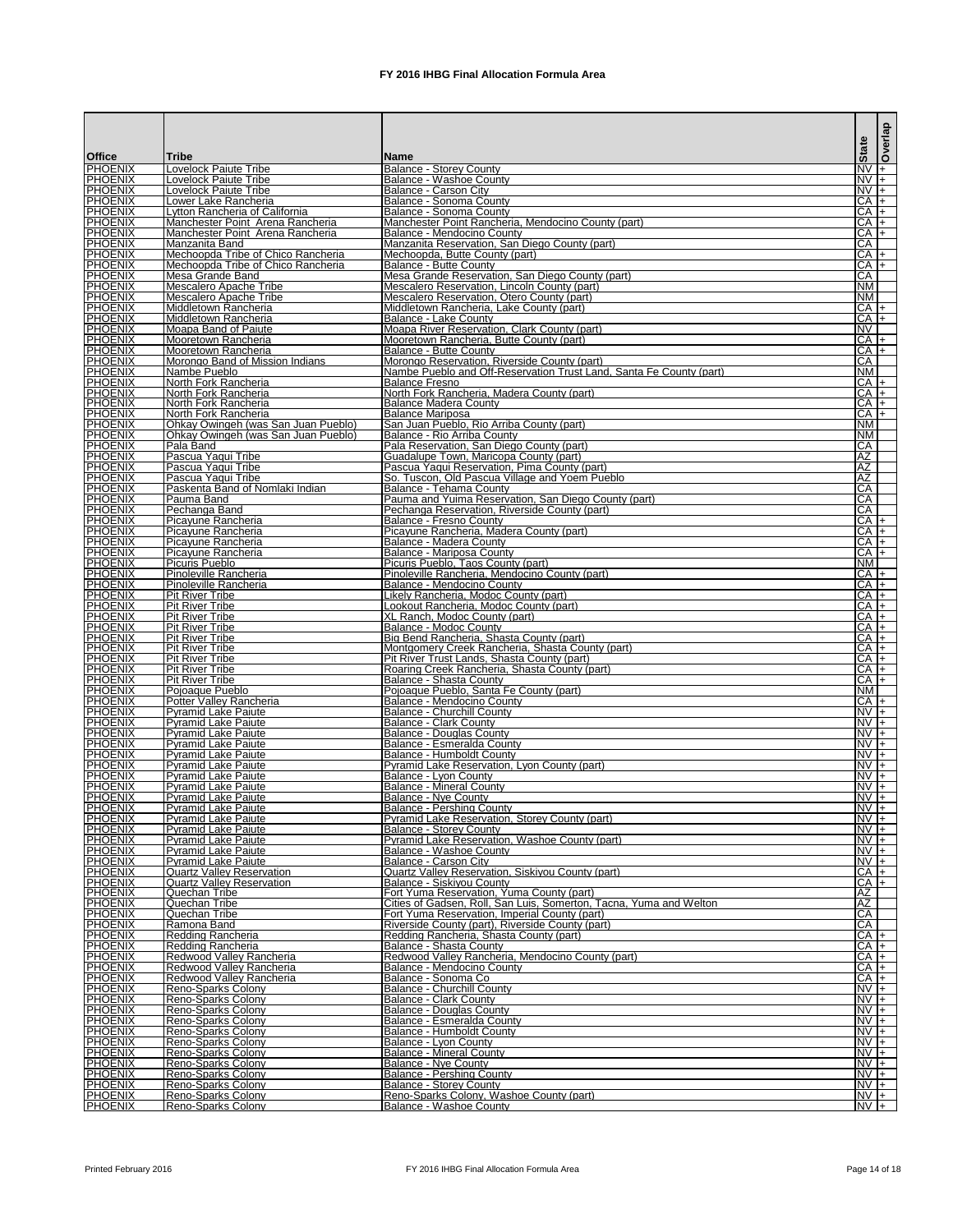# FY 2016 IHBG Final Allocation Formula Area

| Office | Tribe | Name | State | Overlap |
|---|---|---|---|---|
| PHOENIX | Lovelock Paiute Tribe | Balance - Storey County | NV | + |
| PHOENIX | Lovelock Paiute Tribe | Balance - Washoe County | NV | + |
| PHOENIX | Lovelock Paiute Tribe | Balance - Carson City | NV | + |
| PHOENIX | Lower Lake Rancheria | Balance - Sonoma County | CA | + |
| PHOENIX | Lytton Rancheria of California | Balance - Sonoma County | CA | + |
| PHOENIX | Manchester Point Arena Rancheria | Manchester Point Rancheria, Mendocino County (part) | CA | + |
| PHOENIX | Manchester Point Arena Rancheria | Balance - Mendocino County | CA | + |
| PHOENIX | Manzanita Band | Manzanita Reservation, San Diego County (part) | CA | |
| PHOENIX | Mechoopda Tribe of Chico Rancheria | Mechoopda, Butte County (part) | CA | + |
| PHOENIX | Mechoopda Tribe of Chico Rancheria | Balance - Butte County | CA | + |
| PHOENIX | Mesa Grande Band | Mesa Grande Reservation, San Diego County (part) | CA | |
| PHOENIX | Mescalero Apache Tribe | Mescalero Reservation, Lincoln County (part) | NM | |
| PHOENIX | Mescalero Apache Tribe | Mescalero Reservation, Otero County (part) | NM | |
| PHOENIX | Middletown Rancheria | Middletown Rancheria, Lake County (part) | CA | + |
| PHOENIX | Middletown Rancheria | Balance - Lake County | CA | + |
| PHOENIX | Moapa Band of Paiute | Moapa River Reservation, Clark County (part) | NV | |
| PHOENIX | Mooretown Rancheria | Mooretown Rancheria, Butte County (part) | CA | + |
| PHOENIX | Mooretown Rancheria | Balance - Butte County | CA | + |
| PHOENIX | Morongo Band of Mission Indians | Morongo Reservation, Riverside County (part) | CA | |
| PHOENIX | Nambe Pueblo | Nambe Pueblo and Off-Reservation Trust Land, Santa Fe County (part) | NM | |
| PHOENIX | North Fork Rancheria | Balance Fresno | CA | + |
| PHOENIX | North Fork Rancheria | North Fork Rancheria, Madera County (part) | CA | + |
| PHOENIX | North Fork Rancheria | Balance Madera County | CA | + |
| PHOENIX | North Fork Rancheria | Balance Mariposa | CA | + |
| PHOENIX | Ohkay Owingeh (was San Juan Pueblo) | San Juan Pueblo, Rio Arriba County (part) | NM | |
| PHOENIX | Ohkay Owingeh (was San Juan Pueblo) | Balance - Rio Arriba County | NM | |
| PHOENIX | Pala Band | Pala Reservation, San Diego County (part) | CA | |
| PHOENIX | Pascua Yaqui Tribe | Guadalupe Town, Maricopa County (part) | AZ | |
| PHOENIX | Pascua Yaqui Tribe | Pascua Yaqui Reservation, Pima County (part) | AZ | |
| PHOENIX | Pascua Yaqui Tribe | So. Tuscon, Old Pascua Village and Yoem Pueblo | AZ | |
| PHOENIX | Paskenta Band of Nomlaki Indian | Balance - Tehama County | CA | |
| PHOENIX | Pauma Band | Pauma and Yuima Reservation, San Diego County (part) | CA | |
| PHOENIX | Pechanga Band | Pechanga Reservation, Riverside County (part) | CA | |
| PHOENIX | Picayune Rancheria | Balance - Fresno County | CA | + |
| PHOENIX | Picayune Rancheria | Picayune Rancheria, Madera County (part) | CA | + |
| PHOENIX | Picayune Rancheria | Balance - Madera County | CA | + |
| PHOENIX | Picayune Rancheria | Balance - Mariposa County | CA | + |
| PHOENIX | Picuris Pueblo | Picuris Pueblo, Taos County (part) | NM | |
| PHOENIX | Pinoleville Rancheria | Pinoleville Rancheria, Mendocino County (part) | CA | + |
| PHOENIX | Pinoleville Rancheria | Balance - Mendocino County | CA | + |
| PHOENIX | Pit River Tribe | Likely Rancheria, Modoc County (part) | CA | + |
| PHOENIX | Pit River Tribe | Lookout Rancheria, Modoc County (part) | CA | + |
| PHOENIX | Pit River Tribe | XL Ranch, Modoc County (part) | CA | + |
| PHOENIX | Pit River Tribe | Balance - Modoc County | CA | + |
| PHOENIX | Pit River Tribe | Big Bend Rancheria, Shasta County (part) | CA | + |
| PHOENIX | Pit River Tribe | Montgomery Creek Rancheria, Shasta County (part) | CA | + |
| PHOENIX | Pit River Tribe | Pit River Trust Lands, Shasta County (part) | CA | + |
| PHOENIX | Pit River Tribe | Roaring Creek Rancheria, Shasta County (part) | CA | + |
| PHOENIX | Pit River Tribe | Balance - Shasta County | CA | + |
| PHOENIX | Pojoaque Pueblo | Pojoaque Pueblo, Santa Fe County (part) | NM | |
| PHOENIX | Potter Valley Rancheria | Balance - Mendocino County | CA | + |
| PHOENIX | Pyramid Lake Paiute | Balance - Churchill County | NV | + |
| PHOENIX | Pyramid Lake Paiute | Balance - Clark County | NV | + |
| PHOENIX | Pyramid Lake Paiute | Balance - Douglas County | NV | + |
| PHOENIX | Pyramid Lake Paiute | Balance - Esmeralda County | NV | + |
| PHOENIX | Pyramid Lake Paiute | Balance - Humboldt County | NV | + |
| PHOENIX | Pyramid Lake Paiute | Pyramid Lake Reservation, Lyon County (part) | NV | + |
| PHOENIX | Pyramid Lake Paiute | Balance - Lyon County | NV | + |
| PHOENIX | Pyramid Lake Paiute | Balance - Mineral County | NV | + |
| PHOENIX | Pyramid Lake Paiute | Balance - Nye County | NV | + |
| PHOENIX | Pyramid Lake Paiute | Balance - Pershing County | NV | + |
| PHOENIX | Pyramid Lake Paiute | Pyramid Lake Reservation, Storey County (part) | NV | + |
| PHOENIX | Pyramid Lake Paiute | Balance - Storey County | NV | + |
| PHOENIX | Pyramid Lake Paiute | Pyramid Lake Reservation, Washoe County (part) | NV | + |
| PHOENIX | Pyramid Lake Paiute | Balance - Washoe County | NV | + |
| PHOENIX | Pyramid Lake Paiute | Balance - Carson City | NV | + |
| PHOENIX | Quartz Valley Reservation | Quartz Valley Reservation, Siskiyou County (part) | CA | + |
| PHOENIX | Quartz Valley Reservation | Balance - Siskiyou County | CA | + |
| PHOENIX | Quechan Tribe | Fort Yuma Reservation, Yuma County (part) | AZ | |
| PHOENIX | Quechan Tribe | Cities of Gadsen, Roll, San Luis, Somerton, Tacna, Yuma and Welton | AZ | |
| PHOENIX | Quechan Tribe | Fort Yuma Reservation, Imperial County (part) | CA | |
| PHOENIX | Ramona Band | Riverside County (part), Riverside County (part) | CA | |
| PHOENIX | Redding Rancheria | Redding Rancheria, Shasta County (part) | CA | + |
| PHOENIX | Redding Rancheria | Balance - Shasta County | CA | + |
| PHOENIX | Redwood Valley Rancheria | Redwood Valley Rancheria, Mendocino County (part) | CA | + |
| PHOENIX | Redwood Valley Rancheria | Balance - Mendocino County | CA | + |
| PHOENIX | Redwood Valley Rancheria | Balance - Sonoma Co | CA | + |
| PHOENIX | Reno-Sparks Colony | Balance - Churchill County | NV | + |
| PHOENIX | Reno-Sparks Colony | Balance - Clark County | NV | + |
| PHOENIX | Reno-Sparks Colony | Balance - Douglas County | NV | + |
| PHOENIX | Reno-Sparks Colony | Balance - Esmeralda County | NV | + |
| PHOENIX | Reno-Sparks Colony | Balance - Humboldt County | NV | + |
| PHOENIX | Reno-Sparks Colony | Balance - Lyon County | NV | + |
| PHOENIX | Reno-Sparks Colony | Balance - Mineral County | NV | + |
| PHOENIX | Reno-Sparks Colony | Balance - Nye County | NV | + |
| PHOENIX | Reno-Sparks Colony | Balance - Pershing County | NV | + |
| PHOENIX | Reno-Sparks Colony | Balance - Storey County | NV | + |
| PHOENIX | Reno-Sparks Colony | Reno-Sparks Colony, Washoe County (part) | NV | + |
| PHOENIX | Reno-Sparks Colony | Balance - Washoe County | NV | + |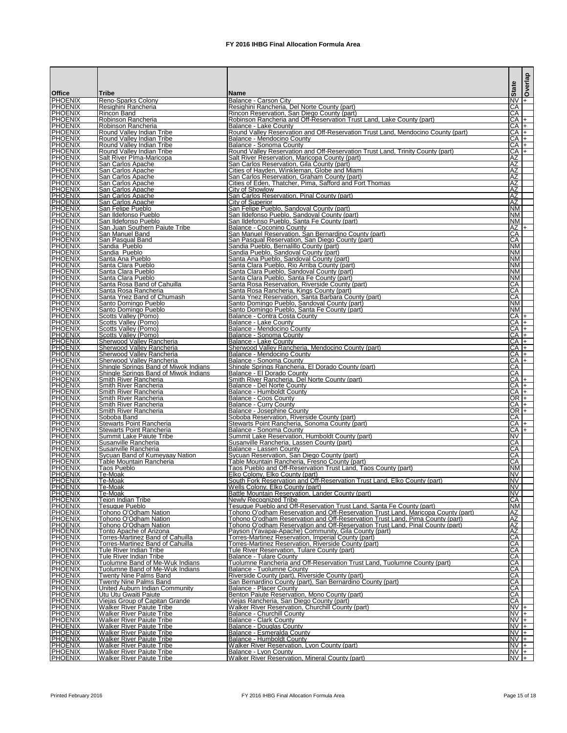# FY 2016 IHBG Final Allocation Formula Area

| Office | Tribe | Name | State | Overlap |
|---|---|---|---|---|
| PHOENIX | Reno-Sparks Colony | Balance - Carson City | NV | + |
| PHOENIX | Resighini Rancheria | Resighini Rancheria, Del Norte County (part) | CA | |
| PHOENIX | Rincon Band | Rincon Reservation, San Diego County (part) | CA | |
| PHOENIX | Robinson Rancheria | Robinson Rancheria and Off-Reservation Trust Land, Lake County (part) | CA | + |
| PHOENIX | Robinson Rancheria | Balance - Lake County | CA | + |
| PHOENIX | Round Valley Indian Tribe | Round Valley Reservation and Off-Reservation Trust Land, Mendocino County (part) | CA | + |
| PHOENIX | Round Valley Indian Tribe | Balance - Mendocino County | CA | + |
| PHOENIX | Round Valley Indian Tribe | Balance - Sonoma County | CA | + |
| PHOENIX | Round Valley Indian Tribe | Round Valley Reservation and Off-Reservation Trust Land, Trinity County (part) | CA | + |
| PHOENIX | Salt River PIma-Maricopa | Salt River Reservation, Maricopa County (part) | AZ | |
| PHOENIX | San Carlos Apache | San Carlos Reservation, Gila County (part) | AZ | |
| PHOENIX | San Carlos Apache | Cities of Hayden, Winkleman, Globe and Miami | AZ | |
| PHOENIX | San Carlos Apache | San Carlos Reservation, Graham County (part) | AZ | |
| PHOENIX | San Carlos Apache | Cities of Eden, Thatcher, Pima, Safford and Fort Thomas | AZ | |
| PHOENIX | San Carlos Apache | City of Showlow | AZ | |
| PHOENIX | San Carlos Apache | San Carlos Reservation, Pinal County (part) | AZ | |
| PHOENIX | San Carlos Apache | City of Superior | AZ | |
| PHOENIX | San Felipe Pueblo | San Felipe Pueblo, Sandoval County (part) | NM | |
| PHOENIX | San Ildefonso Pueblo | San Ildefonso Pueblo, Sandoval County (part) | NM | |
| PHOENIX | San Ildefonso Pueblo | San Ildefonso Pueblo, Santa Fe County (part) | NM | |
| PHOENIX | San Juan Southern Paiute Tribe | Balance - Coconino County | AZ | + |
| PHOENIX | San Manuel Band | San Manuel Reservation, San Bernardino County (part) | CA | |
| PHOENIX | San Pasqual Band | San Pasqual Reservation, San Diego County (part) | CA | |
| PHOENIX | Sandia Pueblo | Sandia Pueblo, Bernalillo County (part) | NM | |
| PHOENIX | Sandia Pueblo | Sandia Pueblo, Sandoval County (part) | NM | |
| PHOENIX | Santa Ana Pueblo | Santa Ana Pueblo, Sandoval County (part) | NM | |
| PHOENIX | Santa Clara Pueblo | Santa Clara Pueblo, Rio Arriba County (part) | NM | |
| PHOENIX | Santa Clara Pueblo | Santa Clara Pueblo, Sandoval County (part) | NM | |
| PHOENIX | Santa Clara Pueblo | Santa Clara Pueblo, Santa Fe County (part) | NM | |
| PHOENIX | Santa Rosa Band of Cahuilla | Santa Rosa Reservation, Riverside County (part) | CA | |
| PHOENIX | Santa Rosa Rancheria | Santa Rosa Rancheria, Kings County (part) | CA | |
| PHOENIX | Santa Ynez Band of Chumash | Santa Ynez Reservation, Santa Barbara County (part) | CA | |
| PHOENIX | Santo Domingo Pueblo | Santo Domingo Pueblo, Sandoval County (part) | NM | |
| PHOENIX | Santo Domingo Pueblo | Santo Domingo Pueblo, Santa Fe County (part) | NM | |
| PHOENIX | Scotts Valley (Pomo) | Balance - Contra Costa County | CA | + |
| PHOENIX | Scotts Valley (Pomo) | Balance - Lake County | CA | + |
| PHOENIX | Scotts Valley (Pomo) | Balance - Mendocino County | CA | + |
| PHOENIX | Scotts Valley (Pomo) | Balance - Sonoma County | CA | + |
| PHOENIX | Sherwood Valley Rancheria | Balance - Lake County | CA | + |
| PHOENIX | Sherwood Valley Rancheria | Sherwood Valley Rancheria, Mendocino County (part) | CA | + |
| PHOENIX | Sherwood Valley Rancheria | Balance - Mendocino County | CA | + |
| PHOENIX | Sherwood Valley Rancheria | Balance - Sonoma County | CA | + |
| PHOENIX | Shingle Springs Band of Miwok Indians | Shingle Springs Rancheria, El Dorado County (part) | CA | |
| PHOENIX | Shingle Springs Band of Miwok Indians | Balance - El Dorado County | CA | |
| PHOENIX | Smith River Rancheria | Smith River Rancheria, Del Norte County (part) | CA | + |
| PHOENIX | Smith River Rancheria | Balance - Del Norte County | CA | + |
| PHOENIX | Smith River Rancheria | Balance - Humboldt County | CA | + |
| PHOENIX | Smith River Rancheria | Balance - Coos County | OR | + |
| PHOENIX | Smith River Rancheria | Balance - Curry County | CA | + |
| PHOENIX | Smith River Rancheria | Balance - Josephine County | OR | + |
| PHOENIX | Soboba Band | Soboba Reservation, Riverside County (part) | CA | |
| PHOENIX | Stewarts Point Rancheria | Stewarts Point Rancheria, Sonoma County (part) | CA | + |
| PHOENIX | Stewarts Point Rancheria | Balance - Sonoma County | CA | + |
| PHOENIX | Summit Lake Paiute Tribe | Summit Lake Reservation, Humboldt County (part) | NV | |
| PHOENIX | Susanville Rancheria | Susanville Rancheria, Lassen County (part) | CA | |
| PHOENIX | Susanville Rancheria | Balance - Lassen County | CA | |
| PHOENIX | Sycuan Band of Kumeyaay Nation | Sycuan Reservation, San Diego County (part) | CA | |
| PHOENIX | Table Mountain Rancheria | Table Mountain Rancheria, Fresno County (part) | CA | |
| PHOENIX | Taos Pueblo | Taos Pueblo and Off-Reservation Trust Land, Taos County (part) | NM | |
| PHOENIX | Te-Moak | Elko Colony, Elko County (part) | NV | |
| PHOENIX | Te-Moak | South Fork Reservation and Off-Reservation Trust Land, Elko County (part) | NV | |
| PHOENIX | Te-Moak | Wells Colony, Elko County (part) | NV | |
| PHOENIX | Te-Moak | Battle Mountain Reservation, Lander County (part) | NV | |
| PHOENIX | Tejon Indian Tribe | Newly Recognized Tribe | CA | |
| PHOENIX | Tesuque Pueblo | Tesuque Pueblo and Off-Reservation Trust Land, Santa Fe County (part) | NM | |
| PHOENIX | Tohono O'Odham Nation | Tohono O'odham Reservation and Off-Reservation Trust Land, Maricopa County (part) | AZ | |
| PHOENIX | Tohono O'Odham Nation | Tohono O'odham Reservation and Off-Reservation Trust Land, Pima County (part) | AZ | |
| PHOENIX | Tohono O'Odham Nation | Tohono O'odham Reservation and Off-Reservation Trust Land, Pinal County (part) | AZ | |
| PHOENIX | Tonto Apache of Arizona | Payson (Yavapai-Apache) Community, Gila County (part) | AZ | |
| PHOENIX | Torres-Martinez Band of Cahuilla | Torres-Martinez Reservation, Imperial County (part) | CA | |
| PHOENIX | Torres-Martinez Band of Cahuilla | Torres-Martinez Reservation, Riverside County (part) | CA | |
| PHOENIX | Tule River Indian Tribe | Tule River Reservation, Tulare County (part) | CA | |
| PHOENIX | Tule River Indian Tribe | Balance - Tulare County | CA | |
| PHOENIX | Tuolumne Band of Me-Wuk Indians | Tuolumne Rancheria and Off-Reservation Trust Land, Tuolumne County (part) | CA | |
| PHOENIX | Tuolumne Band of Me-Wuk Indians | Balance - Tuolumne County | CA | |
| PHOENIX | Twenty Nine Palms Band | Riverside County (part), Riverside County (part) | CA | |
| PHOENIX | Twenty Nine Palms Band | San Bernardino County (part), San Bernardino County (part) | CA | |
| PHOENIX | United Auburn Indian Community | Balance - Placer County | CA | |
| PHOENIX | Utu Utu Gwaiti Paiute | Benton Paiute Reservation, Mono County (part) | CA | |
| PHOENIX | Viejas Group of Capitan Grande | Viejas Rancheria, San Diego County (part) | CA | |
| PHOENIX | Walker River Paiute Tribe | Walker River Reservation, Churchill County (part) | NV | + |
| PHOENIX | Walker River Paiute Tribe | Balance - Churchill County | NV | + |
| PHOENIX | Walker River Paiute Tribe | Balance - Clark County | NV | + |
| PHOENIX | Walker River Paiute Tribe | Balance - Douglas County | NV | + |
| PHOENIX | Walker River Paiute Tribe | Balance - Esmeralda County | NV | + |
| PHOENIX | Walker River Paiute Tribe | Balance - Humboldt County | NV | + |
| PHOENIX | Walker River Paiute Tribe | Walker River Reservation, Lyon County (part) | NV | + |
| PHOENIX | Walker River Paiute Tribe | Balance - Lyon County | NV | + |
| PHOENIX | Walker River Paiute Tribe | Walker River Reservation, Mineral County (part) | NV | + |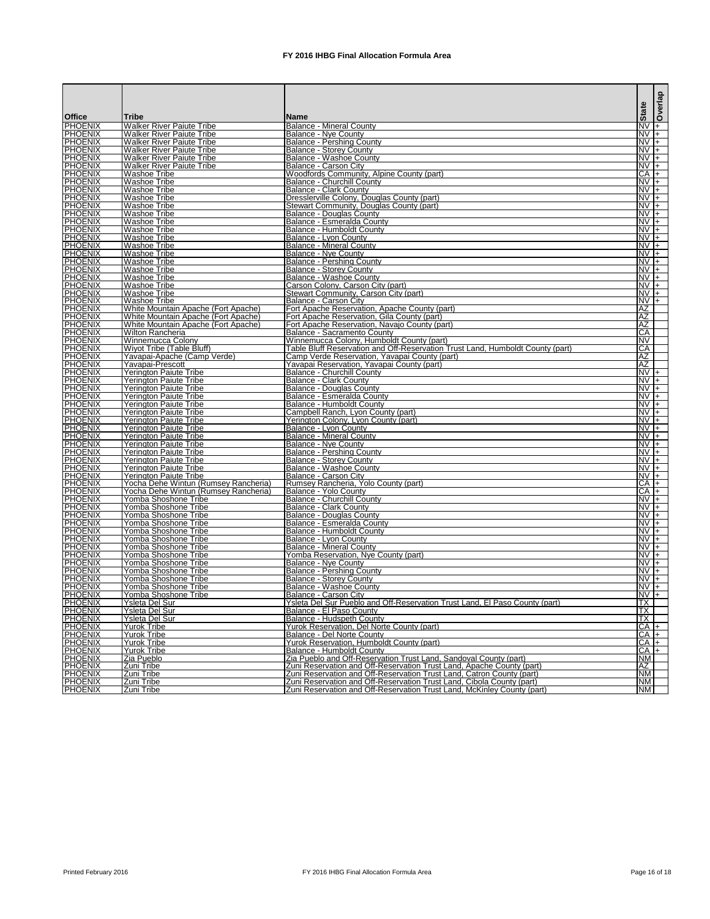# FY 2016 IHBG Final Allocation Formula Area

| Office | Tribe | Name | State | Overlap |
|---|---|---|---|---|
| PHOENIX | Walker River Paiute Tribe | Balance - Mineral County | NV | + |
| PHOENIX | Walker River Paiute Tribe | Balance - Nye County | NV | + |
| PHOENIX | Walker River Paiute Tribe | Balance - Pershing County | NV | + |
| PHOENIX | Walker River Paiute Tribe | Balance - Storey County | NV | + |
| PHOENIX | Walker River Paiute Tribe | Balance - Washoe County | NV | + |
| PHOENIX | Walker River Paiute Tribe | Balance - Carson City | NV | + |
| PHOENIX | Washoe Tribe | Woodfords Community, Alpine County (part) | CA | + |
| PHOENIX | Washoe Tribe | Balance - Churchill County | NV | + |
| PHOENIX | Washoe Tribe | Balance - Clark County | NV | + |
| PHOENIX | Washoe Tribe | Dresslerville Colony, Douglas County (part) | NV | + |
| PHOENIX | Washoe Tribe | Stewart Community, Douglas County (part) | NV | + |
| PHOENIX | Washoe Tribe | Balance - Douglas County | NV | + |
| PHOENIX | Washoe Tribe | Balance - Esmeralda County | NV | + |
| PHOENIX | Washoe Tribe | Balance - Humboldt County | NV | + |
| PHOENIX | Washoe Tribe | Balance - Lyon County | NV | + |
| PHOENIX | Washoe Tribe | Balance - Mineral County | NV | + |
| PHOENIX | Washoe Tribe | Balance - Nye County | NV | + |
| PHOENIX | Washoe Tribe | Balance - Pershing County | NV | + |
| PHOENIX | Washoe Tribe | Balance - Storey County | NV | + |
| PHOENIX | Washoe Tribe | Balance - Washoe County | NV | + |
| PHOENIX | Washoe Tribe | Carson Colony, Carson City (part) | NV | + |
| PHOENIX | Washoe Tribe | Stewart Community, Carson City (part) | NV | + |
| PHOENIX | Washoe Tribe | Balance - Carson City | NV | + |
| PHOENIX | White Mountain Apache (Fort Apache) | Fort Apache Reservation, Apache County (part) | AZ | |
| PHOENIX | White Mountain Apache (Fort Apache) | Fort Apache Reservation, Gila County (part) | AZ | |
| PHOENIX | White Mountain Apache (Fort Apache) | Fort Apache Reservation, Navajo County (part) | AZ | |
| PHOENIX | Wilton Rancheria | Balance - Sacramento County | CA | |
| PHOENIX | Winnemucca Colony | Winnemucca Colony, Humboldt County (part) | NV | |
| PHOENIX | Wiyot Tribe (Table Bluff) | Table Bluff Reservation and Off-Reservation Trust Land, Humboldt County (part) | CA | |
| PHOENIX | Yavapai-Apache (Camp Verde) | Camp Verde Reservation, Yavapai County (part) | AZ | |
| PHOENIX | Yavapai-Prescott | Yavapai Reservation, Yavapai County (part) | AZ | |
| PHOENIX | Yerington Paiute Tribe | Balance - Churchill County | NV | + |
| PHOENIX | Yerington Paiute Tribe | Balance - Clark County | NV | + |
| PHOENIX | Yerington Paiute Tribe | Balance - Douglas County | NV | + |
| PHOENIX | Yerington Paiute Tribe | Balance - Esmeralda County | NV | + |
| PHOENIX | Yerington Paiute Tribe | Balance - Humboldt County | NV | + |
| PHOENIX | Yerington Paiute Tribe | Campbell Ranch, Lyon County (part) | NV | + |
| PHOENIX | Yerington Paiute Tribe | Yerington Colony, Lyon County (part) | NV | + |
| PHOENIX | Yerington Paiute Tribe | Balance - Lyon County | NV | + |
| PHOENIX | Yerington Paiute Tribe | Balance - Mineral County | NV | + |
| PHOENIX | Yerington Paiute Tribe | Balance - Nye County | NV | + |
| PHOENIX | Yerington Paiute Tribe | Balance - Pershing County | NV | + |
| PHOENIX | Yerington Paiute Tribe | Balance - Storey County | NV | + |
| PHOENIX | Yerington Paiute Tribe | Balance - Washoe County | NV | + |
| PHOENIX | Yerington Paiute Tribe | Balance - Carson City | NV | + |
| PHOENIX | Yocha Dehe Wintun (Rumsey Rancheria) | Rumsey Rancheria, Yolo County (part) | CA | + |
| PHOENIX | Yocha Dehe Wintun (Rumsey Rancheria) | Balance - Yolo County | CA | + |
| PHOENIX | Yomba Shoshone Tribe | Balance - Churchill County | NV | + |
| PHOENIX | Yomba Shoshone Tribe | Balance - Clark County | NV | + |
| PHOENIX | Yomba Shoshone Tribe | Balance - Douglas County | NV | + |
| PHOENIX | Yomba Shoshone Tribe | Balance - Esmeralda County | NV | + |
| PHOENIX | Yomba Shoshone Tribe | Balance - Humboldt County | NV | + |
| PHOENIX | Yomba Shoshone Tribe | Balance - Lyon County | NV | + |
| PHOENIX | Yomba Shoshone Tribe | Balance - Mineral County | NV | + |
| PHOENIX | Yomba Shoshone Tribe | Yomba Reservation, Nye County (part) | NV | + |
| PHOENIX | Yomba Shoshone Tribe | Balance - Nye County | NV | + |
| PHOENIX | Yomba Shoshone Tribe | Balance - Pershing County | NV | + |
| PHOENIX | Yomba Shoshone Tribe | Balance - Storey County | NV | + |
| PHOENIX | Yomba Shoshone Tribe | Balance - Washoe County | NV | + |
| PHOENIX | Yomba Shoshone Tribe | Balance - Carson City | NV | + |
| PHOENIX | Ysleta Del Sur | Ysleta Del Sur Pueblo and Off-Reservation Trust Land, El Paso County (part) | TX | |
| PHOENIX | Ysleta Del Sur | Balance - El Paso County | TX | |
| PHOENIX | Ysleta Del Sur | Balance - Hudspeth County | TX | |
| PHOENIX | Yurok Tribe | Yurok Reservation, Del Norte County (part) | CA | + |
| PHOENIX | Yurok Tribe | Balance - Del Norte County | CA | + |
| PHOENIX | Yurok Tribe | Yurok Reservation, Humboldt County (part) | CA | + |
| PHOENIX | Yurok Tribe | Balance - Humboldt County | CA | + |
| PHOENIX | Zia Pueblo | Zia Pueblo and Off-Reservation Trust Land, Sandoval County (part) | NM | |
| PHOENIX | Zuni Tribe | Zuni Reservation and Off-Reservation Trust Land, Apache County (part) | AZ | |
| PHOENIX | Zuni Tribe | Zuni Reservation and Off-Reservation Trust Land, Catron County (part) | NM | |
| PHOENIX | Zuni Tribe | Zuni Reservation and Off-Reservation Trust Land, Cibola County (part) | NM | |
| PHOENIX | Zuni Tribe | Zuni Reservation and Off-Reservation Trust Land, McKinley County (part) | NM | |

Printed February 2016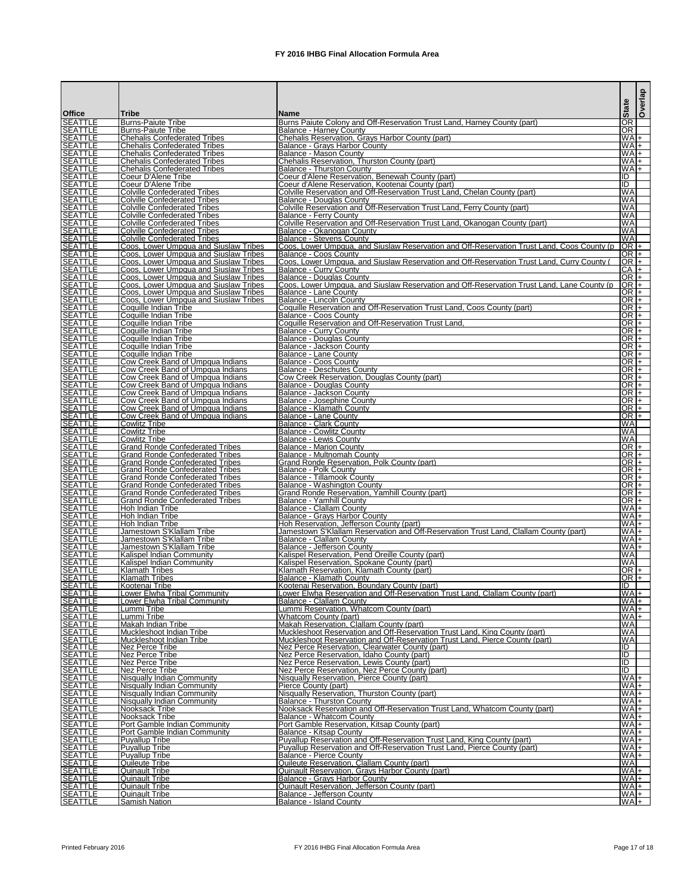# FY 2016 IHBG Final Allocation Formula Area

| Office | Tribe | Name | State | Overlap |
|---|---|---|---|---|
| SEATTLE | Burns-Paiute Tribe | Burns Paiute Colony and Off-Reservation Trust Land, Harney County (part) | OR | |
| SEATTLE | Burns-Paiute Tribe | Balance - Harney County | OR | |
| SEATTLE | Chehalis Confederated Tribes | Chehalis Reservation, Grays Harbor County (part) | WA | + |
| SEATTLE | Chehalis Confederated Tribes | Balance - Grays Harbor County | WA | + |
| SEATTLE | Chehalis Confederated Tribes | Balance - Mason County | WA | + |
| SEATTLE | Chehalis Confederated Tribes | Chehalis Reservation, Thurston County (part) | WA | + |
| SEATTLE | Chehalis Confederated Tribes | Balance - Thurston County | WA | + |
| SEATTLE | Coeur D'Alene Tribe | Coeur d'Alene Reservation, Benewah County (part) | ID | |
| SEATTLE | Coeur D'Alene Tribe | Coeur d'Alene Reservation, Kootenai County (part) | ID | |
| SEATTLE | Colville Confederated Tribes | Colville Reservation and Off-Reservation Trust Land, Chelan County (part) | WA | |
| SEATTLE | Colville Confederated Tribes | Balance - Douglas County | WA | |
| SEATTLE | Colville Confederated Tribes | Colville Reservation and Off-Reservation Trust Land, Ferry County (part) | WA | |
| SEATTLE | Colville Confederated Tribes | Balance - Ferry County | WA | |
| SEATTLE | Colville Confederated Tribes | Colville Reservation and Off-Reservation Trust Land, Okanogan County (part) | WA | |
| SEATTLE | Colville Confederated Tribes | Balance - Okanogan County | WA | |
| SEATTLE | Colville Confederated Tribes | Balance - Stevens County | WA | |
| SEATTLE | Coos, Lower Umpqua and Siuslaw Tribes | Coos, Lower Umpqua, and Siuslaw Reservation and Off-Reservation Trust Land, Coos County (p | OR | + |
| SEATTLE | Coos, Lower Umpqua and Siuslaw Tribes | Balance - Coos County | OR | + |
| SEATTLE | Coos, Lower Umpqua and Siuslaw Tribes | Coos, Lower Umpqua, and Siuslaw Reservation and Off-Reservation Trust Land, Curry County ( | OR | + |
| SEATTLE | Coos, Lower Umpqua and Siuslaw Tribes | Balance - Curry County | CA | + |
| SEATTLE | Coos, Lower Umpqua and Siuslaw Tribes | Balance - Douglas County | OR | + |
| SEATTLE | Coos, Lower Umpqua and Siuslaw Tribes | Coos, Lower Umpqua, and Siuslaw Reservation and Off-Reservation Trust Land, Lane County (p | OR | + |
| SEATTLE | Coos, Lower Umpqua and Siuslaw Tribes | Balance - Lane County | OR | + |
| SEATTLE | Coos, Lower Umpqua and Siuslaw Tribes | Balance - Lincoln County | OR | + |
| SEATTLE | Coquille Indian Tribe | Coquille Reservation and Off-Reservation Trust Land, Coos County (part) | OR | + |
| SEATTLE | Coquille Indian Tribe | Balance - Coos County | OR | + |
| SEATTLE | Coquille Indian Tribe | Coquille Reservation and Off-Reservation Trust Land, | OR | + |
| SEATTLE | Coquille Indian Tribe | Balance - Curry County | OR | + |
| SEATTLE | Coquille Indian Tribe | Balance - Douglas County | OR | + |
| SEATTLE | Coquille Indian Tribe | Balance - Jackson County | OR | + |
| SEATTLE | Coquille Indian Tribe | Balance - Lane County | OR | + |
| SEATTLE | Cow Creek Band of Umpqua Indians | Balance - Coos County | OR | + |
| SEATTLE | Cow Creek Band of Umpqua Indians | Balance - Deschutes County | OR | + |
| SEATTLE | Cow Creek Band of Umpqua Indians | Cow Creek Reservation, Douglas County (part) | OR | + |
| SEATTLE | Cow Creek Band of Umpqua Indians | Balance - Douglas County | OR | + |
| SEATTLE | Cow Creek Band of Umpqua Indians | Balance - Jackson County | OR | + |
| SEATTLE | Cow Creek Band of Umpqua Indians | Balance - Josephine County | OR | + |
| SEATTLE | Cow Creek Band of Umpqua Indians | Balance - Klamath County | OR | + |
| SEATTLE | Cow Creek Band of Umpqua Indians | Balance - Lane County | OR | + |
| SEATTLE | Cowlitz Tribe | Balance - Clark County | WA | |
| SEATTLE | Cowlitz Tribe | Balance - Cowlitz County | WA | |
| SEATTLE | Cowlitz Tribe | Balance - Lewis County | WA | |
| SEATTLE | Grand Ronde Confederated Tribes | Balance - Marion County | OR | + |
| SEATTLE | Grand Ronde Confederated Tribes | Balance - Multnomah County | OR | + |
| SEATTLE | Grand Ronde Confederated Tribes | Grand Ronde Reservation, Polk County (part) | OR | + |
| SEATTLE | Grand Ronde Confederated Tribes | Balance - Polk County | OR | + |
| SEATTLE | Grand Ronde Confederated Tribes | Balance - Tillamook County | OR | + |
| SEATTLE | Grand Ronde Confederated Tribes | Balance - Washington County | OR | + |
| SEATTLE | Grand Ronde Confederated Tribes | Grand Ronde Reservation, Yamhill County (part) | OR | + |
| SEATTLE | Grand Ronde Confederated Tribes | Balance - Yamhill County | OR | + |
| SEATTLE | Hoh Indian Tribe | Balance - Clallam County | WA | + |
| SEATTLE | Hoh Indian Tribe | Balance - Grays Harbor County | WA | + |
| SEATTLE | Hoh Indian Tribe | Hoh Reservation, Jefferson County (part) | WA | + |
| SEATTLE | Jamestown S'Klallam Tribe | Jamestown S'Klallam Reservation and Off-Reservation Trust Land, Clallam County (part) | WA | + |
| SEATTLE | Jamestown S'Klallam Tribe | Balance - Clallam County | WA | + |
| SEATTLE | Jamestown S'Klallam Tribe | Balance - Jefferson County | WA | + |
| SEATTLE | Kalispel Indian Community | Kalispel Reservation, Pend Oreille County (part) | WA | |
| SEATTLE | Kalispel Indian Community | Kalispel Reservation, Spokane County (part) | WA | |
| SEATTLE | Klamath Tribes | Klamath Reservation, Klamath County (part) | OR | + |
| SEATTLE | Klamath Tribes | Balance - Klamath County | OR | + |
| SEATTLE | Kootenai Tribe | Kootenai Reservation, Boundary County (part) | ID | |
| SEATTLE | Lower Elwha Tribal Community | Lower Elwha Reservation and Off-Reservation Trust Land, Clallam County (part) | WA | + |
| SEATTLE | Lower Elwha Tribal Community | Balance - Clallam County | WA | + |
| SEATTLE | Lummi Tribe | Lummi Reservation, Whatcom County (part) | WA | + |
| SEATTLE | Lummi Tribe | Whatcom County (part) | WA | + |
| SEATTLE | Makah Indian Tribe | Makah Reservation, Clallam County (part) | WA | |
| SEATTLE | Muckleshoot Indian Tribe | Muckleshoot Reservation and Off-Reservation Trust Land, King County (part) | WA | |
| SEATTLE | Muckleshoot Indian Tribe | Muckleshoot Reservation and Off-Reservation Trust Land, Pierce County (part) | WA | |
| SEATTLE | Nez Perce Tribe | Nez Perce Reservation, Clearwater County (part) | ID | |
| SEATTLE | Nez Perce Tribe | Nez Perce Reservation, Idaho County (part) | ID | |
| SEATTLE | Nez Perce Tribe | Nez Perce Reservation, Lewis County (part) | ID | |
| SEATTLE | Nez Perce Tribe | Nez Perce Reservation, Nez Perce County (part) | ID | |
| SEATTLE | Nisqually Indian Community | Nisqually Reservation, Pierce County (part) | WA | + |
| SEATTLE | Nisqually Indian Community | Pierce County (part) | WA | + |
| SEATTLE | Nisqually Indian Community | Nisqually Reservation, Thurston County (part) | WA | + |
| SEATTLE | Nisqually Indian Community | Balance - Thurston County | WA | + |
| SEATTLE | Nooksack Tribe | Nooksack Reservation and Off-Reservation Trust Land, Whatcom County (part) | WA | + |
| SEATTLE | Nooksack Tribe | Balance - Whatcom County | WA | + |
| SEATTLE | Port Gamble Indian Community | Port Gamble Reservation, Kitsap County (part) | WA | + |
| SEATTLE | Port Gamble Indian Community | Balance - Kitsap County | WA | + |
| SEATTLE | Puyallup Tribe | Puyallup Reservation and Off-Reservation Trust Land, King County (part) | WA | + |
| SEATTLE | Puyallup Tribe | Puyallup Reservation and Off-Reservation Trust Land, Pierce County (part) | WA | + |
| SEATTLE | Puyallup Tribe | Balance - Pierce County | WA | + |
| SEATTLE | Quileute Tribe | Quileute Reservation, Clallam County (part) | WA | |
| SEATTLE | Quinault Tribe | Quinault Reservation, Grays Harbor County (part) | WA | + |
| SEATTLE | Quinault Tribe | Balance - Grays Harbor County | WA | + |
| SEATTLE | Quinault Tribe | Quinault Reservation, Jefferson County (part) | WA | + |
| SEATTLE | Quinault Tribe | Balance - Jefferson County | WA | + |
| SEATTLE | Samish Nation | Balance - Island County | WA | + |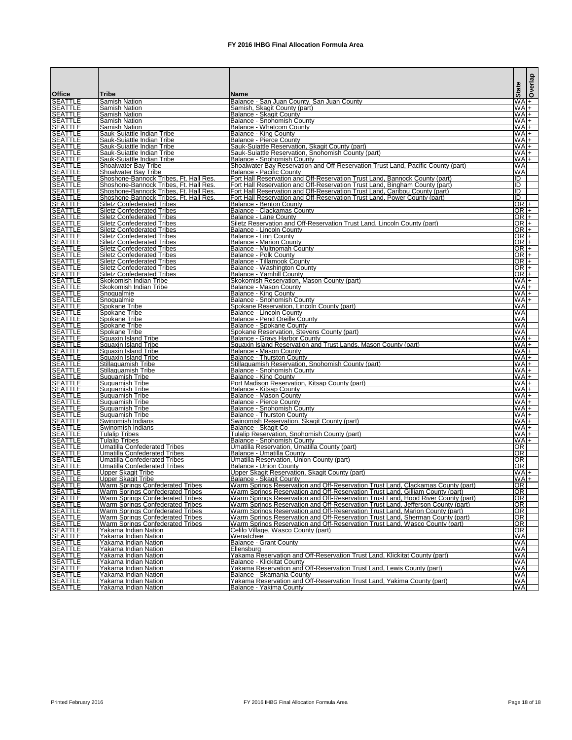# FY 2016 IHBG Final Allocation Formula Area

| Office | Tribe | Name | State | Overlap |
|---|---|---|---|---|
| SEATTLE | Samish Nation | Balance - San Juan County, San Juan County | WA | + |
| SEATTLE | Samish Nation | Samish, Skagit County (part) | WA | + |
| SEATTLE | Samish Nation | Balance - Skagit County | WA | + |
| SEATTLE | Samish Nation | Balance - Snohomish County | WA | + |
| SEATTLE | Samish Nation | Balance - Whatcom County | WA | + |
| SEATTLE | Sauk-Suiattle Indian Tribe | Balance - King County | WA | + |
| SEATTLE | Sauk-Suiattle Indian Tribe | Balance - Pierce County | WA | + |
| SEATTLE | Sauk-Suiattle Indian Tribe | Sauk-Suiattle Reservation, Skagit County (part) | WA | + |
| SEATTLE | Sauk-Suiattle Indian Tribe | Sauk-Suiattle Reservation, Snohomish County (part) | WA | + |
| SEATTLE | Sauk-Suiattle Indian Tribe | Balance - Snohomish County | WA | + |
| SEATTLE | Shoalwater Bay Tribe | Shoalwater Bay Reservation and Off-Reservation Trust Land, Pacific County (part) | WA | |
| SEATTLE | Shoalwater Bay Tribe | Balance - Pacific County | WA | |
| SEATTLE | Shoshone-Bannock Tribes, Ft. Hall Res. | Fort Hall Reservation and Off-Reservation Trust Land, Bannock County (part) | ID | |
| SEATTLE | Shoshone-Bannock Tribes, Ft. Hall Res. | Fort Hall Reservation and Off-Reservation Trust Land, Bingham County (part) | ID | |
| SEATTLE | Shoshone-Bannock Tribes, Ft. Hall Res. | Fort Hall Reservation and Off-Reservation Trust Land, Caribou County (part) | ID | |
| SEATTLE | Shoshone-Bannock Tribes, Ft. Hall Res. | Fort Hall Reservation and Off-Reservation Trust Land, Power County (part) | ID | |
| SEATTLE | Siletz Confederated Tribes | Balance - Benton County | OR | + |
| SEATTLE | Siletz Confederated Tribes | Balance - Clackamas County | OR | + |
| SEATTLE | Siletz Confederated Tribes | Balance - Lane County | OR | + |
| SEATTLE | Siletz Confederated Tribes | Siletz Reservation and Off-Reservation Trust Land, Lincoln County (part) | OR | + |
| SEATTLE | Siletz Confederated Tribes | Balance - Lincoln County | OR | + |
| SEATTLE | Siletz Confederated Tribes | Balance - Linn County | OR | + |
| SEATTLE | Siletz Confederated Tribes | Balance - Marion County | OR | + |
| SEATTLE | Siletz Confederated Tribes | Balance - Multnomah County | OR | + |
| SEATTLE | Siletz Confederated Tribes | Balance - Polk County | OR | + |
| SEATTLE | Siletz Confederated Tribes | Balance - Tillamook County | OR | + |
| SEATTLE | Siletz Confederated Tribes | Balance - Washington County | OR | + |
| SEATTLE | Siletz Confederated Tribes | Balance - Yamhill County | OR | + |
| SEATTLE | Skokomish Indian Tribe | Skokomish Reservation, Mason County (part) | WA | + |
| SEATTLE | Skokomish Indian Tribe | Balance - Mason County | WA | + |
| SEATTLE | Snoqualmie | Balance - King County | WA | + |
| SEATTLE | Snoqualmie | Balance - Snohomish County | WA | + |
| SEATTLE | Spokane Tribe | Spokane Reservation, Lincoln County (part) | WA | |
| SEATTLE | Spokane Tribe | Balance - Lincoln County | WA | |
| SEATTLE | Spokane Tribe | Balance - Pend Oreille County | WA | |
| SEATTLE | Spokane Tribe | Balance - Spokane County | WA | |
| SEATTLE | Spokane Tribe | Spokane Reservation, Stevens County (part) | WA | |
| SEATTLE | Squaxin Island Tribe | Balance - Grays Harbor County | WA | + |
| SEATTLE | Squaxin Island Tribe | Squaxin Island Reservation and Trust Lands, Mason County (part) | WA | + |
| SEATTLE | Squaxin Island Tribe | Balance - Mason County | WA | + |
| SEATTLE | Squaxin Island Tribe | Balance - Thurston County | WA | + |
| SEATTLE | Stillaguamish Tribe | Stillaguamish Reservation, Snohomish County (part) | WA | + |
| SEATTLE | Stillaguamish Tribe | Balance - Snohomish County | WA | + |
| SEATTLE | Suquamish Tribe | Balance - King County | WA | + |
| SEATTLE | Suquamish Tribe | Port Madison Reservation, Kitsap County (part) | WA | + |
| SEATTLE | Suquamish Tribe | Balance - Kitsap County | WA | + |
| SEATTLE | Suquamish Tribe | Balance - Mason County | WA | + |
| SEATTLE | Suquamish Tribe | Balance - Pierce County | WA | + |
| SEATTLE | Suquamish Tribe | Balance - Snohomish County | WA | + |
| SEATTLE | Suquamish Tribe | Balance - Thurston County | WA | + |
| SEATTLE | Swinomish Indians | Swinomish Reservation, Skagit County (part) | WA | + |
| SEATTLE | Swinomish Indians | Balance - Skagit Co | WA | + |
| SEATTLE | Tulalip Tribes | Tulalip Reservation, Snohomish County (part) | WA | + |
| SEATTLE | Tulalip Tribes | Balance - Snohomish County | WA | + |
| SEATTLE | Umatilla Confederated Tribes | Umatilla Reservation, Umatilla County (part) | OR | |
| SEATTLE | Umatilla Confederated Tribes | Balance - Umatilla County | OR | |
| SEATTLE | Umatilla Confederated Tribes | Umatilla Reservation, Union County (part) | OR | |
| SEATTLE | Umatilla Confederated Tribes | Balance - Union County | OR | |
| SEATTLE | Upper Skagit Tribe | Upper Skagit Reservation, Skagit County (part) | WA | + |
| SEATTLE | Upper Skagit Tribe | Balance - Skagit County | WA | + |
| SEATTLE | Warm Springs Confederated Tribes | Warm Springs Reservation and Off-Reservation Trust Land, Clackamas County (part) | OR | |
| SEATTLE | Warm Springs Confederated Tribes | Warm Springs Reservation and Off-Reservation Trust Land, Gilliam County (part) | OR | |
| SEATTLE | Warm Springs Confederated Tribes | Warm Springs Reservation and Off-Reservation Trust Land, Hood River County (part) | OR | |
| SEATTLE | Warm Springs Confederated Tribes | Warm Springs Reservation and Off-Reservation Trust Land, Jefferson County (part) | OR | |
| SEATTLE | Warm Springs Confederated Tribes | Warm Springs Reservation and Off-Reservation Trust Land, Marion County (part) | OR | |
| SEATTLE | Warm Springs Confederated Tribes | Warm Springs Reservation and Off-Reservation Trust Land, Sherman County (part) | OR | |
| SEATTLE | Warm Springs Confederated Tribes | Warm Springs Reservation and Off-Reservation Trust Land, Wasco County (part) | OR | |
| SEATTLE | Yakama Indian Nation | Celilo Village, Wasco County (part) | OR | |
| SEATTLE | Yakama Indian Nation | Wenatchee | WA | |
| SEATTLE | Yakama Indian Nation | Balance - Grant County | WA | |
| SEATTLE | Yakama Indian Nation | Ellensburg | WA | |
| SEATTLE | Yakama Indian Nation | Yakama Reservation and Off-Reservation Trust Land, Klickitat County (part) | WA | |
| SEATTLE | Yakama Indian Nation | Balance - Klickitat County | WA | |
| SEATTLE | Yakama Indian Nation | Yakama Reservation and Off-Reservation Trust Land, Lewis County (part) | WA | |
| SEATTLE | Yakama Indian Nation | Balance - Skamania County | WA | |
| SEATTLE | Yakama Indian Nation | Yakama Reservation and Off-Reservation Trust Land, Yakima County (part) | WA | |
| SEATTLE | Yakama Indian Nation | Balance - Yakima County | WA | |